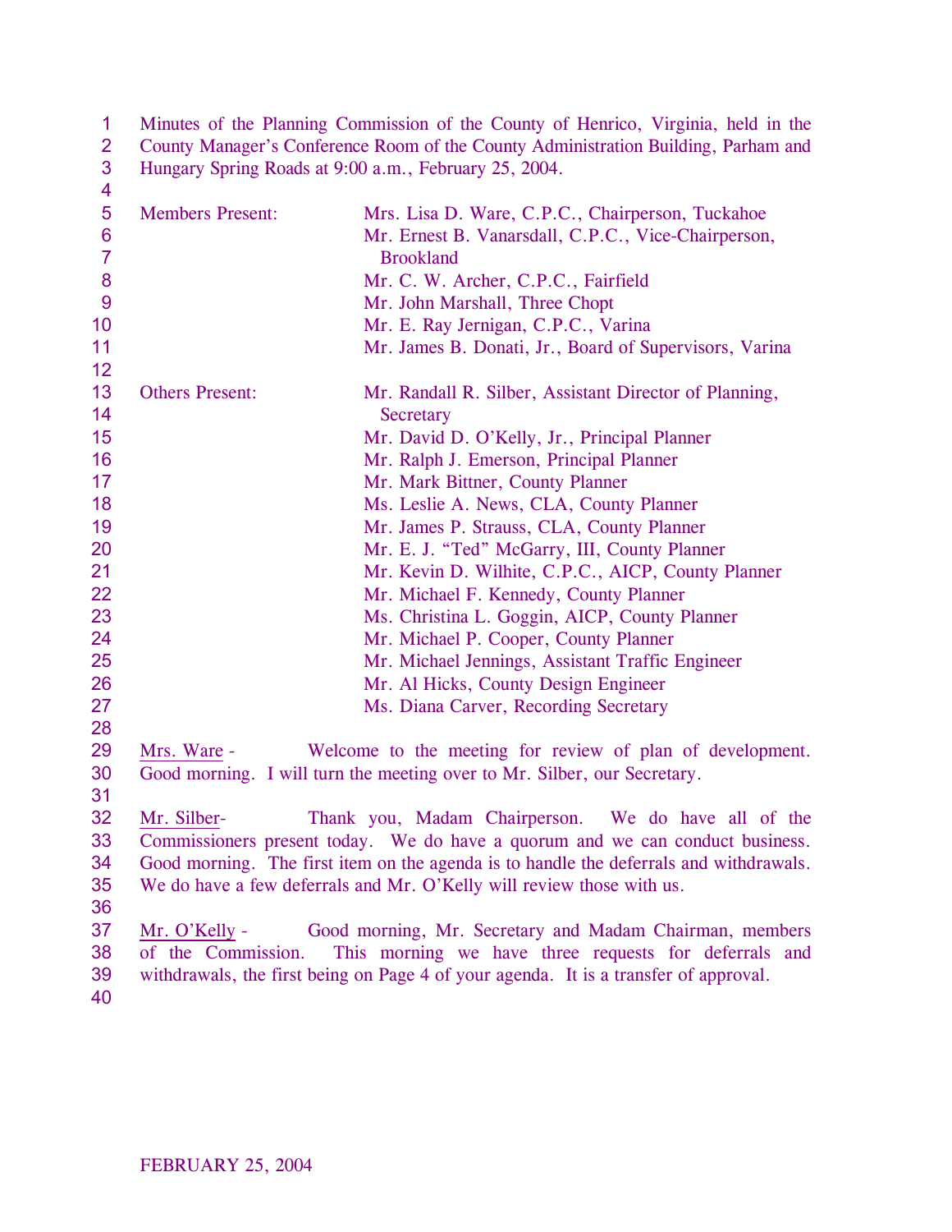Minutes of the Planning Commission of the County of Henrico, Virginia, held in the County Manager's Conference Room of the County Administration Building, Parham and Hungary Spring Roads at 9:00 a.m., February 25, 2004.

| | |
|---|---|
| Members Present: | Mrs. Lisa D. Ware, C.P.C., Chairperson, Tuckahoe |
| | Mr. Ernest B. Vanarsdall, C.P.C., Vice-Chairperson, Brookland |
| | Mr. C. W. Archer, C.P.C., Fairfield |
| | Mr. John Marshall, Three Chopt |
| | Mr. E. Ray Jernigan, C.P.C., Varina |
| | Mr. James B. Donati, Jr., Board of Supervisors, Varina |
| Others Present: | Mr. Randall R. Silber, Assistant Director of Planning, Secretary |
| | Mr. David D. O'Kelly, Jr., Principal Planner |
| | Mr. Ralph J. Emerson, Principal Planner |
| | Mr. Mark Bittner, County Planner |
| | Ms. Leslie A. News, CLA, County Planner |
| | Mr. James P. Strauss, CLA, County Planner |
| | Mr. E. J. "Ted" McGarry, III, County Planner |
| | Mr. Kevin D. Wilhite, C.P.C., AICP, County Planner |
| | Mr. Michael F. Kennedy, County Planner |
| | Ms. Christina L. Goggin, AICP, County Planner |
| | Mr. Michael P. Cooper, County Planner |
| | Mr. Michael Jennings, Assistant Traffic Engineer |
| | Mr. Al Hicks, County Design Engineer |
| | Ms. Diana Carver, Recording Secretary |

Mrs. Ware - Welcome to the meeting for review of plan of development. Good morning. I will turn the meeting over to Mr. Silber, our Secretary.

Mr. Silber- Thank you, Madam Chairperson. We do have all of the Commissioners present today. We do have a quorum and we can conduct business. Good morning. The first item on the agenda is to handle the deferrals and withdrawals. We do have a few deferrals and Mr. O'Kelly will review those with us.

Mr. O'Kelly - Good morning, Mr. Secretary and Madam Chairman, members of the Commission. This morning we have three requests for deferrals and withdrawals, the first being on Page 4 of your agenda. It is a transfer of approval.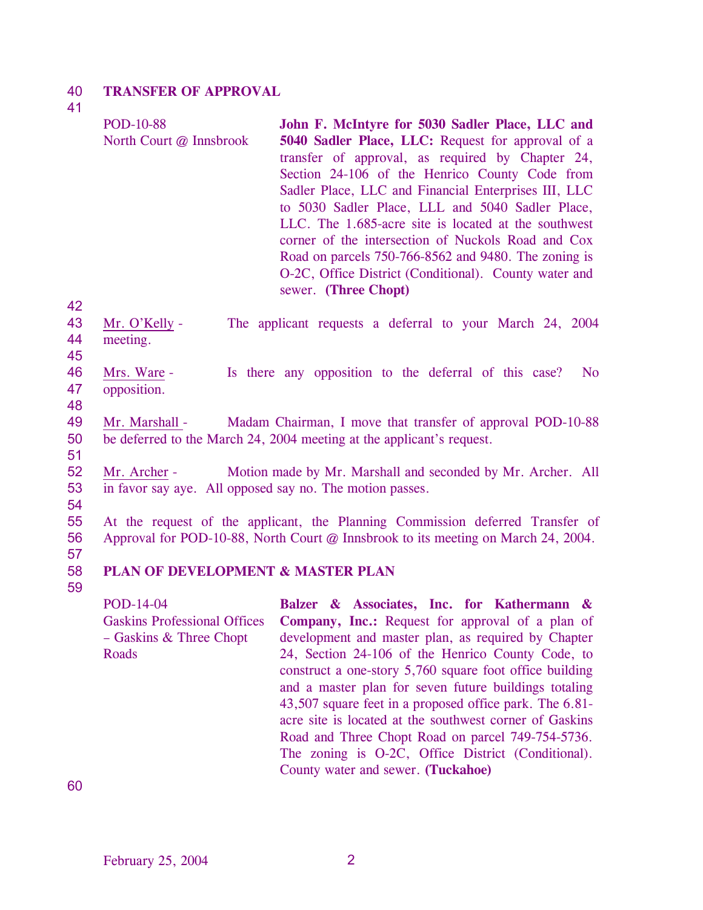## TRANSFER OF APPROVAL

POD-10-88
North Court @ Innsbrook

**John F. McIntyre for 5030 Sadler Place, LLC and 5040 Sadler Place, LLC:** Request for approval of a transfer of approval, as required by Chapter 24, Section 24-106 of the Henrico County Code from Sadler Place, LLC and Financial Enterprises III, LLC to 5030 Sadler Place, LLL and 5040 Sadler Place, LLC. The 1.685-acre site is located at the southwest corner of the intersection of Nuckols Road and Cox Road on parcels 750-766-8562 and 9480. The zoning is O-2C, Office District (Conditional). County water and sewer. **(Three Chopt)**

Mr. O'Kelly - The applicant requests a deferral to your March 24, 2004 meeting.

Mrs. Ware - Is there any opposition to the deferral of this case? No opposition.

Mr. Marshall - Madam Chairman, I move that transfer of approval POD-10-88 be deferred to the March 24, 2004 meeting at the applicant's request.

Mr. Archer - Motion made by Mr. Marshall and seconded by Mr. Archer. All in favor say aye. All opposed say no. The motion passes.

At the request of the applicant, the Planning Commission deferred Transfer of Approval for POD-10-88, North Court @ Innsbrook to its meeting on March 24, 2004.

## PLAN OF DEVELOPMENT & MASTER PLAN

POD-14-04
Gaskins Professional Offices – Gaskins & Three Chopt Roads

**Balzer & Associates, Inc. for Kathermann & Company, Inc.:** Request for approval of a plan of development and master plan, as required by Chapter 24, Section 24-106 of the Henrico County Code, to construct a one-story 5,760 square foot office building and a master plan for seven future buildings totaling 43,507 square feet in a proposed office park. The 6.81-acre site is located at the southwest corner of Gaskins Road and Three Chopt Road on parcel 749-754-5736. The zoning is O-2C, Office District (Conditional). County water and sewer. **(Tuckahoe)**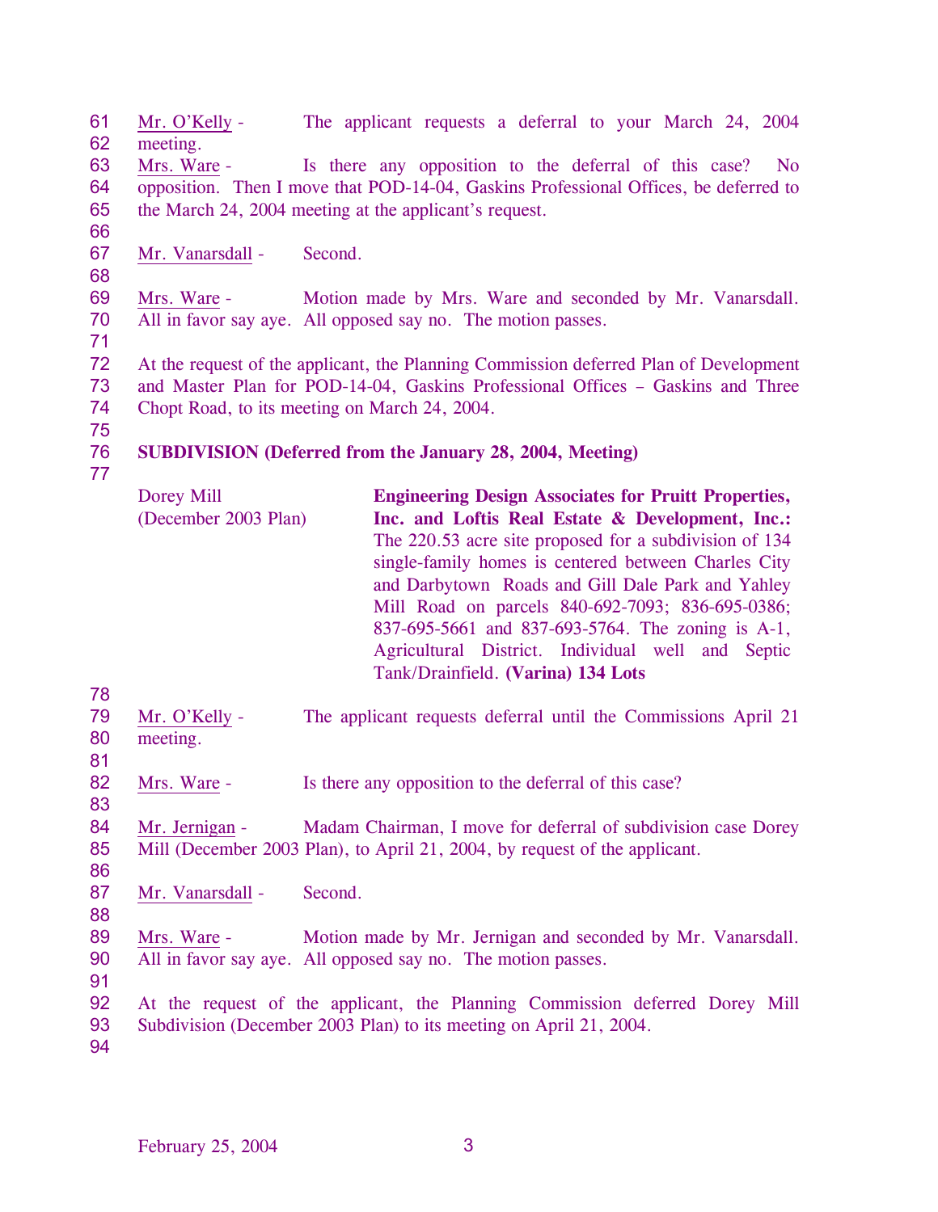Mr. O'Kelly - The applicant requests a deferral to your March 24, 2004 meeting.

Mrs. Ware - Is there any opposition to the deferral of this case? No opposition. Then I move that POD-14-04, Gaskins Professional Offices, be deferred to the March 24, 2004 meeting at the applicant's request.

Mr. Vanarsdall - Second.

Mrs. Ware - Motion made by Mrs. Ware and seconded by Mr. Vanarsdall. All in favor say aye. All opposed say no. The motion passes.

At the request of the applicant, the Planning Commission deferred Plan of Development and Master Plan for POD-14-04, Gaskins Professional Offices – Gaskins and Three Chopt Road, to its meeting on March 24, 2004.

**SUBDIVISION (Deferred from the January 28, 2004, Meeting)**

| | |
|---|---|
| Dorey Mill (December 2003 Plan) | **Engineering Design Associates for Pruitt Properties, Inc. and Loftis Real Estate & Development, Inc.:** The 220.53 acre site proposed for a subdivision of 134 single-family homes is centered between Charles City and Darbytown Roads and Gill Dale Park and Yahley Mill Road on parcels 840-692-7093; 836-695-0386; 837-695-5661 and 837-693-5764. The zoning is A-1, Agricultural District. Individual well and Septic Tank/Drainfield. **(Varina) 134 Lots** |

Mr. O'Kelly - The applicant requests deferral until the Commissions April 21 meeting.

Mrs. Ware - Is there any opposition to the deferral of this case?

Mr. Jernigan - Madam Chairman, I move for deferral of subdivision case Dorey Mill (December 2003 Plan), to April 21, 2004, by request of the applicant.

Mr. Vanarsdall - Second.

Mrs. Ware - Motion made by Mr. Jernigan and seconded by Mr. Vanarsdall. All in favor say aye. All opposed say no. The motion passes.

At the request of the applicant, the Planning Commission deferred Dorey Mill Subdivision (December 2003 Plan) to its meeting on April 21, 2004.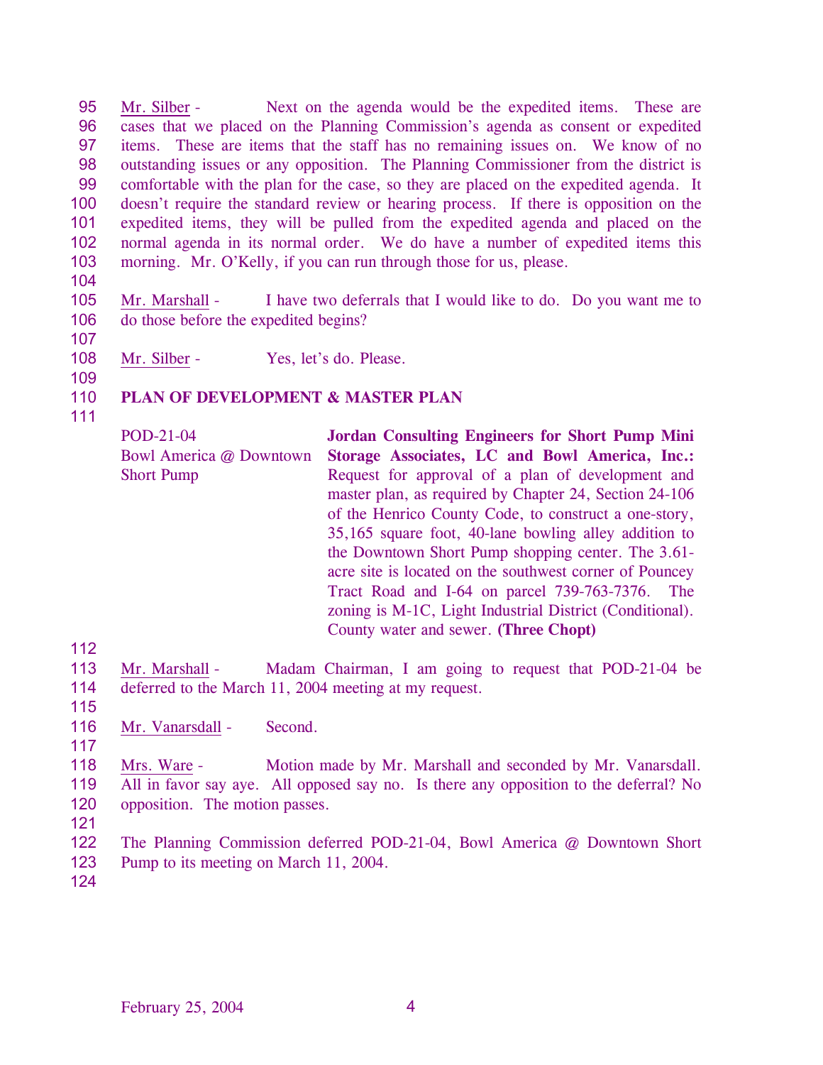Mr. Silber - Next on the agenda would be the expedited items. These are cases that we placed on the Planning Commission's agenda as consent or expedited items. These are items that the staff has no remaining issues on. We know of no outstanding issues or any opposition. The Planning Commissioner from the district is comfortable with the plan for the case, so they are placed on the expedited agenda. It doesn't require the standard review or hearing process. If there is opposition on the expedited items, they will be pulled from the expedited agenda and placed on the normal agenda in its normal order. We do have a number of expedited items this morning. Mr. O'Kelly, if you can run through those for us, please.

Mr. Marshall - I have two deferrals that I would like to do. Do you want me to do those before the expedited begins?

Mr. Silber - Yes, let's do. Please.

**PLAN OF DEVELOPMENT & MASTER PLAN**

| | |
|---|---|
| POD-21-04<br>Bowl America @ Downtown Short Pump | **Jordan Consulting Engineers for Short Pump Mini Storage Associates, LC and Bowl America, Inc.:** Request for approval of a plan of development and master plan, as required by Chapter 24, Section 24-106 of the Henrico County Code, to construct a one-story, 35,165 square foot, 40-lane bowling alley addition to the Downtown Short Pump shopping center. The 3.61-acre site is located on the southwest corner of Pouncey Tract Road and I-64 on parcel 739-763-7376. The zoning is M-1C, Light Industrial District (Conditional). County water and sewer. **(Three Chopt)** |

Mr. Marshall - Madam Chairman, I am going to request that POD-21-04 be deferred to the March 11, 2004 meeting at my request.

Mr. Vanarsdall - Second.

Mrs. Ware - Motion made by Mr. Marshall and seconded by Mr. Vanarsdall. All in favor say aye. All opposed say no. Is there any opposition to the deferral? No opposition. The motion passes.

The Planning Commission deferred POD-21-04, Bowl America @ Downtown Short Pump to its meeting on March 11, 2004.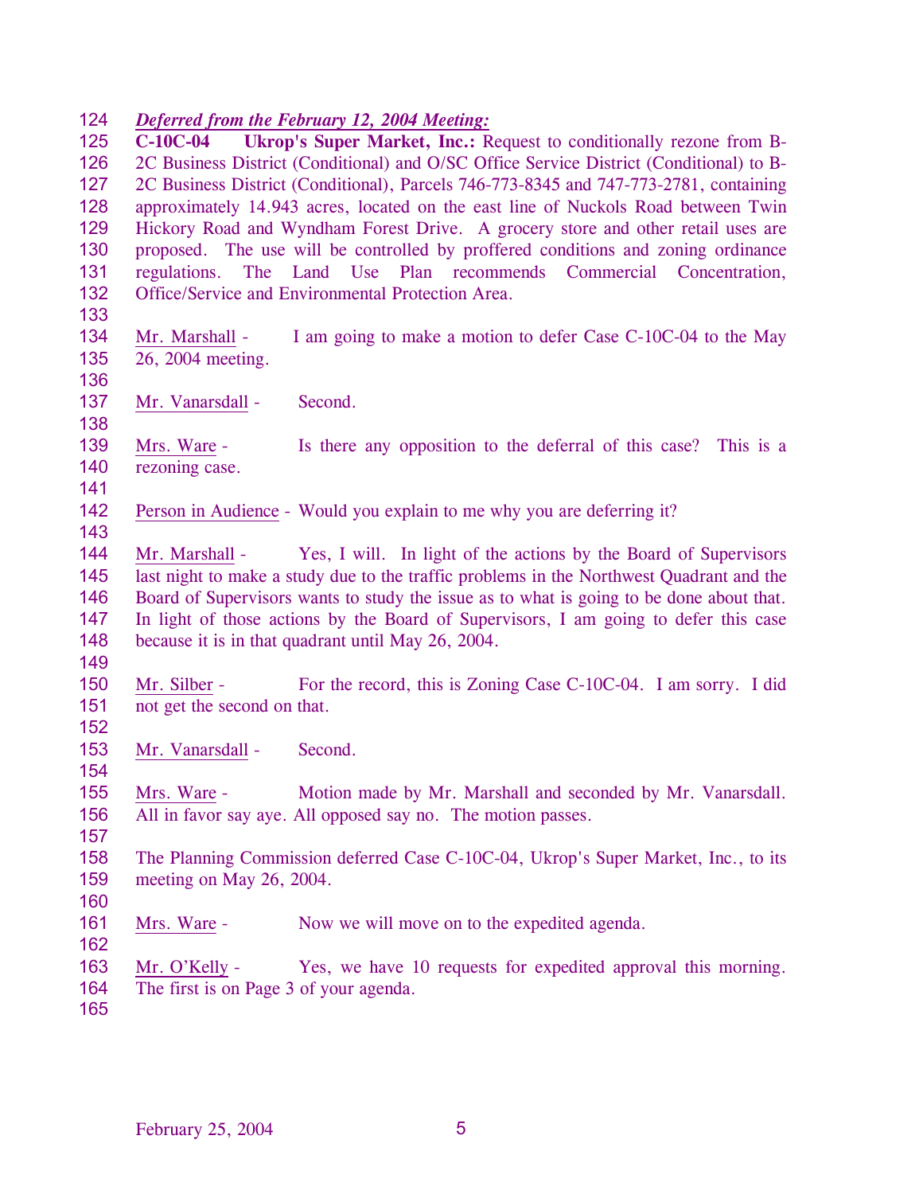***Deferred from the February 12, 2004 Meeting:***

**C-10C-04 Ukrop's Super Market, Inc.:** Request to conditionally rezone from B-2C Business District (Conditional) and O/SC Office Service District (Conditional) to B-2C Business District (Conditional), Parcels 746-773-8345 and 747-773-2781, containing approximately 14.943 acres, located on the east line of Nuckols Road between Twin Hickory Road and Wyndham Forest Drive. A grocery store and other retail uses are proposed. The use will be controlled by proffered conditions and zoning ordinance regulations. The Land Use Plan recommends Commercial Concentration, Office/Service and Environmental Protection Area.

Mr. Marshall - I am going to make a motion to defer Case C-10C-04 to the May 26, 2004 meeting.

Mr. Vanarsdall - Second.

Mrs. Ware - Is there any opposition to the deferral of this case? This is a rezoning case.

Person in Audience - Would you explain to me why you are deferring it?

Mr. Marshall - Yes, I will. In light of the actions by the Board of Supervisors last night to make a study due to the traffic problems in the Northwest Quadrant and the Board of Supervisors wants to study the issue as to what is going to be done about that. In light of those actions by the Board of Supervisors, I am going to defer this case because it is in that quadrant until May 26, 2004.

Mr. Silber - For the record, this is Zoning Case C-10C-04. I am sorry. I did not get the second on that.

Mr. Vanarsdall - Second.

Mrs. Ware - Motion made by Mr. Marshall and seconded by Mr. Vanarsdall. All in favor say aye. All opposed say no. The motion passes.

The Planning Commission deferred Case C-10C-04, Ukrop's Super Market, Inc., to its meeting on May 26, 2004.

Mrs. Ware - Now we will move on to the expedited agenda.

Mr. O'Kelly - Yes, we have 10 requests for expedited approval this morning. The first is on Page 3 of your agenda.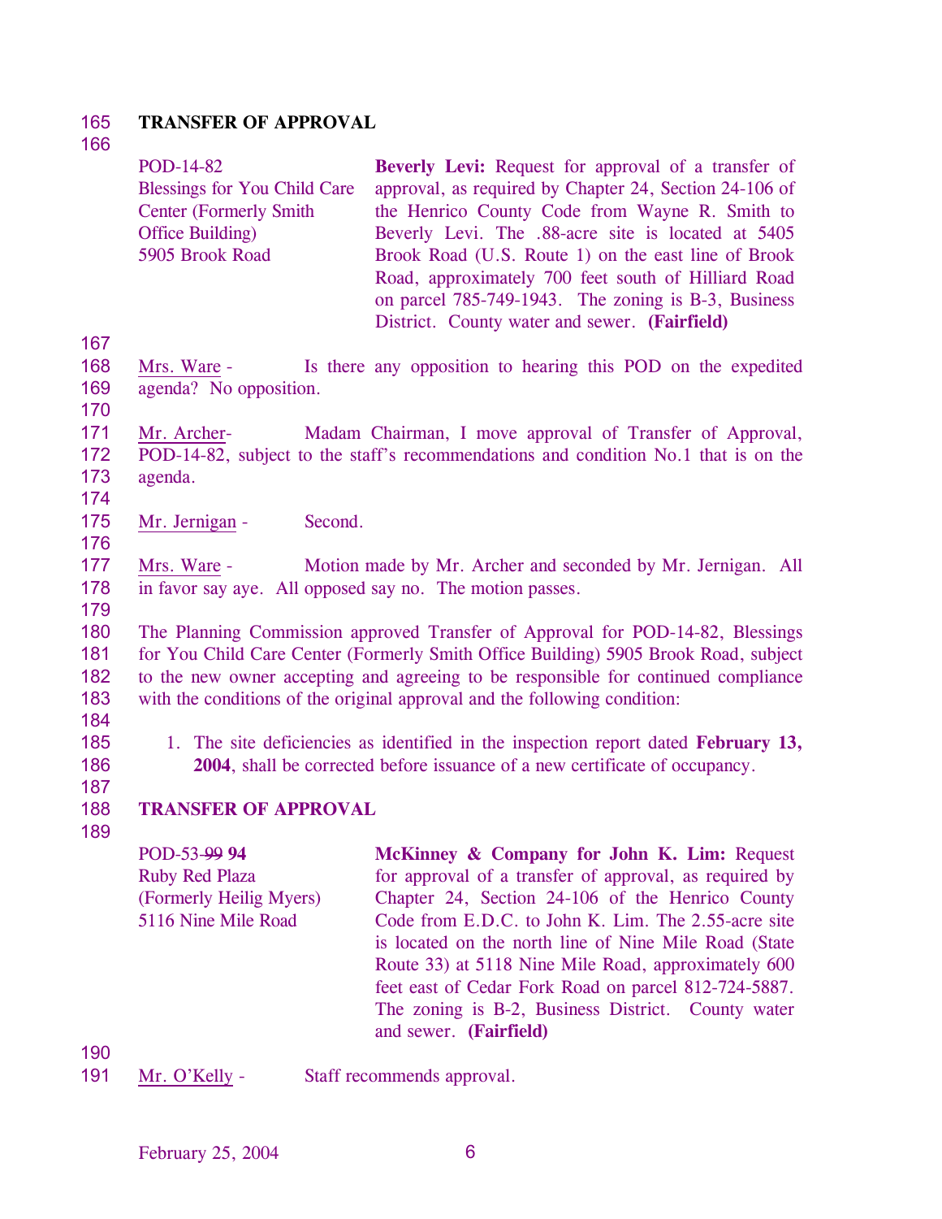**TRANSFER OF APPROVAL**

| | |
|---|---|
| POD-14-82<br>Blessings for You Child Care Center (Formerly Smith Office Building)<br>5905 Brook Road | **Beverly Levi:** Request for approval of a transfer of approval, as required by Chapter 24, Section 24-106 of the Henrico County Code from Wayne R. Smith to Beverly Levi. The .88-acre site is located at 5405 Brook Road (U.S. Route 1) on the east line of Brook Road, approximately 700 feet south of Hilliard Road on parcel 785-749-1943. The zoning is B-3, Business District. County water and sewer. **(Fairfield)** |

Mrs. Ware - Is there any opposition to hearing this POD on the expedited agenda? No opposition.

Mr. Archer- Madam Chairman, I move approval of Transfer of Approval, POD-14-82, subject to the staff's recommendations and condition No.1 that is on the agenda.

Mr. Jernigan - Second.

Mrs. Ware - Motion made by Mr. Archer and seconded by Mr. Jernigan. All in favor say aye. All opposed say no. The motion passes.

The Planning Commission approved Transfer of Approval for POD-14-82, Blessings for You Child Care Center (Formerly Smith Office Building) 5905 Brook Road, subject to the new owner accepting and agreeing to be responsible for continued compliance with the conditions of the original approval and the following condition:

1. The site deficiencies as identified in the inspection report dated **February 13, 2004**, shall be corrected before issuance of a new certificate of occupancy.

**TRANSFER OF APPROVAL**

| | |
|---|---|
| POD-53-~~99~~ **94**<br>Ruby Red Plaza (Formerly Heilig Myers)<br>5116 Nine Mile Road | **McKinney & Company for John K. Lim:** Request for approval of a transfer of approval, as required by Chapter 24, Section 24-106 of the Henrico County Code from E.D.C. to John K. Lim. The 2.55-acre site is located on the north line of Nine Mile Road (State Route 33) at 5118 Nine Mile Road, approximately 600 feet east of Cedar Fork Road on parcel 812-724-5887. The zoning is B-2, Business District. County water and sewer. **(Fairfield)** |

Mr. O'Kelly - Staff recommends approval.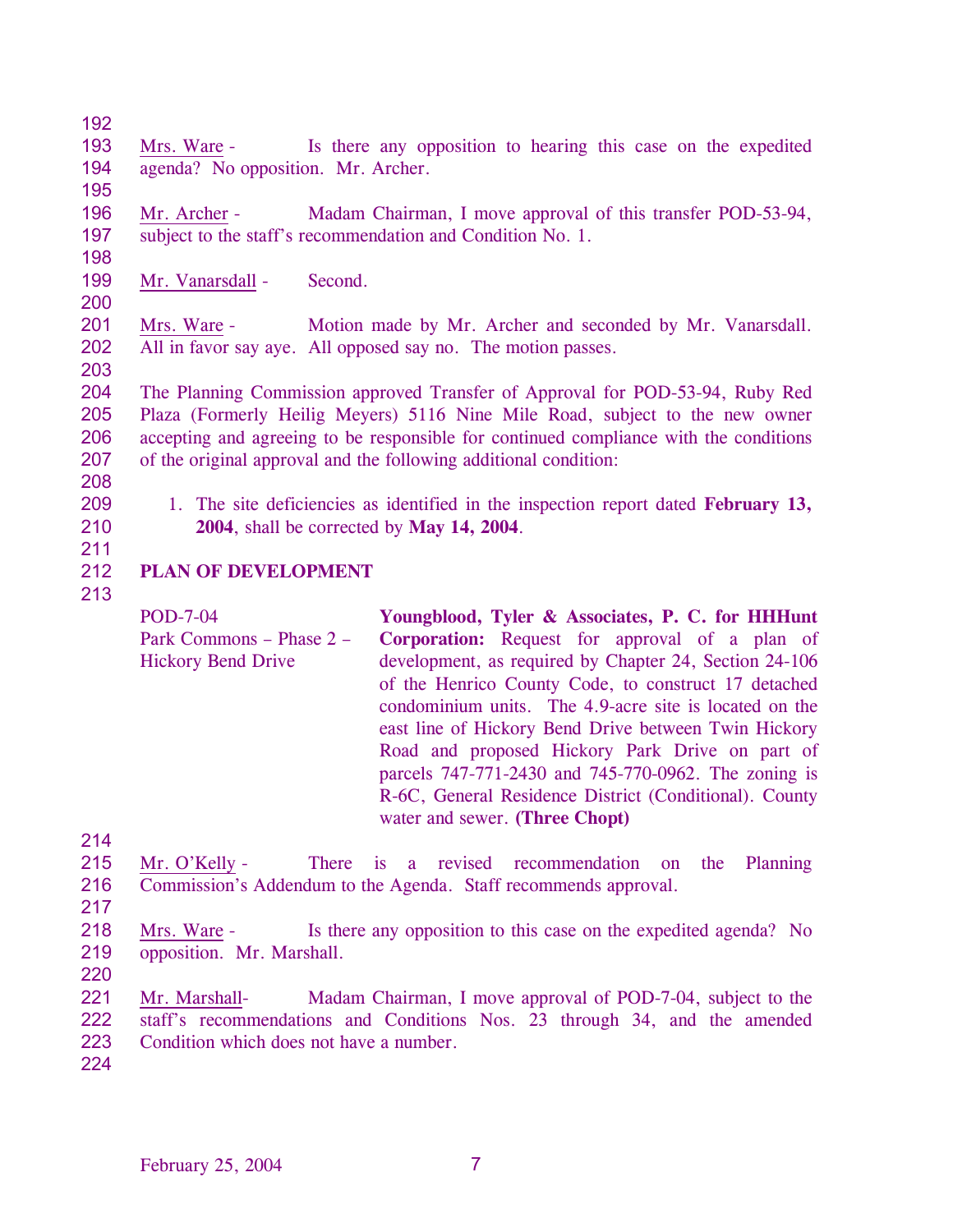Mrs. Ware - Is there any opposition to hearing this case on the expedited agenda? No opposition. Mr. Archer.

Mr. Archer - Madam Chairman, I move approval of this transfer POD-53-94, subject to the staff's recommendation and Condition No. 1.

Mr. Vanarsdall - Second.

Mrs. Ware - Motion made by Mr. Archer and seconded by Mr. Vanarsdall. All in favor say aye. All opposed say no. The motion passes.

The Planning Commission approved Transfer of Approval for POD-53-94, Ruby Red Plaza (Formerly Heilig Meyers) 5116 Nine Mile Road, subject to the new owner accepting and agreeing to be responsible for continued compliance with the conditions of the original approval and the following additional condition:

1. The site deficiencies as identified in the inspection report dated **February 13, 2004**, shall be corrected by **May 14, 2004**.

**PLAN OF DEVELOPMENT**

POD-7-04
Park Commons – Phase 2 – Hickory Bend Drive

**Youngblood, Tyler & Associates, P. C. for HHHunt Corporation:** Request for approval of a plan of development, as required by Chapter 24, Section 24-106 of the Henrico County Code, to construct 17 detached condominium units. The 4.9-acre site is located on the east line of Hickory Bend Drive between Twin Hickory Road and proposed Hickory Park Drive on part of parcels 747-771-2430 and 745-770-0962. The zoning is R-6C, General Residence District (Conditional). County water and sewer. **(Three Chopt)**

Mr. O'Kelly - There is a revised recommendation on the Planning Commission's Addendum to the Agenda. Staff recommends approval.

Mrs. Ware - Is there any opposition to this case on the expedited agenda? No opposition. Mr. Marshall.

Mr. Marshall- Madam Chairman, I move approval of POD-7-04, subject to the staff's recommendations and Conditions Nos. 23 through 34, and the amended Condition which does not have a number.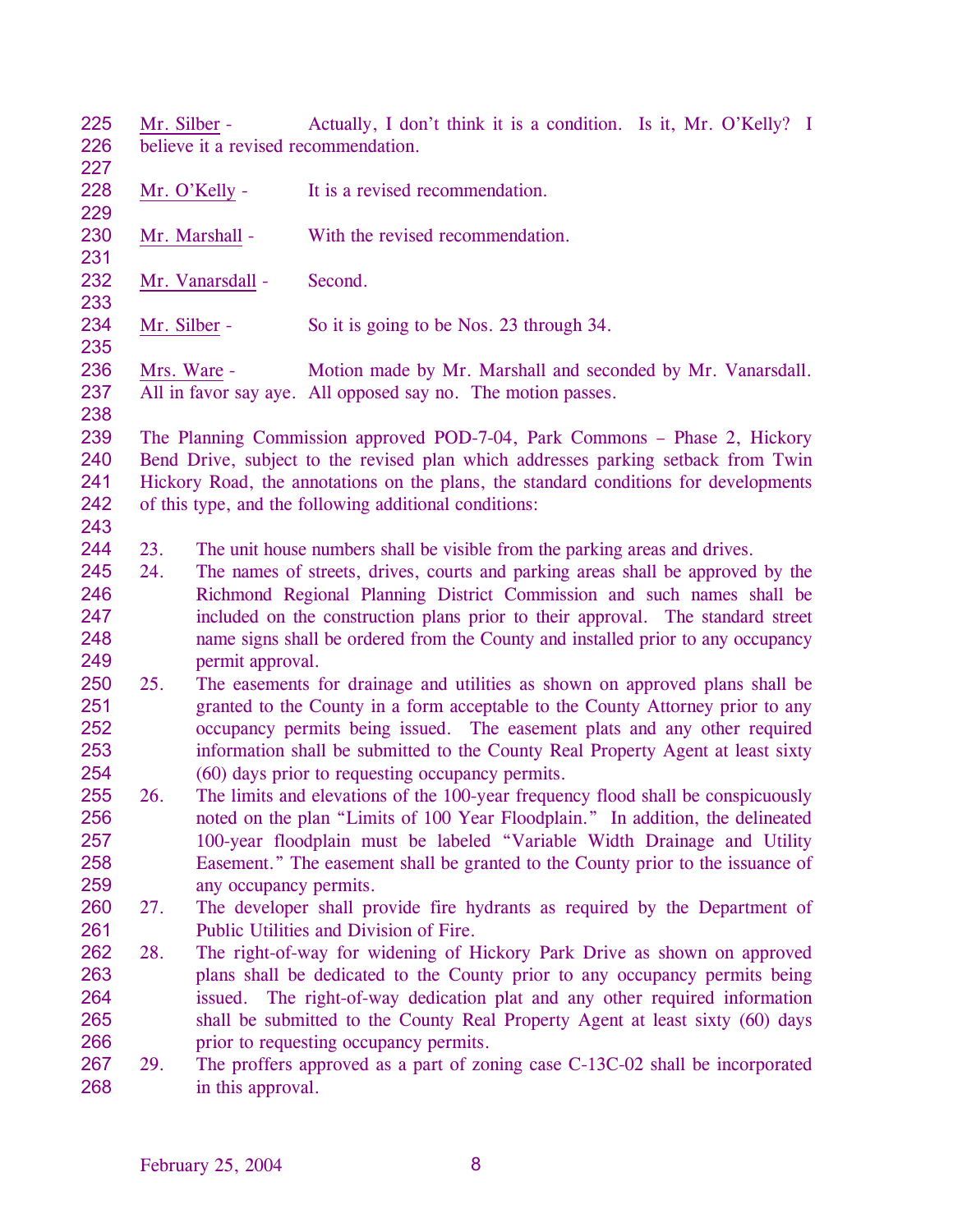Mr. Silber - Actually, I don't think it is a condition. Is it, Mr. O'Kelly? I believe it a revised recommendation.

Mr. O'Kelly - It is a revised recommendation.

Mr. Marshall - With the revised recommendation.

Mr. Vanarsdall - Second.

Mr. Silber - So it is going to be Nos. 23 through 34.

Mrs. Ware - Motion made by Mr. Marshall and seconded by Mr. Vanarsdall. All in favor say aye. All opposed say no. The motion passes.

The Planning Commission approved POD-7-04, Park Commons – Phase 2, Hickory Bend Drive, subject to the revised plan which addresses parking setback from Twin Hickory Road, the annotations on the plans, the standard conditions for developments of this type, and the following additional conditions:

23. The unit house numbers shall be visible from the parking areas and drives.
24. The names of streets, drives, courts and parking areas shall be approved by the Richmond Regional Planning District Commission and such names shall be included on the construction plans prior to their approval. The standard street name signs shall be ordered from the County and installed prior to any occupancy permit approval.
25. The easements for drainage and utilities as shown on approved plans shall be granted to the County in a form acceptable to the County Attorney prior to any occupancy permits being issued. The easement plats and any other required information shall be submitted to the County Real Property Agent at least sixty (60) days prior to requesting occupancy permits.
26. The limits and elevations of the 100-year frequency flood shall be conspicuously noted on the plan "Limits of 100 Year Floodplain." In addition, the delineated 100-year floodplain must be labeled "Variable Width Drainage and Utility Easement." The easement shall be granted to the County prior to the issuance of any occupancy permits.
27. The developer shall provide fire hydrants as required by the Department of Public Utilities and Division of Fire.
28. The right-of-way for widening of Hickory Park Drive as shown on approved plans shall be dedicated to the County prior to any occupancy permits being issued. The right-of-way dedication plat and any other required information shall be submitted to the County Real Property Agent at least sixty (60) days prior to requesting occupancy permits.
29. The proffers approved as a part of zoning case C-13C-02 shall be incorporated in this approval.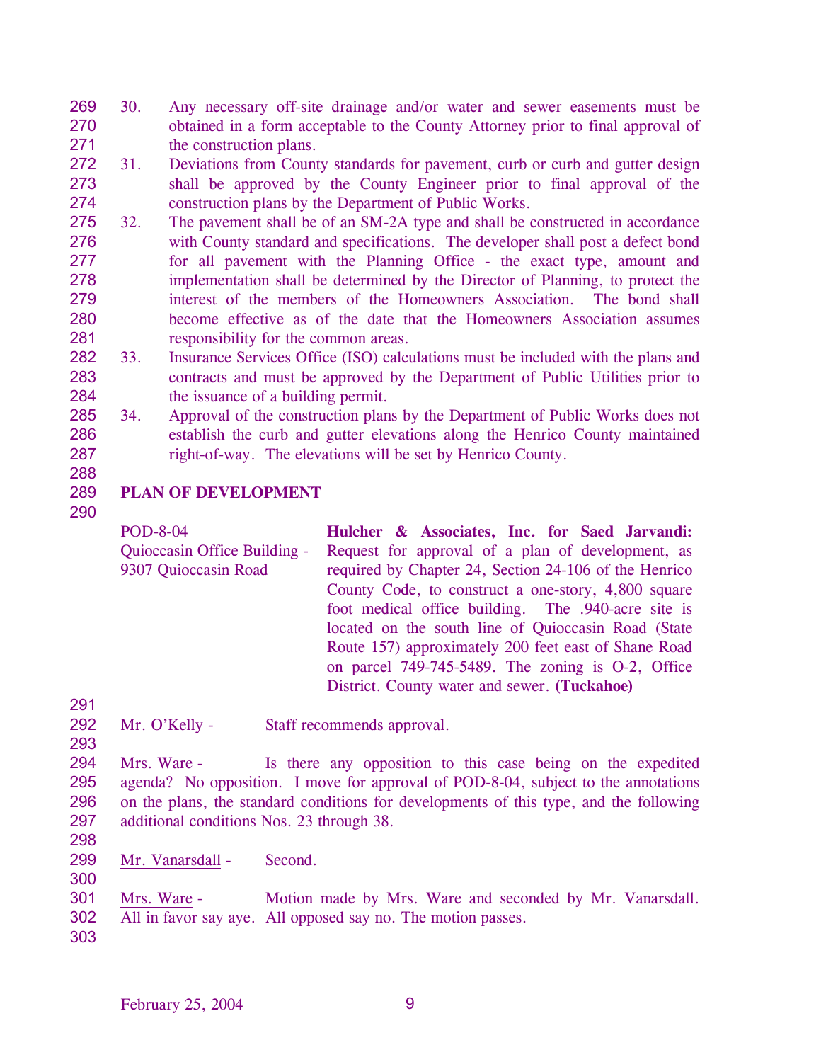30. Any necessary off-site drainage and/or water and sewer easements must be obtained in a form acceptable to the County Attorney prior to final approval of the construction plans.
31. Deviations from County standards for pavement, curb or curb and gutter design shall be approved by the County Engineer prior to final approval of the construction plans by the Department of Public Works.
32. The pavement shall be of an SM-2A type and shall be constructed in accordance with County standard and specifications. The developer shall post a defect bond for all pavement with the Planning Office - the exact type, amount and implementation shall be determined by the Director of Planning, to protect the interest of the members of the Homeowners Association. The bond shall become effective as of the date that the Homeowners Association assumes responsibility for the common areas.
33. Insurance Services Office (ISO) calculations must be included with the plans and contracts and must be approved by the Department of Public Utilities prior to the issuance of a building permit.
34. Approval of the construction plans by the Department of Public Works does not establish the curb and gutter elevations along the Henrico County maintained right-of-way. The elevations will be set by Henrico County.

**PLAN OF DEVELOPMENT**

POD-8-04
Quioccasin Office Building - 9307 Quioccasin Road

**Hulcher & Associates, Inc. for Saed Jarvandi:** Request for approval of a plan of development, as required by Chapter 24, Section 24-106 of the Henrico County Code, to construct a one-story, 4,800 square foot medical office building. The .940-acre site is located on the south line of Quioccasin Road (State Route 157) approximately 200 feet east of Shane Road on parcel 749-745-5489. The zoning is O-2, Office District. County water and sewer. **(Tuckahoe)**

Mr. O'Kelly - Staff recommends approval.

Mrs. Ware - Is there any opposition to this case being on the expedited agenda? No opposition. I move for approval of POD-8-04, subject to the annotations on the plans, the standard conditions for developments of this type, and the following additional conditions Nos. 23 through 38.

Mr. Vanarsdall - Second.

Mrs. Ware - Motion made by Mrs. Ware and seconded by Mr. Vanarsdall. All in favor say aye. All opposed say no. The motion passes.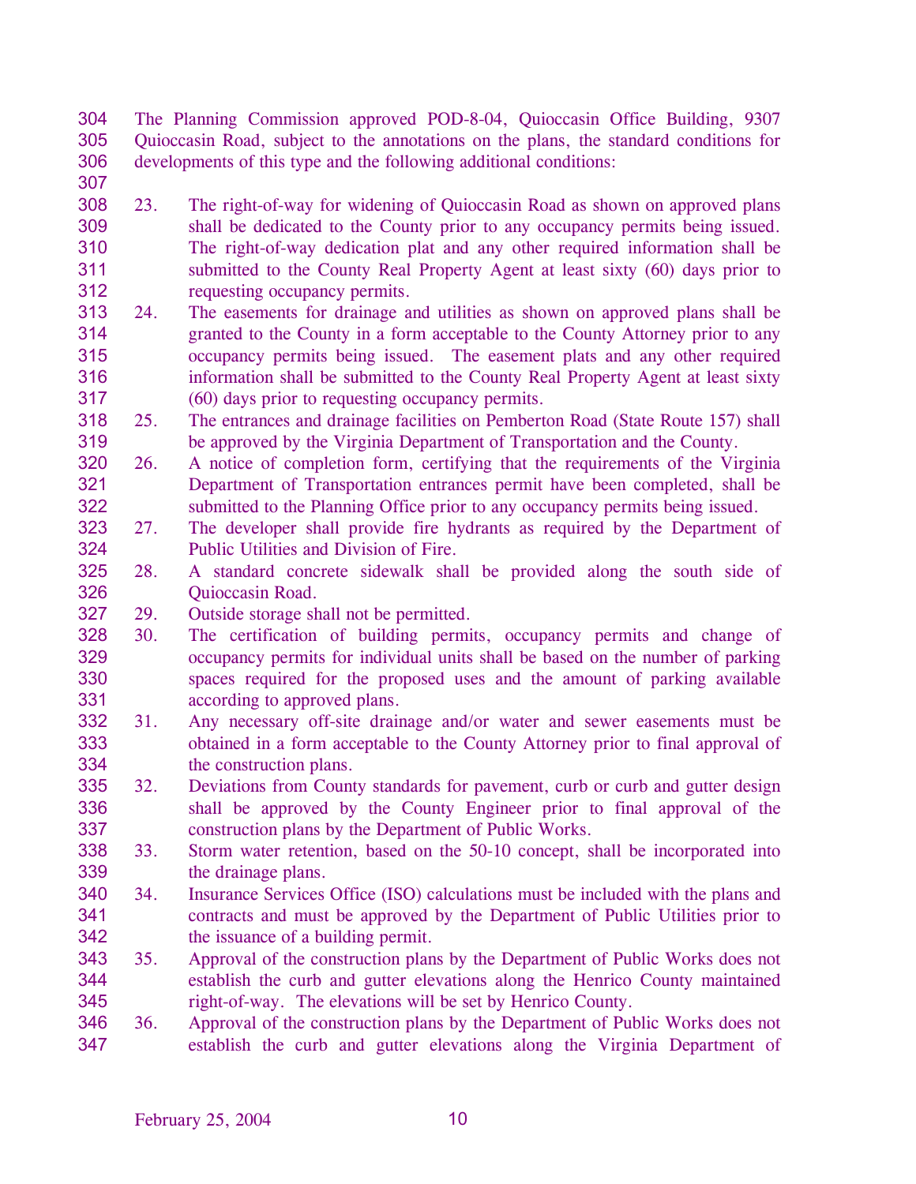The Planning Commission approved POD-8-04, Quioccasin Office Building, 9307 Quioccasin Road, subject to the annotations on the plans, the standard conditions for developments of this type and the following additional conditions:

23. The right-of-way for widening of Quioccasin Road as shown on approved plans shall be dedicated to the County prior to any occupancy permits being issued. The right-of-way dedication plat and any other required information shall be submitted to the County Real Property Agent at least sixty (60) days prior to requesting occupancy permits.
24. The easements for drainage and utilities as shown on approved plans shall be granted to the County in a form acceptable to the County Attorney prior to any occupancy permits being issued. The easement plats and any other required information shall be submitted to the County Real Property Agent at least sixty (60) days prior to requesting occupancy permits.
25. The entrances and drainage facilities on Pemberton Road (State Route 157) shall be approved by the Virginia Department of Transportation and the County.
26. A notice of completion form, certifying that the requirements of the Virginia Department of Transportation entrances permit have been completed, shall be submitted to the Planning Office prior to any occupancy permits being issued.
27. The developer shall provide fire hydrants as required by the Department of Public Utilities and Division of Fire.
28. A standard concrete sidewalk shall be provided along the south side of Quioccasin Road.
29. Outside storage shall not be permitted.
30. The certification of building permits, occupancy permits and change of occupancy permits for individual units shall be based on the number of parking spaces required for the proposed uses and the amount of parking available according to approved plans.
31. Any necessary off-site drainage and/or water and sewer easements must be obtained in a form acceptable to the County Attorney prior to final approval of the construction plans.
32. Deviations from County standards for pavement, curb or curb and gutter design shall be approved by the County Engineer prior to final approval of the construction plans by the Department of Public Works.
33. Storm water retention, based on the 50-10 concept, shall be incorporated into the drainage plans.
34. Insurance Services Office (ISO) calculations must be included with the plans and contracts and must be approved by the Department of Public Utilities prior to the issuance of a building permit.
35. Approval of the construction plans by the Department of Public Works does not establish the curb and gutter elevations along the Henrico County maintained right-of-way. The elevations will be set by Henrico County.
36. Approval of the construction plans by the Department of Public Works does not establish the curb and gutter elevations along the Virginia Department of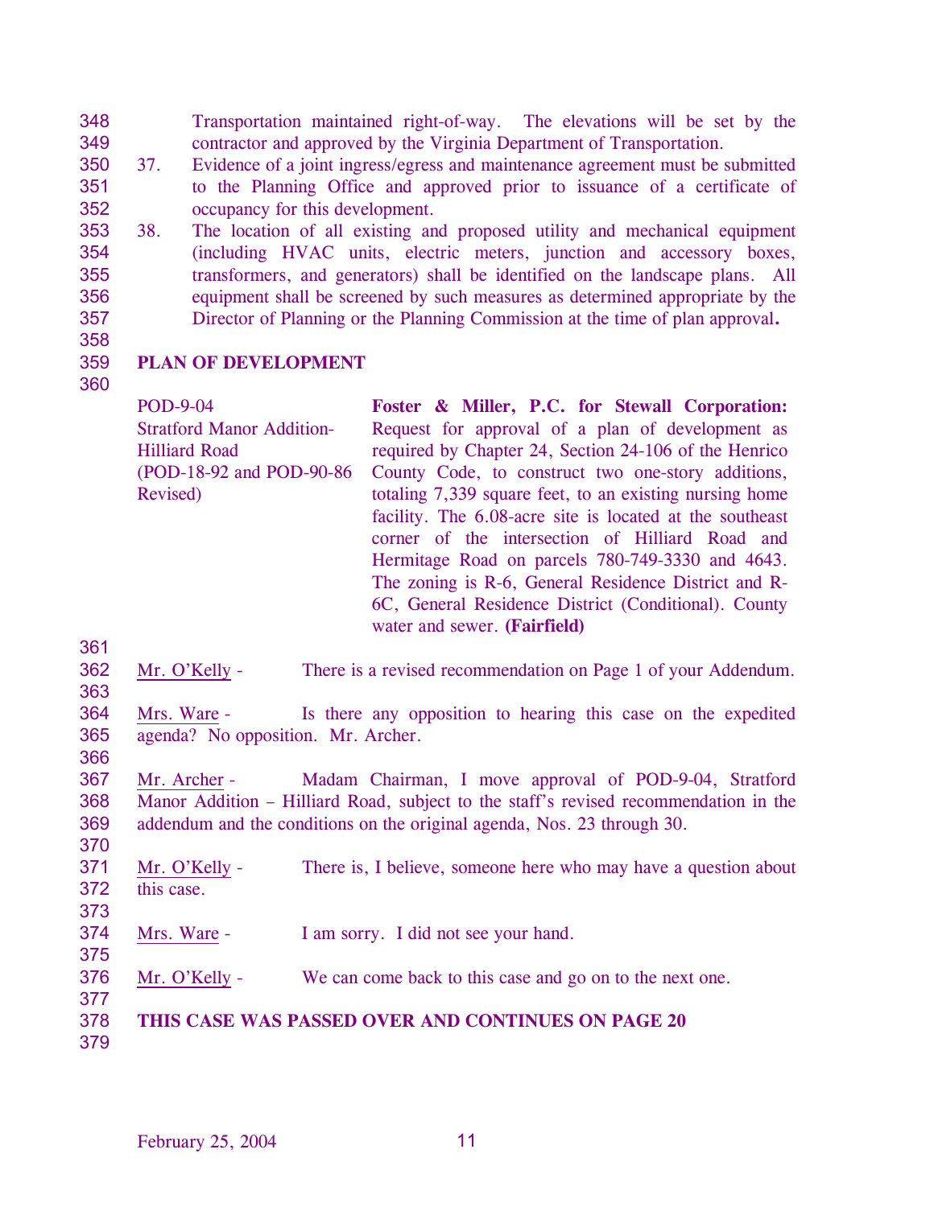Transportation maintained right-of-way. The elevations will be set by the contractor and approved by the Virginia Department of Transportation.

37. Evidence of a joint ingress/egress and maintenance agreement must be submitted to the Planning Office and approved prior to issuance of a certificate of occupancy for this development.

38. The location of all existing and proposed utility and mechanical equipment (including HVAC units, electric meters, junction and accessory boxes, transformers, and generators) shall be identified on the landscape plans. All equipment shall be screened by such measures as determined appropriate by the Director of Planning or the Planning Commission at the time of plan approval**.**

**PLAN OF DEVELOPMENT**

| | |
|---|---|
| POD-9-04<br>Stratford Manor Addition-Hilliard Road<br>(POD-18-92 and POD-90-86 Revised) | **Foster & Miller, P.C. for Stewall Corporation:** Request for approval of a plan of development as required by Chapter 24, Section 24-106 of the Henrico County Code, to construct two one-story additions, totaling 7,339 square feet, to an existing nursing home facility. The 6.08-acre site is located at the southeast corner of the intersection of Hilliard Road and Hermitage Road on parcels 780-749-3330 and 4643. The zoning is R-6, General Residence District and R-6C, General Residence District (Conditional). County water and sewer. **(Fairfield)** |

Mr. O'Kelly - There is a revised recommendation on Page 1 of your Addendum.

Mrs. Ware - Is there any opposition to hearing this case on the expedited agenda? No opposition. Mr. Archer.

Mr. Archer - Madam Chairman, I move approval of POD-9-04, Stratford Manor Addition – Hilliard Road, subject to the staff's revised recommendation in the addendum and the conditions on the original agenda, Nos. 23 through 30.

Mr. O'Kelly - There is, I believe, someone here who may have a question about this case.

Mrs. Ware - I am sorry. I did not see your hand.

Mr. O'Kelly - We can come back to this case and go on to the next one.

**THIS CASE WAS PASSED OVER AND CONTINUES ON PAGE 20**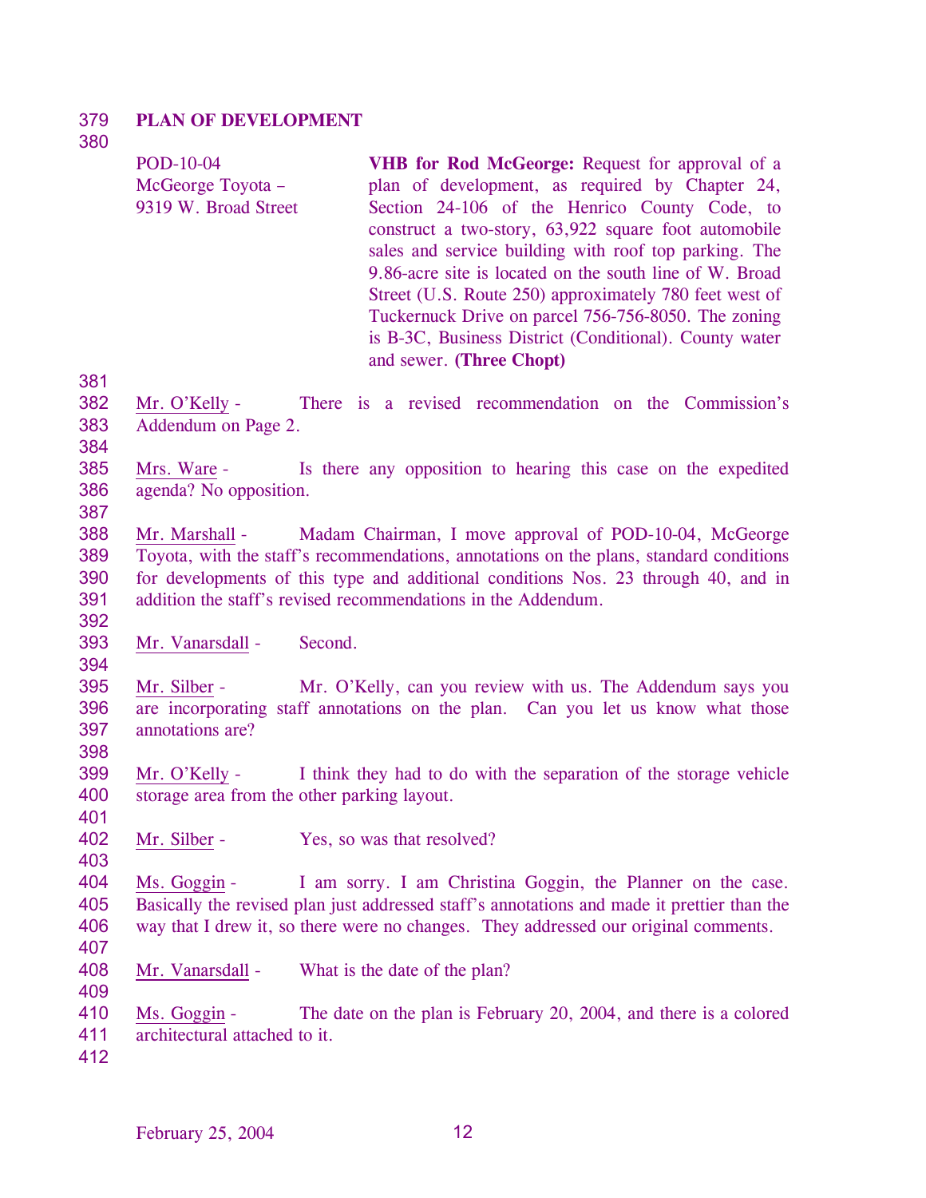**PLAN OF DEVELOPMENT**

| | |
|---|---|
| POD-10-04<br>McGeorge Toyota –<br>9319 W. Broad Street | **VHB for Rod McGeorge:** Request for approval of a plan of development, as required by Chapter 24, Section 24-106 of the Henrico County Code, to construct a two-story, 63,922 square foot automobile sales and service building with roof top parking. The 9.86-acre site is located on the south line of W. Broad Street (U.S. Route 250) approximately 780 feet west of Tuckernuck Drive on parcel 756-756-8050. The zoning is B-3C, Business District (Conditional). County water and sewer. **(Three Chopt)** |

Mr. O'Kelly - There is a revised recommendation on the Commission's Addendum on Page 2.

Mrs. Ware - Is there any opposition to hearing this case on the expedited agenda? No opposition.

Mr. Marshall - Madam Chairman, I move approval of POD-10-04, McGeorge Toyota, with the staff's recommendations, annotations on the plans, standard conditions for developments of this type and additional conditions Nos. 23 through 40, and in addition the staff's revised recommendations in the Addendum.

Mr. Vanarsdall - Second.

Mr. Silber - Mr. O'Kelly, can you review with us. The Addendum says you are incorporating staff annotations on the plan. Can you let us know what those annotations are?

Mr. O'Kelly - I think they had to do with the separation of the storage vehicle storage area from the other parking layout.

Mr. Silber - Yes, so was that resolved?

Ms. Goggin - I am sorry. I am Christina Goggin, the Planner on the case. Basically the revised plan just addressed staff's annotations and made it prettier than the way that I drew it, so there were no changes. They addressed our original comments.

Mr. Vanarsdall - What is the date of the plan?

Ms. Goggin - The date on the plan is February 20, 2004, and there is a colored architectural attached to it.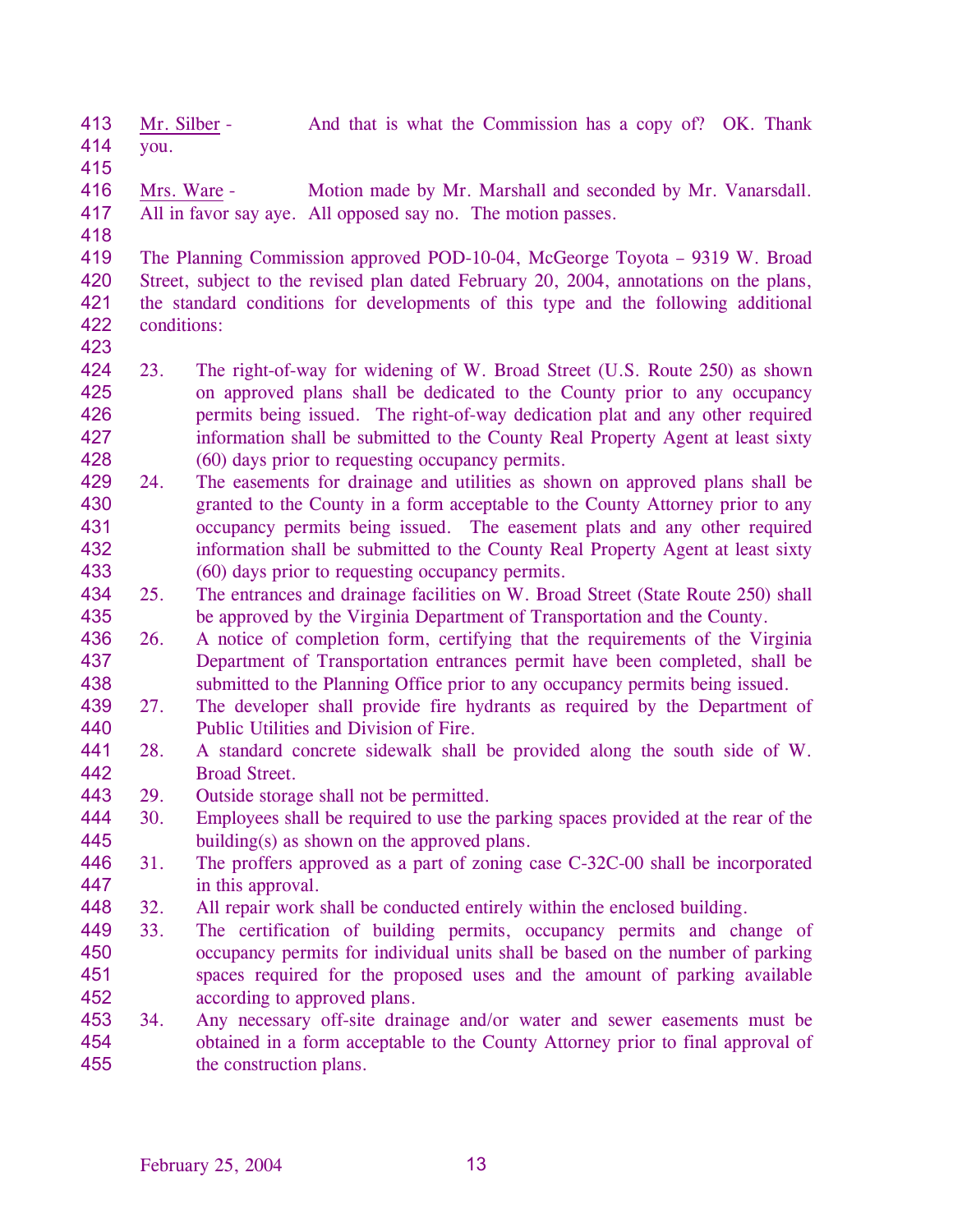Mr. Silber - And that is what the Commission has a copy of? OK. Thank you.

Mrs. Ware - Motion made by Mr. Marshall and seconded by Mr. Vanarsdall. All in favor say aye. All opposed say no. The motion passes.

The Planning Commission approved POD-10-04, McGeorge Toyota – 9319 W. Broad Street, subject to the revised plan dated February 20, 2004, annotations on the plans, the standard conditions for developments of this type and the following additional conditions:

23. The right-of-way for widening of W. Broad Street (U.S. Route 250) as shown on approved plans shall be dedicated to the County prior to any occupancy permits being issued. The right-of-way dedication plat and any other required information shall be submitted to the County Real Property Agent at least sixty (60) days prior to requesting occupancy permits.
24. The easements for drainage and utilities as shown on approved plans shall be granted to the County in a form acceptable to the County Attorney prior to any occupancy permits being issued. The easement plats and any other required information shall be submitted to the County Real Property Agent at least sixty (60) days prior to requesting occupancy permits.
25. The entrances and drainage facilities on W. Broad Street (State Route 250) shall be approved by the Virginia Department of Transportation and the County.
26. A notice of completion form, certifying that the requirements of the Virginia Department of Transportation entrances permit have been completed, shall be submitted to the Planning Office prior to any occupancy permits being issued.
27. The developer shall provide fire hydrants as required by the Department of Public Utilities and Division of Fire.
28. A standard concrete sidewalk shall be provided along the south side of W. Broad Street.
29. Outside storage shall not be permitted.
30. Employees shall be required to use the parking spaces provided at the rear of the building(s) as shown on the approved plans.
31. The proffers approved as a part of zoning case C-32C-00 shall be incorporated in this approval.
32. All repair work shall be conducted entirely within the enclosed building.
33. The certification of building permits, occupancy permits and change of occupancy permits for individual units shall be based on the number of parking spaces required for the proposed uses and the amount of parking available according to approved plans.
34. Any necessary off-site drainage and/or water and sewer easements must be obtained in a form acceptable to the County Attorney prior to final approval of the construction plans.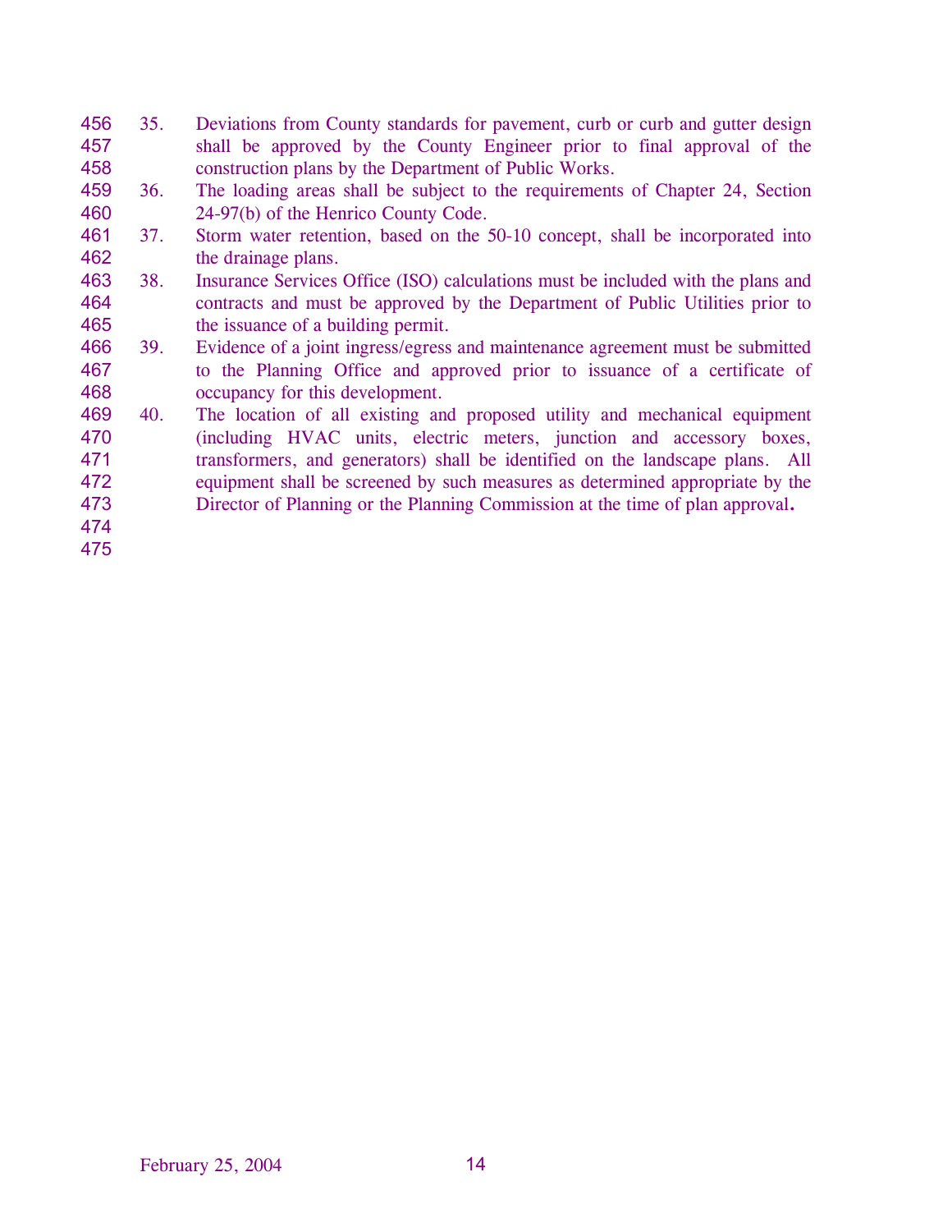35. Deviations from County standards for pavement, curb or curb and gutter design shall be approved by the County Engineer prior to final approval of the construction plans by the Department of Public Works.
36. The loading areas shall be subject to the requirements of Chapter 24, Section 24-97(b) of the Henrico County Code.
37. Storm water retention, based on the 50-10 concept, shall be incorporated into the drainage plans.
38. Insurance Services Office (ISO) calculations must be included with the plans and contracts and must be approved by the Department of Public Utilities prior to the issuance of a building permit.
39. Evidence of a joint ingress/egress and maintenance agreement must be submitted to the Planning Office and approved prior to issuance of a certificate of occupancy for this development.
40. The location of all existing and proposed utility and mechanical equipment (including HVAC units, electric meters, junction and accessory boxes, transformers, and generators) shall be identified on the landscape plans. All equipment shall be screened by such measures as determined appropriate by the Director of Planning or the Planning Commission at the time of plan approval.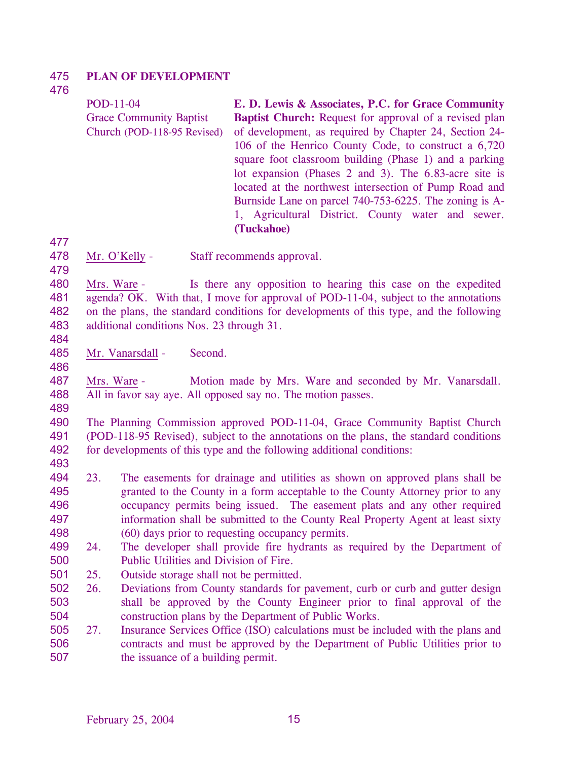**PLAN OF DEVELOPMENT**

| | |
|---|---|
| POD-11-04<br>Grace Community Baptist Church (POD-118-95 Revised) | **E. D. Lewis & Associates, P.C. for Grace Community Baptist Church:** Request for approval of a revised plan of development, as required by Chapter 24, Section 24-106 of the Henrico County Code, to construct a 6,720 square foot classroom building (Phase 1) and a parking lot expansion (Phases 2 and 3). The 6.83-acre site is located at the northwest intersection of Pump Road and Burnside Lane on parcel 740-753-6225. The zoning is A-1, Agricultural District. County water and sewer. **(Tuckahoe)** |

Mr. O'Kelly - Staff recommends approval.

Mrs. Ware - Is there any opposition to hearing this case on the expedited agenda? OK. With that, I move for approval of POD-11-04, subject to the annotations on the plans, the standard conditions for developments of this type, and the following additional conditions Nos. 23 through 31.

Mr. Vanarsdall - Second.

Mrs. Ware - Motion made by Mrs. Ware and seconded by Mr. Vanarsdall. All in favor say aye. All opposed say no. The motion passes.

The Planning Commission approved POD-11-04, Grace Community Baptist Church (POD-118-95 Revised), subject to the annotations on the plans, the standard conditions for developments of this type and the following additional conditions:

23. The easements for drainage and utilities as shown on approved plans shall be granted to the County in a form acceptable to the County Attorney prior to any occupancy permits being issued. The easement plats and any other required information shall be submitted to the County Real Property Agent at least sixty (60) days prior to requesting occupancy permits.
24. The developer shall provide fire hydrants as required by the Department of Public Utilities and Division of Fire.
25. Outside storage shall not be permitted.
26. Deviations from County standards for pavement, curb or curb and gutter design shall be approved by the County Engineer prior to final approval of the construction plans by the Department of Public Works.
27. Insurance Services Office (ISO) calculations must be included with the plans and contracts and must be approved by the Department of Public Utilities prior to the issuance of a building permit.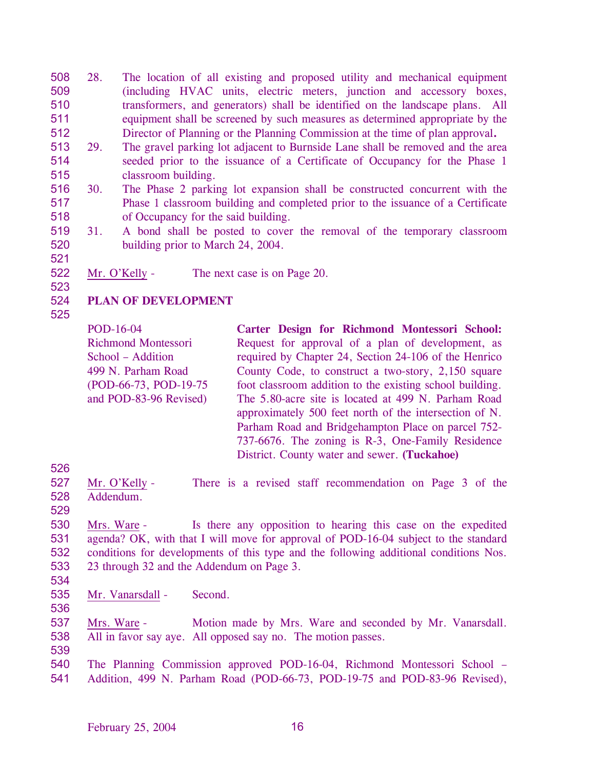28. The location of all existing and proposed utility and mechanical equipment (including HVAC units, electric meters, junction and accessory boxes, transformers, and generators) shall be identified on the landscape plans. All equipment shall be screened by such measures as determined appropriate by the Director of Planning or the Planning Commission at the time of plan approval**.**
29. The gravel parking lot adjacent to Burnside Lane shall be removed and the area seeded prior to the issuance of a Certificate of Occupancy for the Phase 1 classroom building.
30. The Phase 2 parking lot expansion shall be constructed concurrent with the Phase 1 classroom building and completed prior to the issuance of a Certificate of Occupancy for the said building.
31. A bond shall be posted to cover the removal of the temporary classroom building prior to March 24, 2004.

Mr. O'Kelly - The next case is on Page 20.

**PLAN OF DEVELOPMENT**

| | |
|---|---|
| POD-16-04<br>Richmond Montessori School – Addition<br>499 N. Parham Road<br>(POD-66-73, POD-19-75 and POD-83-96 Revised) | **Carter Design for Richmond Montessori School:** Request for approval of a plan of development, as required by Chapter 24, Section 24-106 of the Henrico County Code, to construct a two-story, 2,150 square foot classroom addition to the existing school building. The 5.80-acre site is located at 499 N. Parham Road approximately 500 feet north of the intersection of N. Parham Road and Bridgehampton Place on parcel 752-737-6676. The zoning is R-3, One-Family Residence District. County water and sewer. **(Tuckahoe)** |

Mr. O'Kelly - There is a revised staff recommendation on Page 3 of the Addendum.

Mrs. Ware - Is there any opposition to hearing this case on the expedited agenda? OK, with that I will move for approval of POD-16-04 subject to the standard conditions for developments of this type and the following additional conditions Nos. 23 through 32 and the Addendum on Page 3.

Mr. Vanarsdall - Second.

Mrs. Ware - Motion made by Mrs. Ware and seconded by Mr. Vanarsdall. All in favor say aye. All opposed say no. The motion passes.

The Planning Commission approved POD-16-04, Richmond Montessori School – Addition, 499 N. Parham Road (POD-66-73, POD-19-75 and POD-83-96 Revised),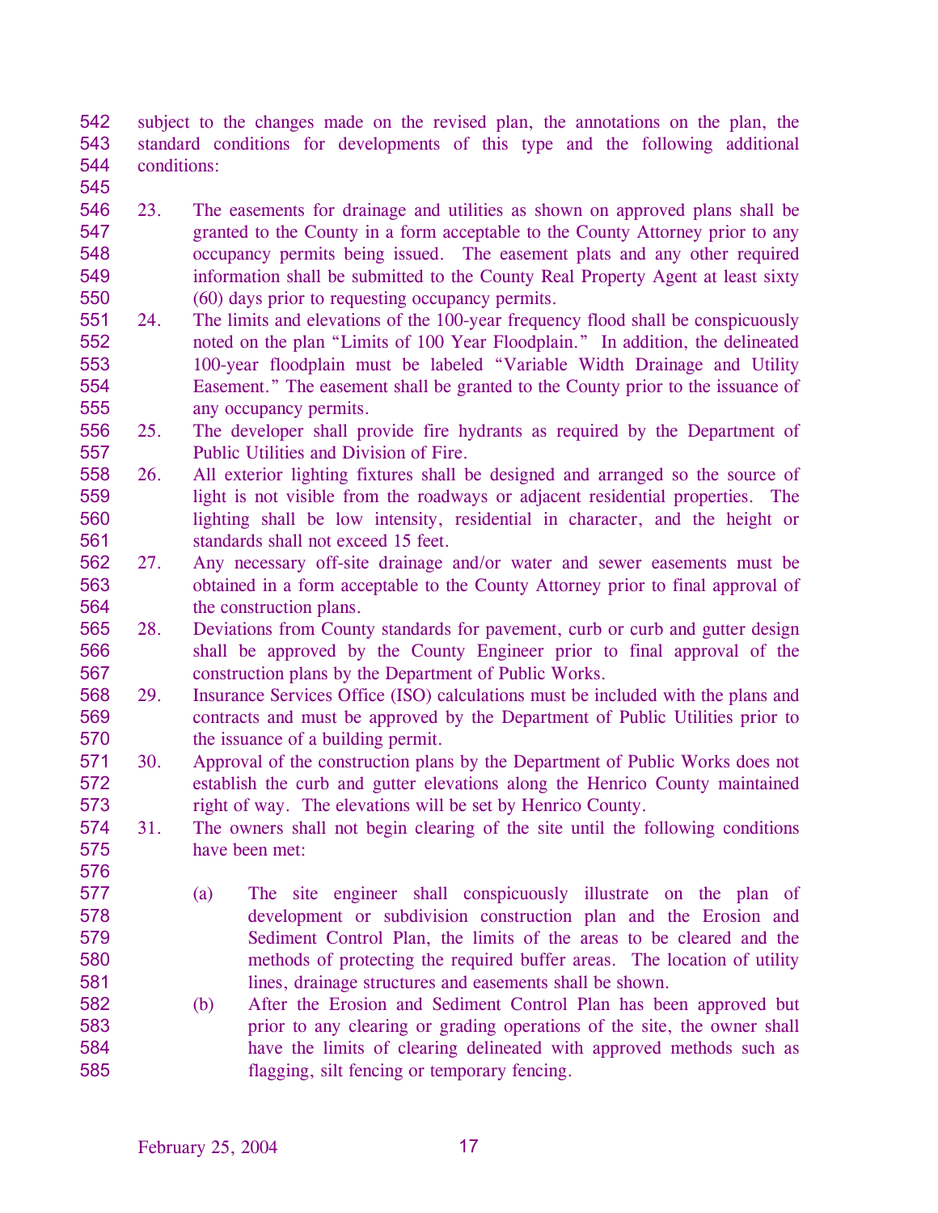subject to the changes made on the revised plan, the annotations on the plan, the standard conditions for developments of this type and the following additional conditions:

23. The easements for drainage and utilities as shown on approved plans shall be granted to the County in a form acceptable to the County Attorney prior to any occupancy permits being issued. The easement plats and any other required information shall be submitted to the County Real Property Agent at least sixty (60) days prior to requesting occupancy permits.
24. The limits and elevations of the 100-year frequency flood shall be conspicuously noted on the plan "Limits of 100 Year Floodplain." In addition, the delineated 100-year floodplain must be labeled "Variable Width Drainage and Utility Easement." The easement shall be granted to the County prior to the issuance of any occupancy permits.
25. The developer shall provide fire hydrants as required by the Department of Public Utilities and Division of Fire.
26. All exterior lighting fixtures shall be designed and arranged so the source of light is not visible from the roadways or adjacent residential properties. The lighting shall be low intensity, residential in character, and the height or standards shall not exceed 15 feet.
27. Any necessary off-site drainage and/or water and sewer easements must be obtained in a form acceptable to the County Attorney prior to final approval of the construction plans.
28. Deviations from County standards for pavement, curb or curb and gutter design shall be approved by the County Engineer prior to final approval of the construction plans by the Department of Public Works.
29. Insurance Services Office (ISO) calculations must be included with the plans and contracts and must be approved by the Department of Public Utilities prior to the issuance of a building permit.
30. Approval of the construction plans by the Department of Public Works does not establish the curb and gutter elevations along the Henrico County maintained right of way. The elevations will be set by Henrico County.
31. The owners shall not begin clearing of the site until the following conditions have been met:

    (a) The site engineer shall conspicuously illustrate on the plan of development or subdivision construction plan and the Erosion and Sediment Control Plan, the limits of the areas to be cleared and the methods of protecting the required buffer areas. The location of utility lines, drainage structures and easements shall be shown.
    (b) After the Erosion and Sediment Control Plan has been approved but prior to any clearing or grading operations of the site, the owner shall have the limits of clearing delineated with approved methods such as flagging, silt fencing or temporary fencing.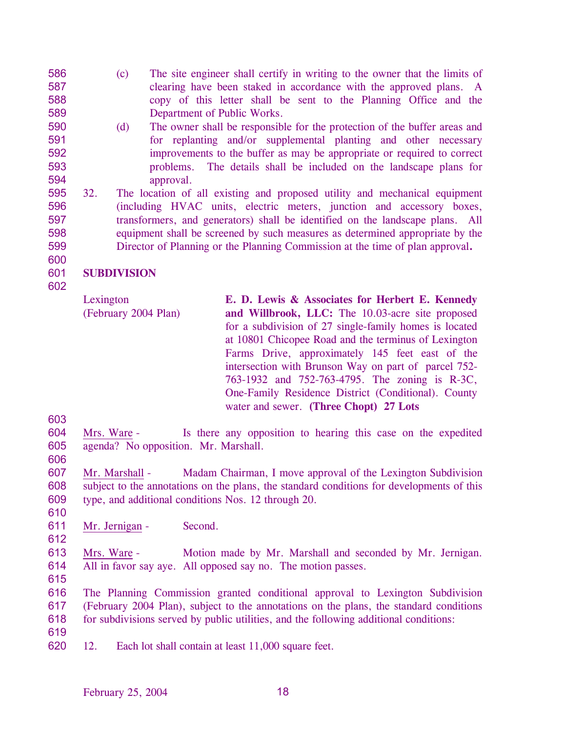(c) The site engineer shall certify in writing to the owner that the limits of clearing have been staked in accordance with the approved plans. A copy of this letter shall be sent to the Planning Office and the Department of Public Works.

(d) The owner shall be responsible for the protection of the buffer areas and for replanting and/or supplemental planting and other necessary improvements to the buffer as may be appropriate or required to correct problems. The details shall be included on the landscape plans for approval.

32. The location of all existing and proposed utility and mechanical equipment (including HVAC units, electric meters, junction and accessory boxes, transformers, and generators) shall be identified on the landscape plans. All equipment shall be screened by such measures as determined appropriate by the Director of Planning or the Planning Commission at the time of plan approval**.**

**SUBDIVISION**

| | |
|---|---|
| Lexington (February 2004 Plan) | **E. D. Lewis & Associates for Herbert E. Kennedy and Willbrook, LLC:** The 10.03-acre site proposed for a subdivision of 27 single-family homes is located at 10801 Chicopee Road and the terminus of Lexington Farms Drive, approximately 145 feet east of the intersection with Brunson Way on part of parcel 752-763-1932 and 752-763-4795. The zoning is R-3C, One-Family Residence District (Conditional). County water and sewer. **(Three Chopt) 27 Lots** |

Mrs. Ware - Is there any opposition to hearing this case on the expedited agenda? No opposition. Mr. Marshall.

Mr. Marshall - Madam Chairman, I move approval of the Lexington Subdivision subject to the annotations on the plans, the standard conditions for developments of this type, and additional conditions Nos. 12 through 20.

Mr. Jernigan - Second.

Mrs. Ware - Motion made by Mr. Marshall and seconded by Mr. Jernigan. All in favor say aye. All opposed say no. The motion passes.

The Planning Commission granted conditional approval to Lexington Subdivision (February 2004 Plan), subject to the annotations on the plans, the standard conditions for subdivisions served by public utilities, and the following additional conditions:

12. Each lot shall contain at least 11,000 square feet.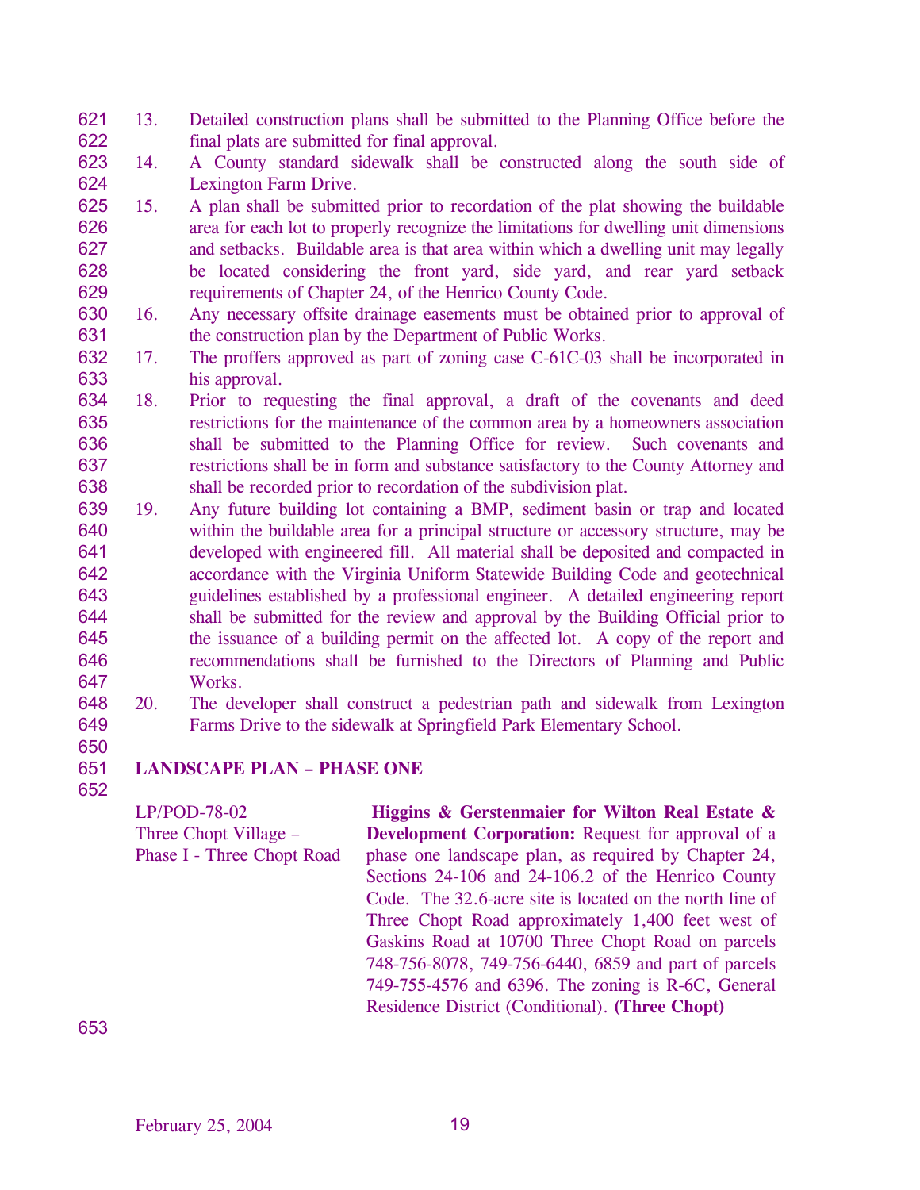13. Detailed construction plans shall be submitted to the Planning Office before the final plats are submitted for final approval.
14. A County standard sidewalk shall be constructed along the south side of Lexington Farm Drive.
15. A plan shall be submitted prior to recordation of the plat showing the buildable area for each lot to properly recognize the limitations for dwelling unit dimensions and setbacks. Buildable area is that area within which a dwelling unit may legally be located considering the front yard, side yard, and rear yard setback requirements of Chapter 24, of the Henrico County Code.
16. Any necessary offsite drainage easements must be obtained prior to approval of the construction plan by the Department of Public Works.
17. The proffers approved as part of zoning case C-61C-03 shall be incorporated in his approval.
18. Prior to requesting the final approval, a draft of the covenants and deed restrictions for the maintenance of the common area by a homeowners association shall be submitted to the Planning Office for review. Such covenants and restrictions shall be in form and substance satisfactory to the County Attorney and shall be recorded prior to recordation of the subdivision plat.
19. Any future building lot containing a BMP, sediment basin or trap and located within the buildable area for a principal structure or accessory structure, may be developed with engineered fill. All material shall be deposited and compacted in accordance with the Virginia Uniform Statewide Building Code and geotechnical guidelines established by a professional engineer. A detailed engineering report shall be submitted for the review and approval by the Building Official prior to the issuance of a building permit on the affected lot. A copy of the report and recommendations shall be furnished to the Directors of Planning and Public Works.
20. The developer shall construct a pedestrian path and sidewalk from Lexington Farms Drive to the sidewalk at Springfield Park Elementary School.

**LANDSCAPE PLAN – PHASE ONE**

LP/POD-78-02
Three Chopt Village –
Phase I - Three Chopt Road

**Higgins & Gerstenmaier for Wilton Real Estate & Development Corporation:** Request for approval of a phase one landscape plan, as required by Chapter 24, Sections 24-106 and 24-106.2 of the Henrico County Code. The 32.6-acre site is located on the north line of Three Chopt Road approximately 1,400 feet west of Gaskins Road at 10700 Three Chopt Road on parcels 748-756-8078, 749-756-6440, 6859 and part of parcels 749-755-4576 and 6396. The zoning is R-6C, General Residence District (Conditional). **(Three Chopt)**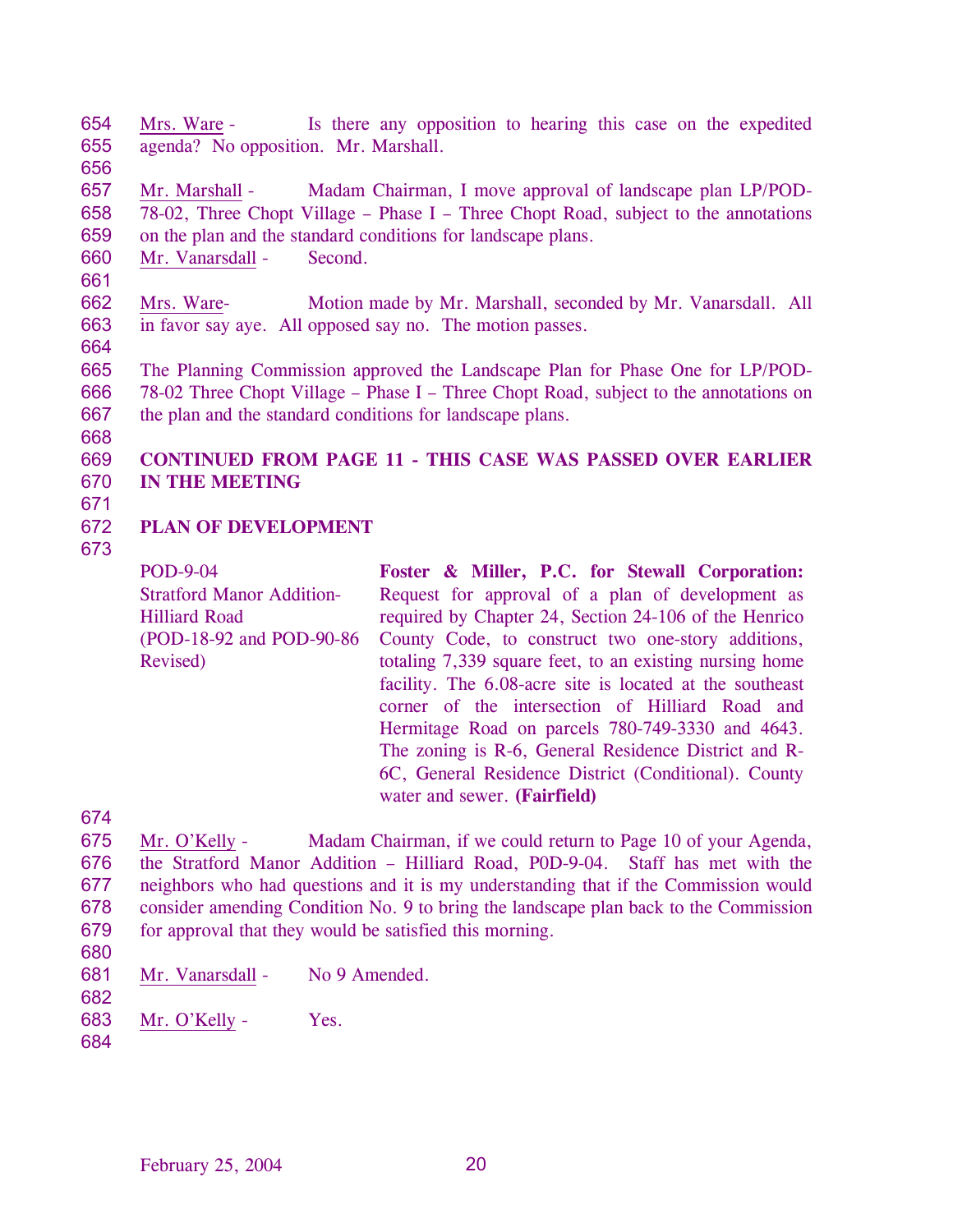Mrs. Ware - Is there any opposition to hearing this case on the expedited agenda? No opposition. Mr. Marshall.

Mr. Marshall - Madam Chairman, I move approval of landscape plan LP/POD-78-02, Three Chopt Village – Phase I – Three Chopt Road, subject to the annotations on the plan and the standard conditions for landscape plans.

Mr. Vanarsdall - Second.

Mrs. Ware- Motion made by Mr. Marshall, seconded by Mr. Vanarsdall. All in favor say aye. All opposed say no. The motion passes.

The Planning Commission approved the Landscape Plan for Phase One for LP/POD-78-02 Three Chopt Village – Phase I – Three Chopt Road, subject to the annotations on the plan and the standard conditions for landscape plans.

**CONTINUED FROM PAGE 11 - THIS CASE WAS PASSED OVER EARLIER IN THE MEETING**

**PLAN OF DEVELOPMENT**

| | |
|---|---|
| POD-9-04<br>Stratford Manor Addition-Hilliard Road<br>(POD-18-92 and POD-90-86 Revised) | **Foster & Miller, P.C. for Stewall Corporation:** Request for approval of a plan of development as required by Chapter 24, Section 24-106 of the Henrico County Code, to construct two one-story additions, totaling 7,339 square feet, to an existing nursing home facility. The 6.08-acre site is located at the southeast corner of the intersection of Hilliard Road and Hermitage Road on parcels 780-749-3330 and 4643. The zoning is R-6, General Residence District and R-6C, General Residence District (Conditional). County water and sewer. **(Fairfield)** |

Mr. O'Kelly - Madam Chairman, if we could return to Page 10 of your Agenda, the Stratford Manor Addition – Hilliard Road, P0D-9-04. Staff has met with the neighbors who had questions and it is my understanding that if the Commission would consider amending Condition No. 9 to bring the landscape plan back to the Commission for approval that they would be satisfied this morning.

Mr. Vanarsdall - No 9 Amended.

Mr. O'Kelly - Yes.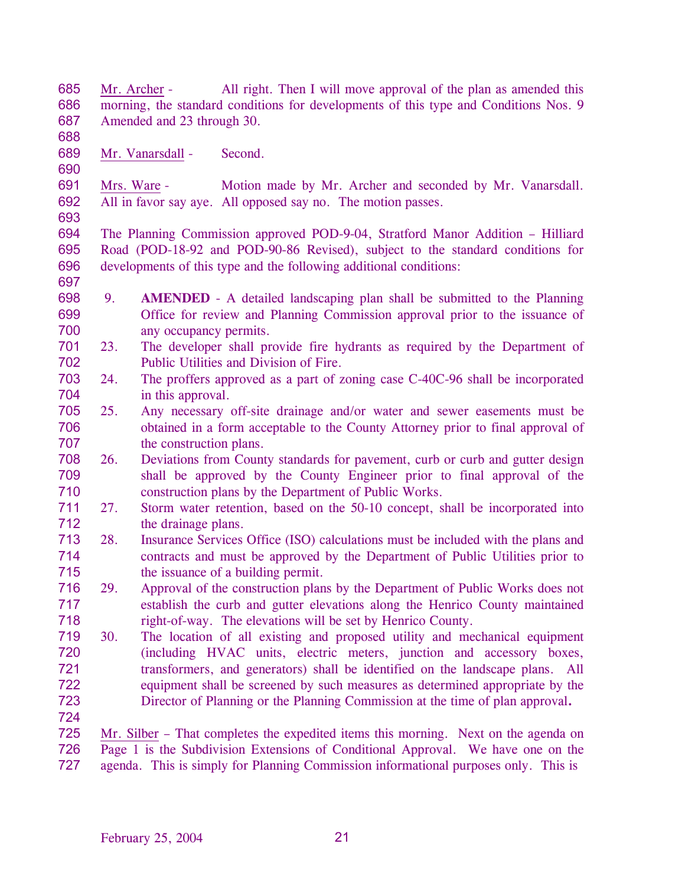Mr. Archer - All right. Then I will move approval of the plan as amended this morning, the standard conditions for developments of this type and Conditions Nos. 9 Amended and 23 through 30.

Mr. Vanarsdall - Second.

Mrs. Ware - Motion made by Mr. Archer and seconded by Mr. Vanarsdall. All in favor say aye. All opposed say no. The motion passes.

The Planning Commission approved POD-9-04, Stratford Manor Addition – Hilliard Road (POD-18-92 and POD-90-86 Revised), subject to the standard conditions for developments of this type and the following additional conditions:

9. **AMENDED** - A detailed landscaping plan shall be submitted to the Planning Office for review and Planning Commission approval prior to the issuance of any occupancy permits.
23. The developer shall provide fire hydrants as required by the Department of Public Utilities and Division of Fire.
24. The proffers approved as a part of zoning case C-40C-96 shall be incorporated in this approval.
25. Any necessary off-site drainage and/or water and sewer easements must be obtained in a form acceptable to the County Attorney prior to final approval of the construction plans.
26. Deviations from County standards for pavement, curb or curb and gutter design shall be approved by the County Engineer prior to final approval of the construction plans by the Department of Public Works.
27. Storm water retention, based on the 50-10 concept, shall be incorporated into the drainage plans.
28. Insurance Services Office (ISO) calculations must be included with the plans and contracts and must be approved by the Department of Public Utilities prior to the issuance of a building permit.
29. Approval of the construction plans by the Department of Public Works does not establish the curb and gutter elevations along the Henrico County maintained right-of-way. The elevations will be set by Henrico County.
30. The location of all existing and proposed utility and mechanical equipment (including HVAC units, electric meters, junction and accessory boxes, transformers, and generators) shall be identified on the landscape plans. All equipment shall be screened by such measures as determined appropriate by the Director of Planning or the Planning Commission at the time of plan approval.

Mr. Silber – That completes the expedited items this morning. Next on the agenda on Page 1 is the Subdivision Extensions of Conditional Approval. We have one on the agenda. This is simply for Planning Commission informational purposes only. This is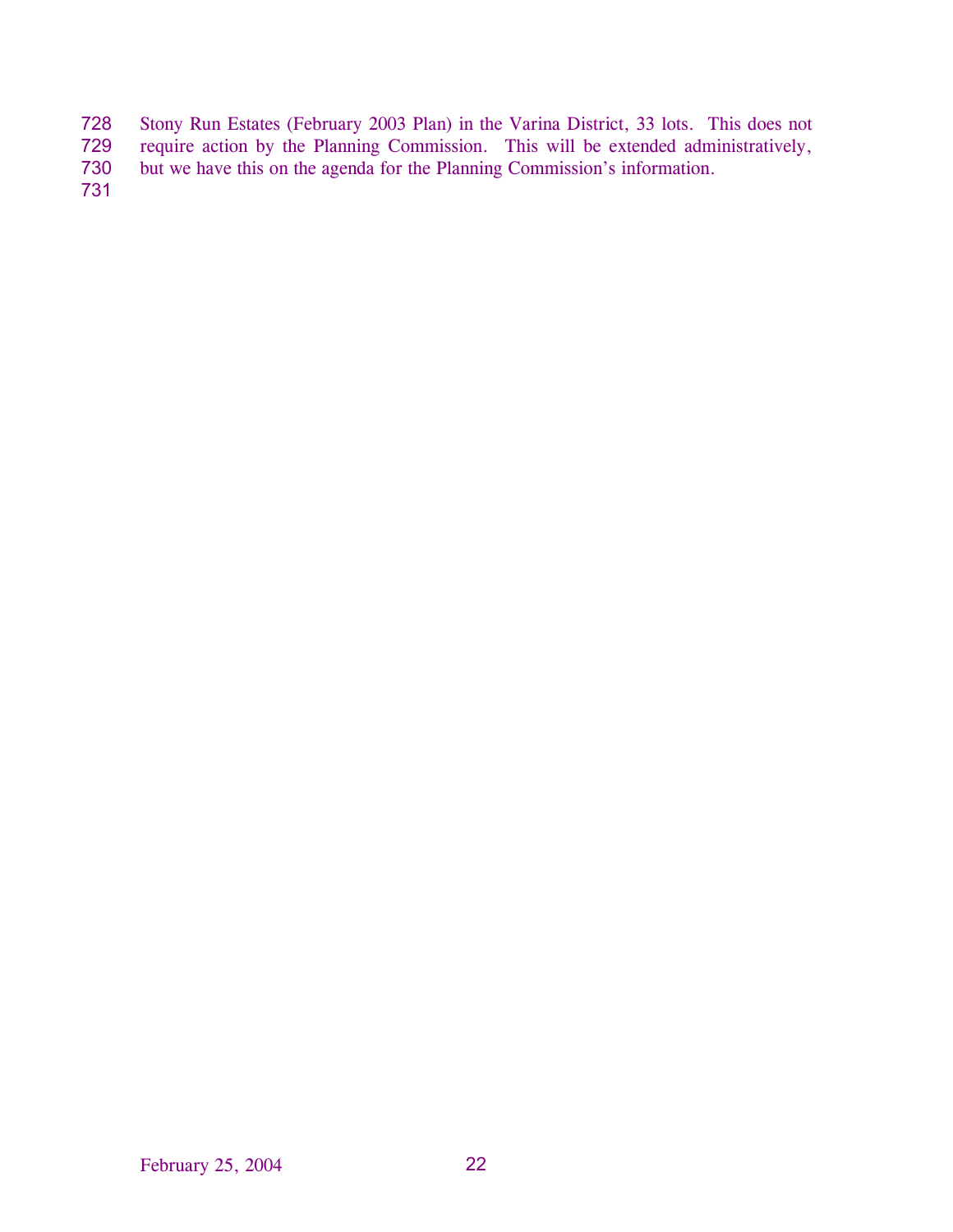Stony Run Estates (February 2003 Plan) in the Varina District, 33 lots. This does not require action by the Planning Commission. This will be extended administratively, but we have this on the agenda for the Planning Commission's information.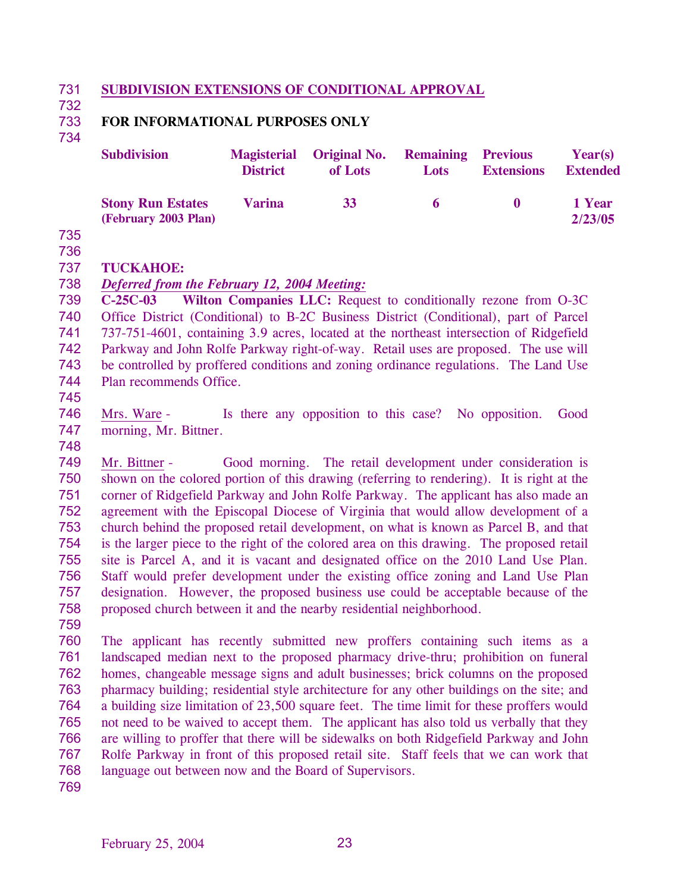## SUBDIVISION EXTENSIONS OF CONDITIONAL APPROVAL

**FOR INFORMATIONAL PURPOSES ONLY**

| Subdivision | Magisterial District | Original No. of Lots | Remaining Lots | Previous Extensions | Year(s) Extended |
|---|---|---|---|---|---|
| **Stony Run Estates (February 2003 Plan)** | **Varina** | **33** | **6** | **0** | **1 Year 2/23/05** |

**TUCKAHOE:**
***Deferred from the February 12, 2004 Meeting:***
**C-25C-03 Wilton Companies LLC:** Request to conditionally rezone from O-3C Office District (Conditional) to B-2C Business District (Conditional), part of Parcel 737-751-4601, containing 3.9 acres, located at the northeast intersection of Ridgefield Parkway and John Rolfe Parkway right-of-way. Retail uses are proposed. The use will be controlled by proffered conditions and zoning ordinance regulations. The Land Use Plan recommends Office.

Mrs. Ware - Is there any opposition to this case? No opposition. Good morning, Mr. Bittner.

Mr. Bittner - Good morning. The retail development under consideration is shown on the colored portion of this drawing (referring to rendering). It is right at the corner of Ridgefield Parkway and John Rolfe Parkway. The applicant has also made an agreement with the Episcopal Diocese of Virginia that would allow development of a church behind the proposed retail development, on what is known as Parcel B, and that is the larger piece to the right of the colored area on this drawing. The proposed retail site is Parcel A, and it is vacant and designated office on the 2010 Land Use Plan. Staff would prefer development under the existing office zoning and Land Use Plan designation. However, the proposed business use could be acceptable because of the proposed church between it and the nearby residential neighborhood.

The applicant has recently submitted new proffers containing such items as a landscaped median next to the proposed pharmacy drive-thru; prohibition on funeral homes, changeable message signs and adult businesses; brick columns on the proposed pharmacy building; residential style architecture for any other buildings on the site; and a building size limitation of 23,500 square feet. The time limit for these proffers would not need to be waived to accept them. The applicant has also told us verbally that they are willing to proffer that there will be sidewalks on both Ridgefield Parkway and John Rolfe Parkway in front of this proposed retail site. Staff feels that we can work that language out between now and the Board of Supervisors.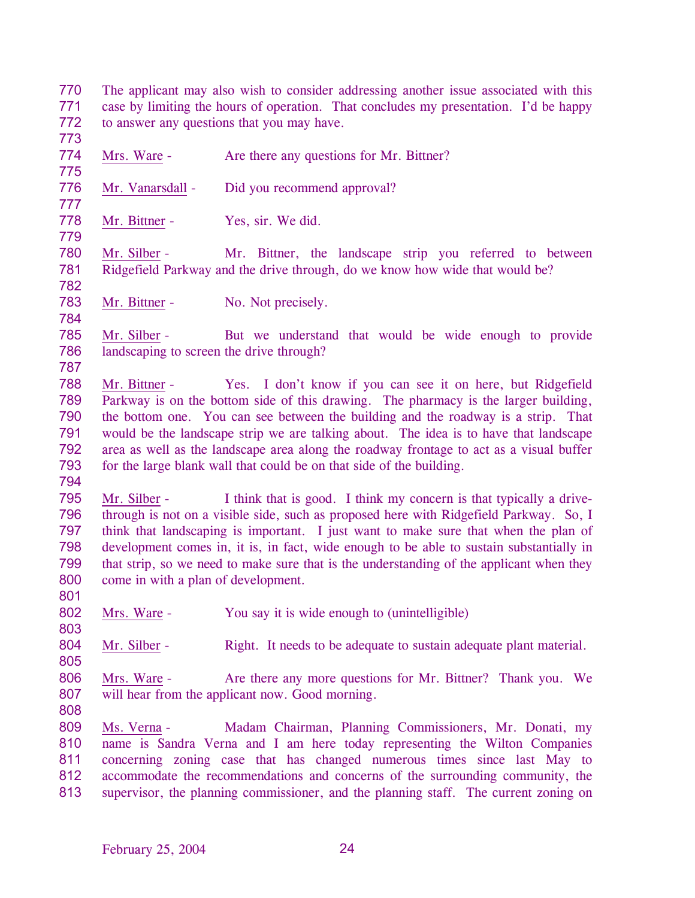The applicant may also wish to consider addressing another issue associated with this case by limiting the hours of operation. That concludes my presentation. I'd be happy to answer any questions that you may have.

Mrs. Ware - Are there any questions for Mr. Bittner?

Mr. Vanarsdall - Did you recommend approval?

Mr. Bittner - Yes, sir. We did.

Mr. Silber - Mr. Bittner, the landscape strip you referred to between Ridgefield Parkway and the drive through, do we know how wide that would be?

Mr. Bittner - No. Not precisely.

Mr. Silber - But we understand that would be wide enough to provide landscaping to screen the drive through?

Mr. Bittner - Yes. I don't know if you can see it on here, but Ridgefield Parkway is on the bottom side of this drawing. The pharmacy is the larger building, the bottom one. You can see between the building and the roadway is a strip. That would be the landscape strip we are talking about. The idea is to have that landscape area as well as the landscape area along the roadway frontage to act as a visual buffer for the large blank wall that could be on that side of the building.

Mr. Silber - I think that is good. I think my concern is that typically a drive-through is not on a visible side, such as proposed here with Ridgefield Parkway. So, I think that landscaping is important. I just want to make sure that when the plan of development comes in, it is, in fact, wide enough to be able to sustain substantially in that strip, so we need to make sure that is the understanding of the applicant when they come in with a plan of development.

Mrs. Ware - You say it is wide enough to (unintelligible)

Mr. Silber - Right. It needs to be adequate to sustain adequate plant material.

Mrs. Ware - Are there any more questions for Mr. Bittner? Thank you. We will hear from the applicant now. Good morning.

Ms. Verna - Madam Chairman, Planning Commissioners, Mr. Donati, my name is Sandra Verna and I am here today representing the Wilton Companies concerning zoning case that has changed numerous times since last May to accommodate the recommendations and concerns of the surrounding community, the supervisor, the planning commissioner, and the planning staff. The current zoning on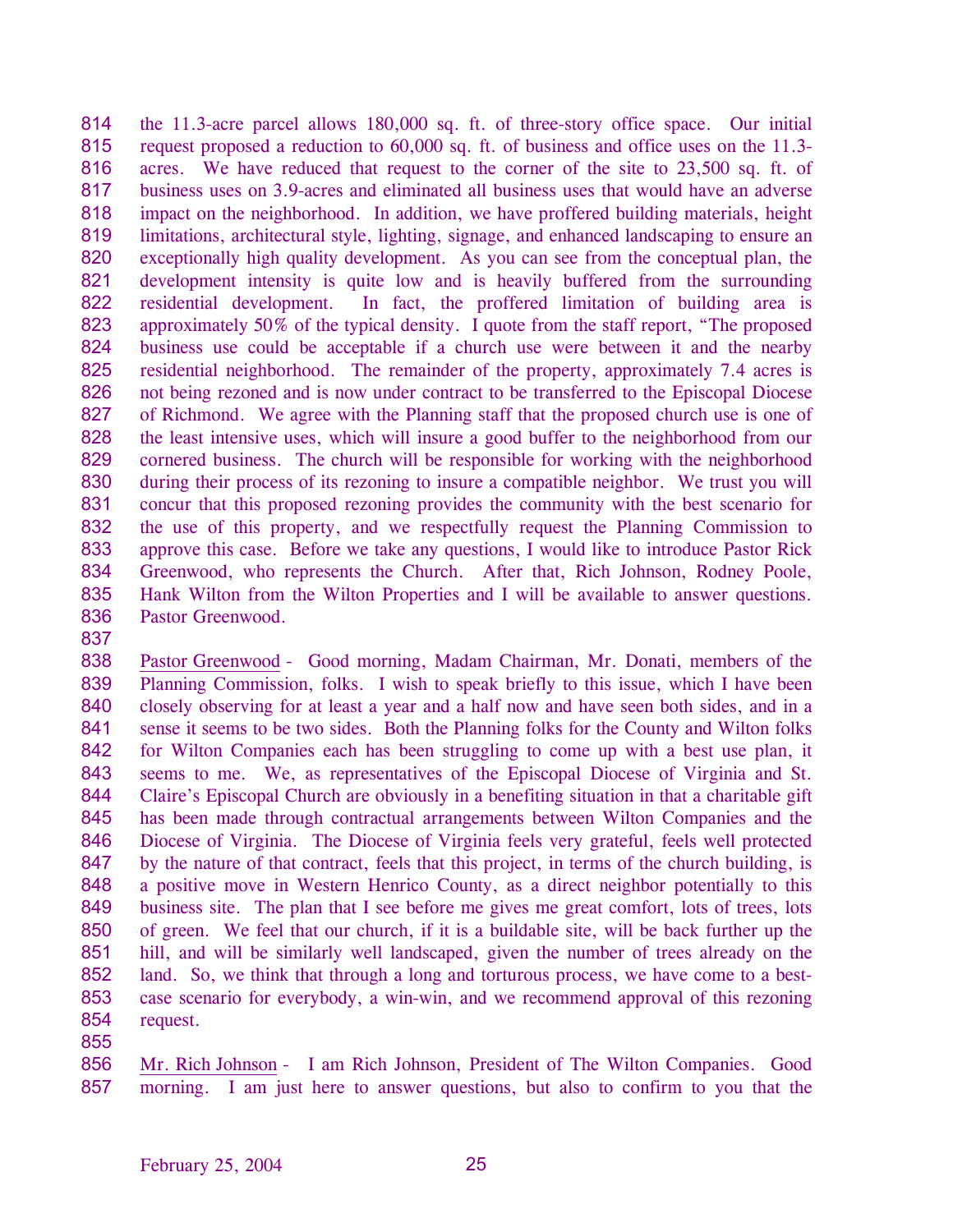the 11.3-acre parcel allows 180,000 sq. ft. of three-story office space. Our initial request proposed a reduction to 60,000 sq. ft. of business and office uses on the 11.3-acres. We have reduced that request to the corner of the site to 23,500 sq. ft. of business uses on 3.9-acres and eliminated all business uses that would have an adverse impact on the neighborhood. In addition, we have proffered building materials, height limitations, architectural style, lighting, signage, and enhanced landscaping to ensure an exceptionally high quality development. As you can see from the conceptual plan, the development intensity is quite low and is heavily buffered from the surrounding residential development. In fact, the proffered limitation of building area is approximately 50% of the typical density. I quote from the staff report, "The proposed business use could be acceptable if a church use were between it and the nearby residential neighborhood. The remainder of the property, approximately 7.4 acres is not being rezoned and is now under contract to be transferred to the Episcopal Diocese of Richmond. We agree with the Planning staff that the proposed church use is one of the least intensive uses, which will insure a good buffer to the neighborhood from our cornered business. The church will be responsible for working with the neighborhood during their process of its rezoning to insure a compatible neighbor. We trust you will concur that this proposed rezoning provides the community with the best scenario for the use of this property, and we respectfully request the Planning Commission to approve this case. Before we take any questions, I would like to introduce Pastor Rick Greenwood, who represents the Church. After that, Rich Johnson, Rodney Poole, Hank Wilton from the Wilton Properties and I will be available to answer questions. Pastor Greenwood.

Pastor Greenwood - Good morning, Madam Chairman, Mr. Donati, members of the Planning Commission, folks. I wish to speak briefly to this issue, which I have been closely observing for at least a year and a half now and have seen both sides, and in a sense it seems to be two sides. Both the Planning folks for the County and Wilton folks for Wilton Companies each has been struggling to come up with a best use plan, it seems to me. We, as representatives of the Episcopal Diocese of Virginia and St. Claire's Episcopal Church are obviously in a benefiting situation in that a charitable gift has been made through contractual arrangements between Wilton Companies and the Diocese of Virginia. The Diocese of Virginia feels very grateful, feels well protected by the nature of that contract, feels that this project, in terms of the church building, is a positive move in Western Henrico County, as a direct neighbor potentially to this business site. The plan that I see before me gives me great comfort, lots of trees, lots of green. We feel that our church, if it is a buildable site, will be back further up the hill, and will be similarly well landscaped, given the number of trees already on the land. So, we think that through a long and torturous process, we have come to a best-case scenario for everybody, a win-win, and we recommend approval of this rezoning request.

Mr. Rich Johnson - I am Rich Johnson, President of The Wilton Companies. Good morning. I am just here to answer questions, but also to confirm to you that the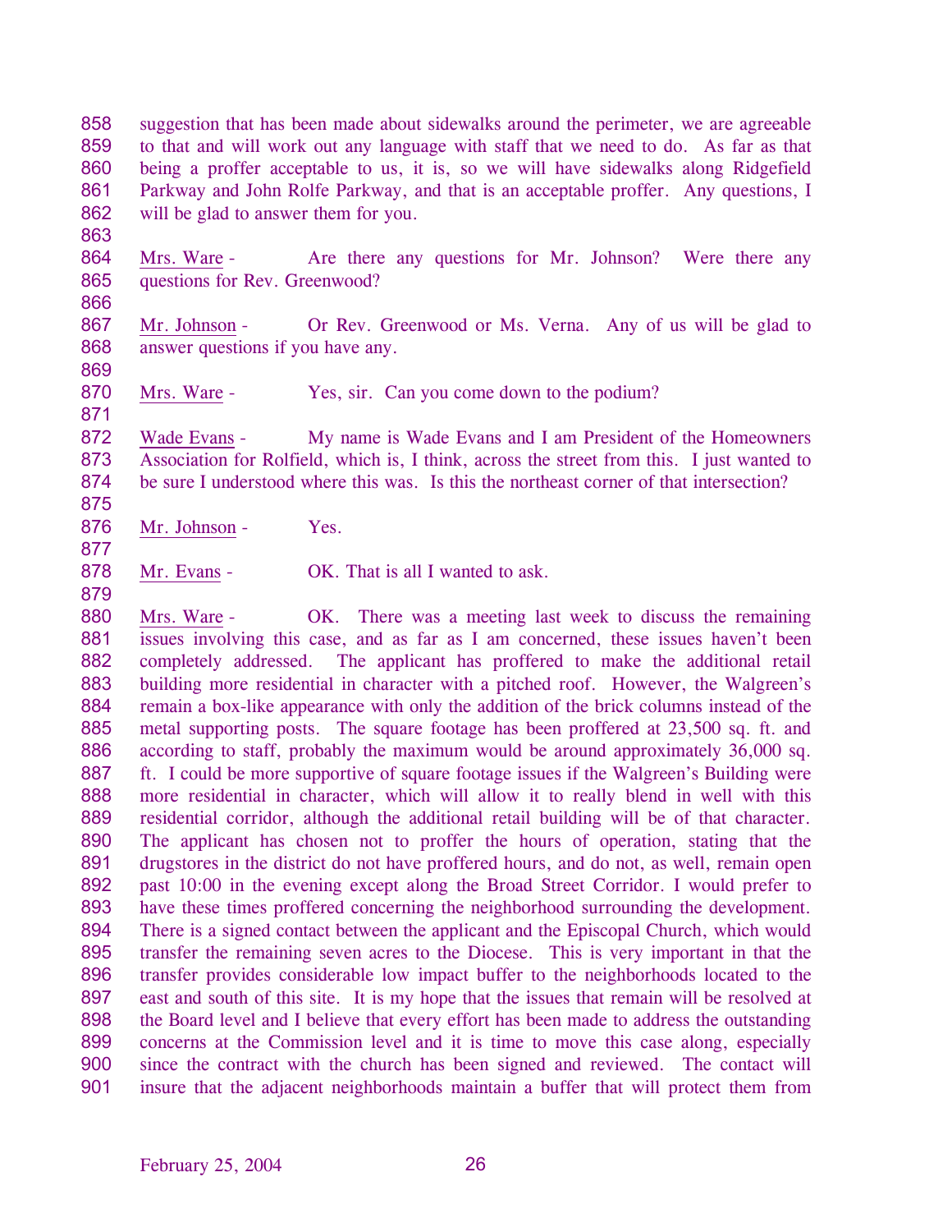suggestion that has been made about sidewalks around the perimeter, we are agreeable to that and will work out any language with staff that we need to do. As far as that being a proffer acceptable to us, it is, so we will have sidewalks along Ridgefield Parkway and John Rolfe Parkway, and that is an acceptable proffer. Any questions, I will be glad to answer them for you.

Mrs. Ware - Are there any questions for Mr. Johnson? Were there any questions for Rev. Greenwood?

Mr. Johnson - Or Rev. Greenwood or Ms. Verna. Any of us will be glad to answer questions if you have any.

Mrs. Ware - Yes, sir. Can you come down to the podium?

Wade Evans - My name is Wade Evans and I am President of the Homeowners Association for Rolfield, which is, I think, across the street from this. I just wanted to be sure I understood where this was. Is this the northeast corner of that intersection?

Mr. Johnson - Yes.

Mr. Evans - OK. That is all I wanted to ask.

Mrs. Ware - OK. There was a meeting last week to discuss the remaining issues involving this case, and as far as I am concerned, these issues haven't been completely addressed. The applicant has proffered to make the additional retail building more residential in character with a pitched roof. However, the Walgreen's remain a box-like appearance with only the addition of the brick columns instead of the metal supporting posts. The square footage has been proffered at 23,500 sq. ft. and according to staff, probably the maximum would be around approximately 36,000 sq. ft. I could be more supportive of square footage issues if the Walgreen's Building were more residential in character, which will allow it to really blend in well with this residential corridor, although the additional retail building will be of that character. The applicant has chosen not to proffer the hours of operation, stating that the drugstores in the district do not have proffered hours, and do not, as well, remain open past 10:00 in the evening except along the Broad Street Corridor. I would prefer to have these times proffered concerning the neighborhood surrounding the development. There is a signed contact between the applicant and the Episcopal Church, which would transfer the remaining seven acres to the Diocese. This is very important in that the transfer provides considerable low impact buffer to the neighborhoods located to the east and south of this site. It is my hope that the issues that remain will be resolved at the Board level and I believe that every effort has been made to address the outstanding concerns at the Commission level and it is time to move this case along, especially since the contract with the church has been signed and reviewed. The contact will insure that the adjacent neighborhoods maintain a buffer that will protect them from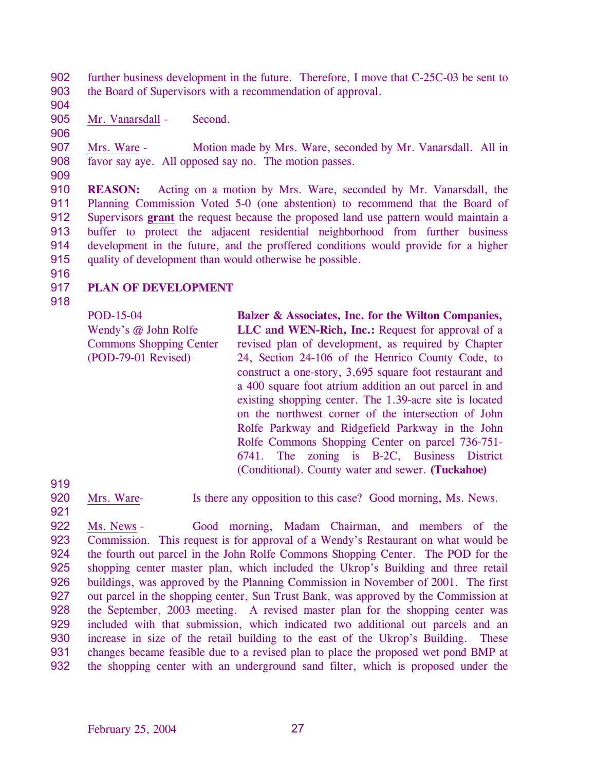further business development in the future. Therefore, I move that C-25C-03 be sent to the Board of Supervisors with a recommendation of approval.

Mr. Vanarsdall - Second.

Mrs. Ware - Motion made by Mrs. Ware, seconded by Mr. Vanarsdall. All in favor say aye. All opposed say no. The motion passes.

**REASON:** Acting on a motion by Mrs. Ware, seconded by Mr. Vanarsdall, the Planning Commission Voted 5-0 (one abstention) to recommend that the Board of Supervisors **grant** the request because the proposed land use pattern would maintain a buffer to protect the adjacent residential neighborhood from further business development in the future, and the proffered conditions would provide for a higher quality of development than would otherwise be possible.

**PLAN OF DEVELOPMENT**

| | |
|---|---|
| POD-15-04<br>Wendy's @ John Rolfe Commons Shopping Center<br>(POD-79-01 Revised) | **Balzer & Associates, Inc. for the Wilton Companies, LLC and WEN-Rich, Inc.:** Request for approval of a revised plan of development, as required by Chapter 24, Section 24-106 of the Henrico County Code, to construct a one-story, 3,695 square foot restaurant and a 400 square foot atrium addition an out parcel in and existing shopping center. The 1.39-acre site is located on the northwest corner of the intersection of John Rolfe Parkway and Ridgefield Parkway in the John Rolfe Commons Shopping Center on parcel 736-751-6741. The zoning is B-2C, Business District (Conditional). County water and sewer. **(Tuckahoe)** |

Mrs. Ware- Is there any opposition to this case? Good morning, Ms. News.

Ms. News - Good morning, Madam Chairman, and members of the Commission. This request is for approval of a Wendy's Restaurant on what would be the fourth out parcel in the John Rolfe Commons Shopping Center. The POD for the shopping center master plan, which included the Ukrop's Building and three retail buildings, was approved by the Planning Commission in November of 2001. The first out parcel in the shopping center, Sun Trust Bank, was approved by the Commission at the September, 2003 meeting. A revised master plan for the shopping center was included with that submission, which indicated two additional out parcels and an increase in size of the retail building to the east of the Ukrop's Building. These changes became feasible due to a revised plan to place the proposed wet pond BMP at the shopping center with an underground sand filter, which is proposed under the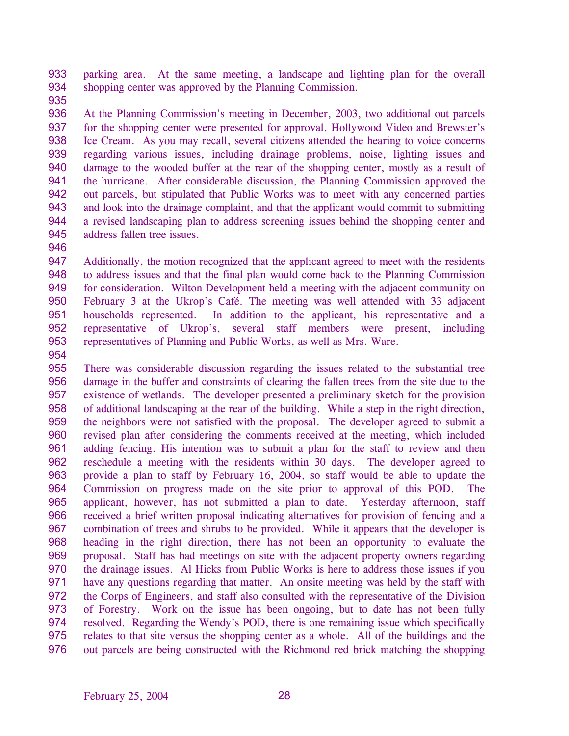parking area. At the same meeting, a landscape and lighting plan for the overall shopping center was approved by the Planning Commission.

At the Planning Commission's meeting in December, 2003, two additional out parcels for the shopping center were presented for approval, Hollywood Video and Brewster's Ice Cream. As you may recall, several citizens attended the hearing to voice concerns regarding various issues, including drainage problems, noise, lighting issues and damage to the wooded buffer at the rear of the shopping center, mostly as a result of the hurricane. After considerable discussion, the Planning Commission approved the out parcels, but stipulated that Public Works was to meet with any concerned parties and look into the drainage complaint, and that the applicant would commit to submitting a revised landscaping plan to address screening issues behind the shopping center and address fallen tree issues.

Additionally, the motion recognized that the applicant agreed to meet with the residents to address issues and that the final plan would come back to the Planning Commission for consideration. Wilton Development held a meeting with the adjacent community on February 3 at the Ukrop's Café. The meeting was well attended with 33 adjacent households represented. In addition to the applicant, his representative and a representative of Ukrop's, several staff members were present, including representatives of Planning and Public Works, as well as Mrs. Ware.

There was considerable discussion regarding the issues related to the substantial tree damage in the buffer and constraints of clearing the fallen trees from the site due to the existence of wetlands. The developer presented a preliminary sketch for the provision of additional landscaping at the rear of the building. While a step in the right direction, the neighbors were not satisfied with the proposal. The developer agreed to submit a revised plan after considering the comments received at the meeting, which included adding fencing. His intention was to submit a plan for the staff to review and then reschedule a meeting with the residents within 30 days. The developer agreed to provide a plan to staff by February 16, 2004, so staff would be able to update the Commission on progress made on the site prior to approval of this POD. The applicant, however, has not submitted a plan to date. Yesterday afternoon, staff received a brief written proposal indicating alternatives for provision of fencing and a combination of trees and shrubs to be provided. While it appears that the developer is heading in the right direction, there has not been an opportunity to evaluate the proposal. Staff has had meetings on site with the adjacent property owners regarding the drainage issues. Al Hicks from Public Works is here to address those issues if you have any questions regarding that matter. An onsite meeting was held by the staff with the Corps of Engineers, and staff also consulted with the representative of the Division of Forestry. Work on the issue has been ongoing, but to date has not been fully resolved. Regarding the Wendy's POD, there is one remaining issue which specifically relates to that site versus the shopping center as a whole. All of the buildings and the out parcels are being constructed with the Richmond red brick matching the shopping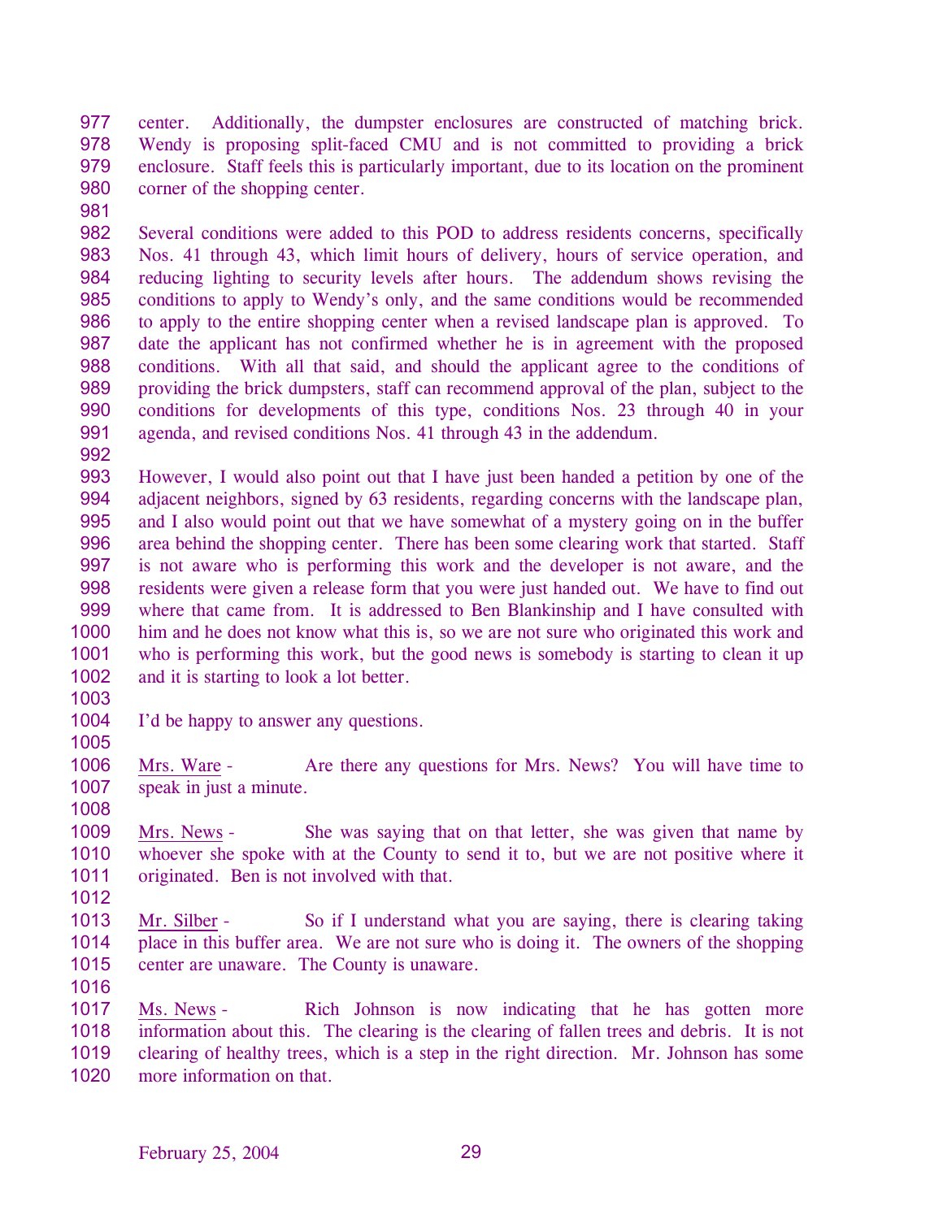center. Additionally, the dumpster enclosures are constructed of matching brick. Wendy is proposing split-faced CMU and is not committed to providing a brick enclosure. Staff feels this is particularly important, due to its location on the prominent corner of the shopping center.

Several conditions were added to this POD to address residents concerns, specifically Nos. 41 through 43, which limit hours of delivery, hours of service operation, and reducing lighting to security levels after hours. The addendum shows revising the conditions to apply to Wendy's only, and the same conditions would be recommended to apply to the entire shopping center when a revised landscape plan is approved. To date the applicant has not confirmed whether he is in agreement with the proposed conditions. With all that said, and should the applicant agree to the conditions of providing the brick dumpsters, staff can recommend approval of the plan, subject to the conditions for developments of this type, conditions Nos. 23 through 40 in your agenda, and revised conditions Nos. 41 through 43 in the addendum.

However, I would also point out that I have just been handed a petition by one of the adjacent neighbors, signed by 63 residents, regarding concerns with the landscape plan, and I also would point out that we have somewhat of a mystery going on in the buffer area behind the shopping center. There has been some clearing work that started. Staff is not aware who is performing this work and the developer is not aware, and the residents were given a release form that you were just handed out. We have to find out where that came from. It is addressed to Ben Blankinship and I have consulted with him and he does not know what this is, so we are not sure who originated this work and who is performing this work, but the good news is somebody is starting to clean it up and it is starting to look a lot better.

I'd be happy to answer any questions.

Mrs. Ware - Are there any questions for Mrs. News? You will have time to speak in just a minute.

Mrs. News - She was saying that on that letter, she was given that name by whoever she spoke with at the County to send it to, but we are not positive where it originated. Ben is not involved with that.

Mr. Silber - So if I understand what you are saying, there is clearing taking place in this buffer area. We are not sure who is doing it. The owners of the shopping center are unaware. The County is unaware.

Ms. News - Rich Johnson is now indicating that he has gotten more information about this. The clearing is the clearing of fallen trees and debris. It is not clearing of healthy trees, which is a step in the right direction. Mr. Johnson has some more information on that.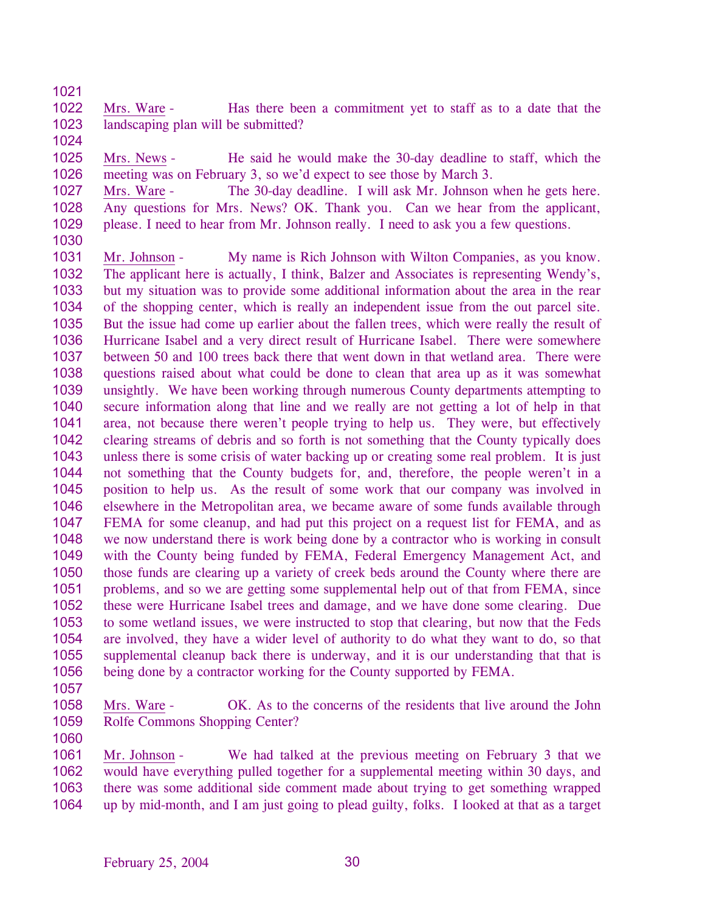Mrs. Ware - Has there been a commitment yet to staff as to a date that the landscaping plan will be submitted?

Mrs. News - He said he would make the 30-day deadline to staff, which the meeting was on February 3, so we'd expect to see those by March 3.

Mrs. Ware - The 30-day deadline. I will ask Mr. Johnson when he gets here. Any questions for Mrs. News? OK. Thank you. Can we hear from the applicant, please. I need to hear from Mr. Johnson really. I need to ask you a few questions.

Mr. Johnson - My name is Rich Johnson with Wilton Companies, as you know. The applicant here is actually, I think, Balzer and Associates is representing Wendy's, but my situation was to provide some additional information about the area in the rear of the shopping center, which is really an independent issue from the out parcel site. But the issue had come up earlier about the fallen trees, which were really the result of Hurricane Isabel and a very direct result of Hurricane Isabel. There were somewhere between 50 and 100 trees back there that went down in that wetland area. There were questions raised about what could be done to clean that area up as it was somewhat unsightly. We have been working through numerous County departments attempting to secure information along that line and we really are not getting a lot of help in that area, not because there weren't people trying to help us. They were, but effectively clearing streams of debris and so forth is not something that the County typically does unless there is some crisis of water backing up or creating some real problem. It is just not something that the County budgets for, and, therefore, the people weren't in a position to help us. As the result of some work that our company was involved in elsewhere in the Metropolitan area, we became aware of some funds available through FEMA for some cleanup, and had put this project on a request list for FEMA, and as we now understand there is work being done by a contractor who is working in consult with the County being funded by FEMA, Federal Emergency Management Act, and those funds are clearing up a variety of creek beds around the County where there are problems, and so we are getting some supplemental help out of that from FEMA, since these were Hurricane Isabel trees and damage, and we have done some clearing. Due to some wetland issues, we were instructed to stop that clearing, but now that the Feds are involved, they have a wider level of authority to do what they want to do, so that supplemental cleanup back there is underway, and it is our understanding that that is being done by a contractor working for the County supported by FEMA.

Mrs. Ware - OK. As to the concerns of the residents that live around the John Rolfe Commons Shopping Center?

Mr. Johnson - We had talked at the previous meeting on February 3 that we would have everything pulled together for a supplemental meeting within 30 days, and there was some additional side comment made about trying to get something wrapped up by mid-month, and I am just going to plead guilty, folks. I looked at that as a target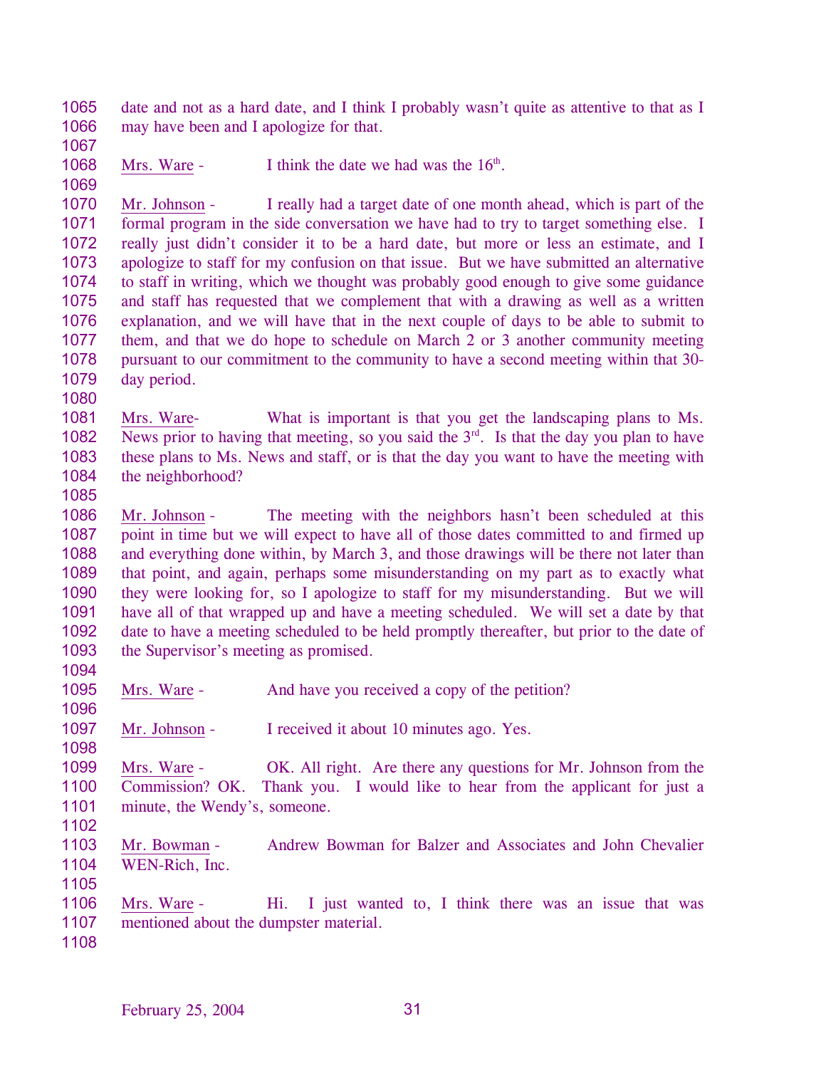date and not as a hard date, and I think I probably wasn't quite as attentive to that as I may have been and I apologize for that.

Mrs. Ware - I think the date we had was the 16th.

Mr. Johnson - I really had a target date of one month ahead, which is part of the formal program in the side conversation we have had to try to target something else. I really just didn't consider it to be a hard date, but more or less an estimate, and I apologize to staff for my confusion on that issue. But we have submitted an alternative to staff in writing, which we thought was probably good enough to give some guidance and staff has requested that we complement that with a drawing as well as a written explanation, and we will have that in the next couple of days to be able to submit to them, and that we do hope to schedule on March 2 or 3 another community meeting pursuant to our commitment to the community to have a second meeting within that 30-day period.

Mrs. Ware- What is important is that you get the landscaping plans to Ms. News prior to having that meeting, so you said the 3rd. Is that the day you plan to have these plans to Ms. News and staff, or is that the day you want to have the meeting with the neighborhood?

Mr. Johnson - The meeting with the neighbors hasn't been scheduled at this point in time but we will expect to have all of those dates committed to and firmed up and everything done within, by March 3, and those drawings will be there not later than that point, and again, perhaps some misunderstanding on my part as to exactly what they were looking for, so I apologize to staff for my misunderstanding. But we will have all of that wrapped up and have a meeting scheduled. We will set a date by that date to have a meeting scheduled to be held promptly thereafter, but prior to the date of the Supervisor's meeting as promised.

Mrs. Ware - And have you received a copy of the petition?

Mr. Johnson - I received it about 10 minutes ago. Yes.

Mrs. Ware - OK. All right. Are there any questions for Mr. Johnson from the Commission? OK. Thank you. I would like to hear from the applicant for just a minute, the Wendy's, someone.

Mr. Bowman - Andrew Bowman for Balzer and Associates and John Chevalier WEN-Rich, Inc.

Mrs. Ware - Hi. I just wanted to, I think there was an issue that was mentioned about the dumpster material.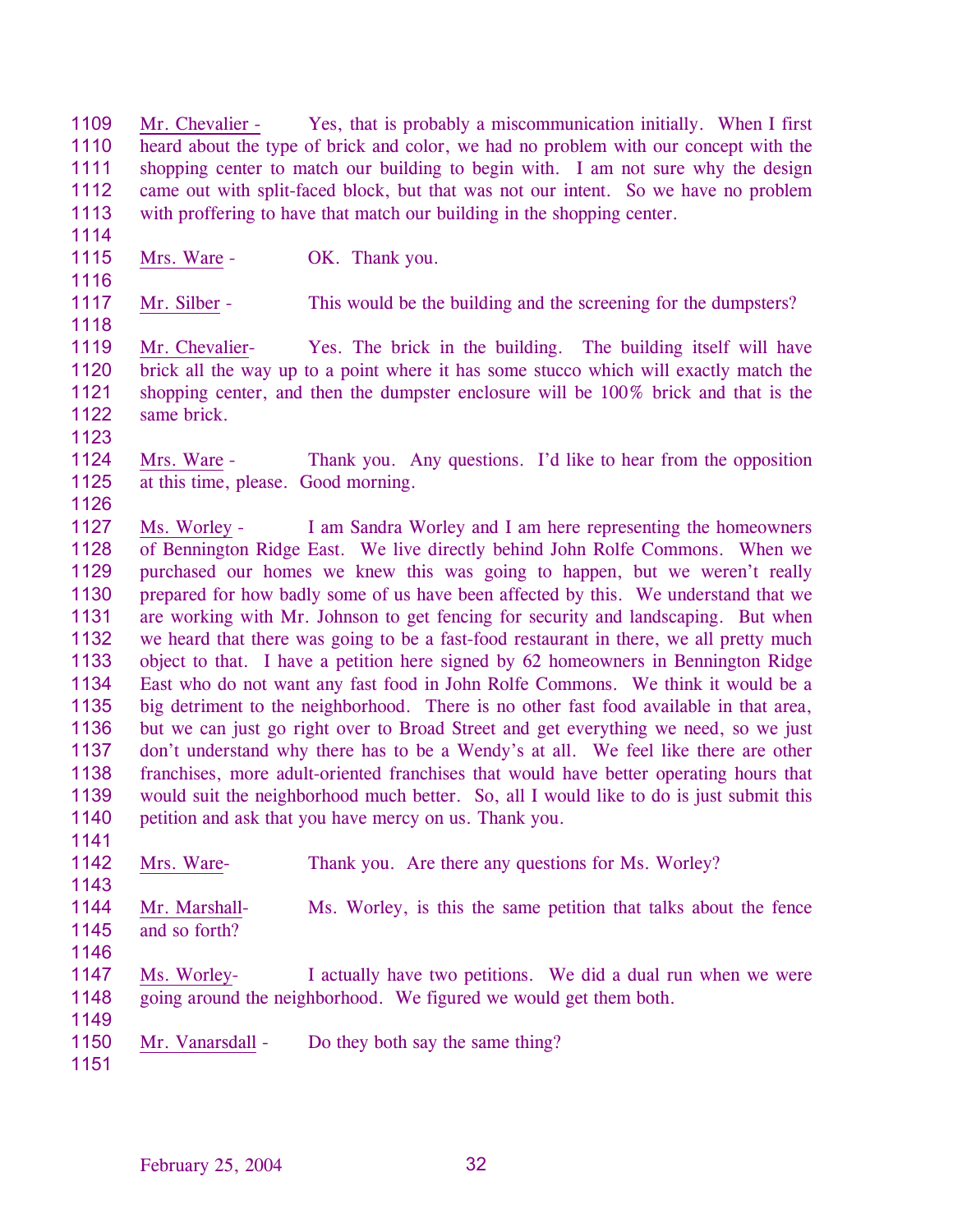1109 Mr. Chevalier - Yes, that is probably a miscommunication initially. When I first
1110 heard about the type of brick and color, we had no problem with our concept with the
1111 shopping center to match our building to begin with. I am not sure why the design
1112 came out with split-faced block, but that was not our intent. So we have no problem
1113 with proffering to have that match our building in the shopping center.
1114
1115 Mrs. Ware - OK. Thank you.
1116
1117 Mr. Silber - This would be the building and the screening for the dumpsters?
1118
1119 Mr. Chevalier- Yes. The brick in the building. The building itself will have
1120 brick all the way up to a point where it has some stucco which will exactly match the
1121 shopping center, and then the dumpster enclosure will be 100% brick and that is the
1122 same brick.
1123
1124 Mrs. Ware - Thank you. Any questions. I'd like to hear from the opposition
1125 at this time, please. Good morning.
1126
1127 Ms. Worley - I am Sandra Worley and I am here representing the homeowners
1128 of Bennington Ridge East. We live directly behind John Rolfe Commons. When we
1129 purchased our homes we knew this was going to happen, but we weren't really
1130 prepared for how badly some of us have been affected by this. We understand that we
1131 are working with Mr. Johnson to get fencing for security and landscaping. But when
1132 we heard that there was going to be a fast-food restaurant in there, we all pretty much
1133 object to that. I have a petition here signed by 62 homeowners in Bennington Ridge
1134 East who do not want any fast food in John Rolfe Commons. We think it would be a
1135 big detriment to the neighborhood. There is no other fast food available in that area,
1136 but we can just go right over to Broad Street and get everything we need, so we just
1137 don't understand why there has to be a Wendy's at all. We feel like there are other
1138 franchises, more adult-oriented franchises that would have better operating hours that
1139 would suit the neighborhood much better. So, all I would like to do is just submit this
1140 petition and ask that you have mercy on us. Thank you.
1141
1142 Mrs. Ware- Thank you. Are there any questions for Ms. Worley?
1143
1144 Mr. Marshall- Ms. Worley, is this the same petition that talks about the fence
1145 and so forth?
1146
1147 Ms. Worley- I actually have two petitions. We did a dual run when we were
1148 going around the neighborhood. We figured we would get them both.
1149
1150 Mr. Vanarsdall - Do they both say the same thing?
1151

February 25, 2004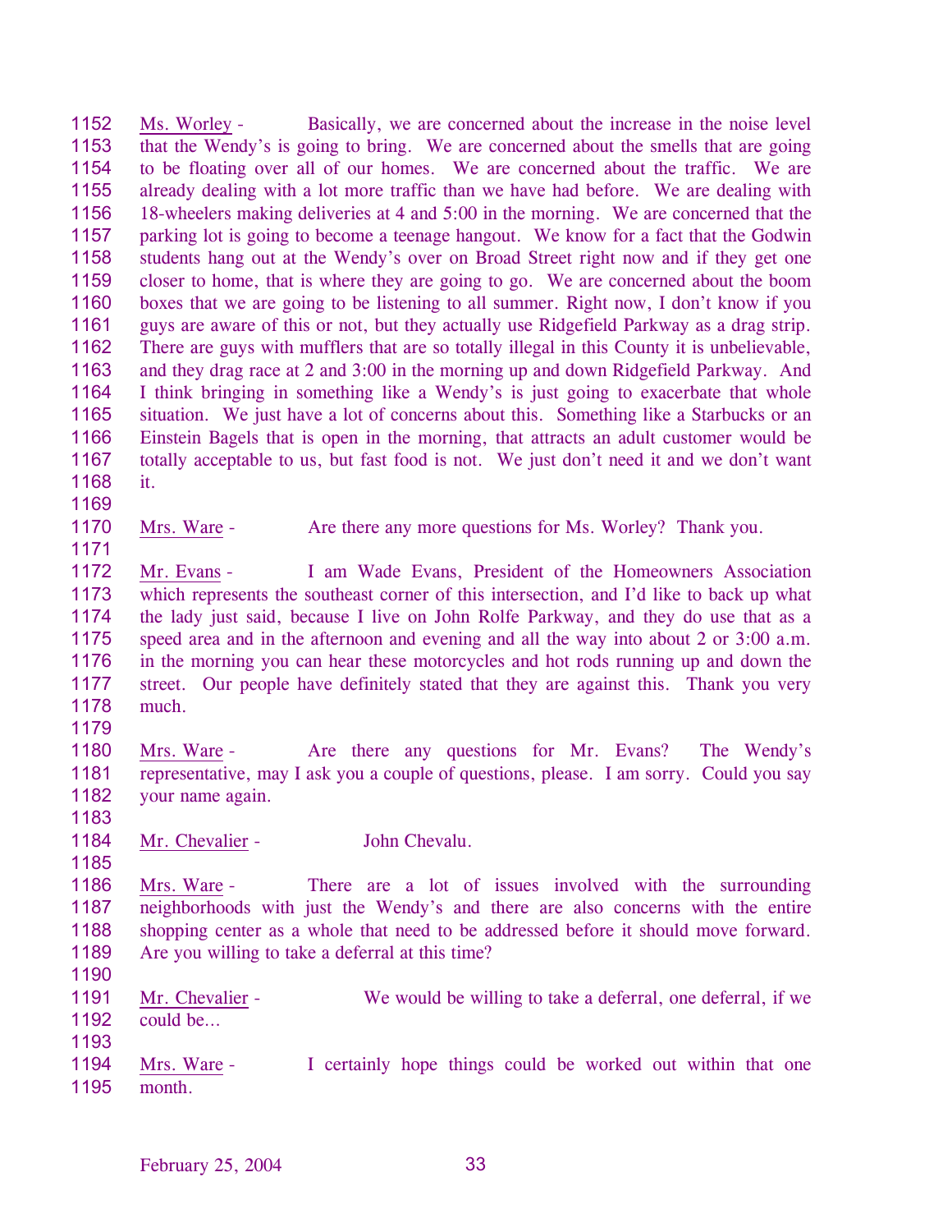Ms. Worley - Basically, we are concerned about the increase in the noise level that the Wendy's is going to bring. We are concerned about the smells that are going to be floating over all of our homes. We are concerned about the traffic. We are already dealing with a lot more traffic than we have had before. We are dealing with 18-wheelers making deliveries at 4 and 5:00 in the morning. We are concerned that the parking lot is going to become a teenage hangout. We know for a fact that the Godwin students hang out at the Wendy's over on Broad Street right now and if they get one closer to home, that is where they are going to go. We are concerned about the boom boxes that we are going to be listening to all summer. Right now, I don't know if you guys are aware of this or not, but they actually use Ridgefield Parkway as a drag strip. There are guys with mufflers that are so totally illegal in this County it is unbelievable, and they drag race at 2 and 3:00 in the morning up and down Ridgefield Parkway. And I think bringing in something like a Wendy's is just going to exacerbate that whole situation. We just have a lot of concerns about this. Something like a Starbucks or an Einstein Bagels that is open in the morning, that attracts an adult customer would be totally acceptable to us, but fast food is not. We just don't need it and we don't want it.

Mrs. Ware - Are there any more questions for Ms. Worley? Thank you.

Mr. Evans - I am Wade Evans, President of the Homeowners Association which represents the southeast corner of this intersection, and I'd like to back up what the lady just said, because I live on John Rolfe Parkway, and they do use that as a speed area and in the afternoon and evening and all the way into about 2 or 3:00 a.m. in the morning you can hear these motorcycles and hot rods running up and down the street. Our people have definitely stated that they are against this. Thank you very much.

Mrs. Ware - Are there any questions for Mr. Evans? The Wendy's representative, may I ask you a couple of questions, please. I am sorry. Could you say your name again.

Mr. Chevalier - John Chevalu.

Mrs. Ware - There are a lot of issues involved with the surrounding neighborhoods with just the Wendy's and there are also concerns with the entire shopping center as a whole that need to be addressed before it should move forward. Are you willing to take a deferral at this time?

Mr. Chevalier - We would be willing to take a deferral, one deferral, if we could be…

Mrs. Ware - I certainly hope things could be worked out within that one month.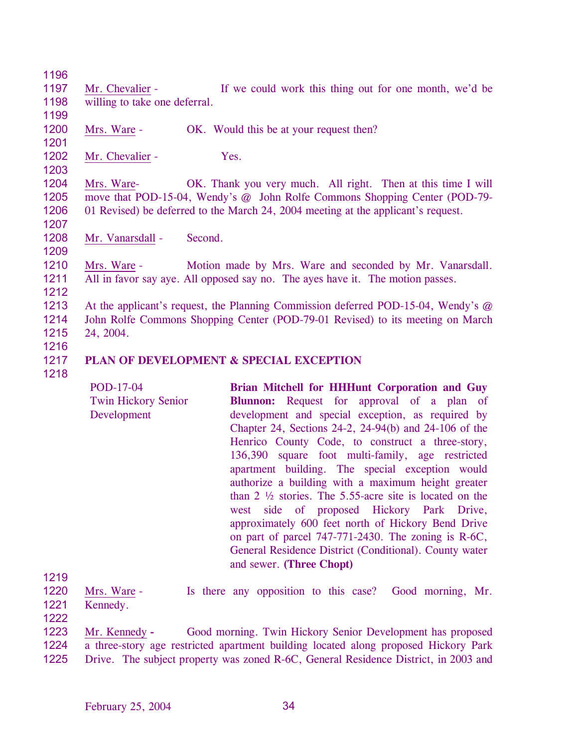Mr. Chevalier - If we could work this thing out for one month, we'd be willing to take one deferral.

Mrs. Ware - OK. Would this be at your request then?

Mr. Chevalier - Yes.

Mrs. Ware- OK. Thank you very much. All right. Then at this time I will move that POD-15-04, Wendy's @ John Rolfe Commons Shopping Center (POD-79-01 Revised) be deferred to the March 24, 2004 meeting at the applicant's request.

Mr. Vanarsdall - Second.

Mrs. Ware - Motion made by Mrs. Ware and seconded by Mr. Vanarsdall. All in favor say aye. All opposed say no. The ayes have it. The motion passes.

At the applicant's request, the Planning Commission deferred POD-15-04, Wendy's @ John Rolfe Commons Shopping Center (POD-79-01 Revised) to its meeting on March 24, 2004.

**PLAN OF DEVELOPMENT & SPECIAL EXCEPTION**

POD-17-04
Twin Hickory Senior Development

**Brian Mitchell for HHHunt Corporation and Guy Blunnon:** Request for approval of a plan of development and special exception, as required by Chapter 24, Sections 24-2, 24-94(b) and 24-106 of the Henrico County Code, to construct a three-story, 136,390 square foot multi-family, age restricted apartment building. The special exception would authorize a building with a maximum height greater than 2 ½ stories. The 5.55-acre site is located on the west side of proposed Hickory Park Drive, approximately 600 feet north of Hickory Bend Drive on part of parcel 747-771-2430. The zoning is R-6C, General Residence District (Conditional). County water and sewer. **(Three Chopt)**

Mrs. Ware - Is there any opposition to this case? Good morning, Mr. Kennedy.

Mr. Kennedy **-** Good morning. Twin Hickory Senior Development has proposed a three-story age restricted apartment building located along proposed Hickory Park Drive. The subject property was zoned R-6C, General Residence District, in 2003 and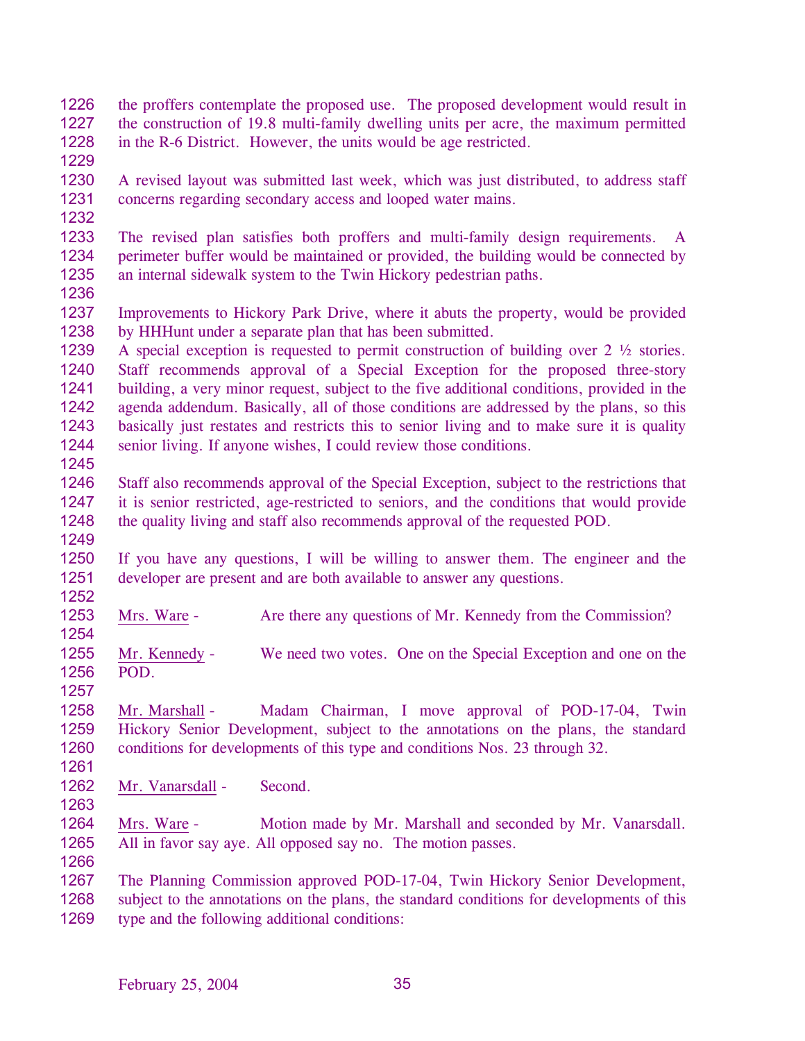the proffers contemplate the proposed use. The proposed development would result in the construction of 19.8 multi-family dwelling units per acre, the maximum permitted in the R-6 District. However, the units would be age restricted.

A revised layout was submitted last week, which was just distributed, to address staff concerns regarding secondary access and looped water mains.

The revised plan satisfies both proffers and multi-family design requirements. A perimeter buffer would be maintained or provided, the building would be connected by an internal sidewalk system to the Twin Hickory pedestrian paths.

Improvements to Hickory Park Drive, where it abuts the property, would be provided by HHHunt under a separate plan that has been submitted.
A special exception is requested to permit construction of building over 2 ½ stories. Staff recommends approval of a Special Exception for the proposed three-story building, a very minor request, subject to the five additional conditions, provided in the agenda addendum. Basically, all of those conditions are addressed by the plans, so this basically just restates and restricts this to senior living and to make sure it is quality senior living. If anyone wishes, I could review those conditions.

Staff also recommends approval of the Special Exception, subject to the restrictions that it is senior restricted, age-restricted to seniors, and the conditions that would provide the quality living and staff also recommends approval of the requested POD.

If you have any questions, I will be willing to answer them. The engineer and the developer are present and are both available to answer any questions.

Mrs. Ware - Are there any questions of Mr. Kennedy from the Commission?

Mr. Kennedy - We need two votes. One on the Special Exception and one on the POD.

Mr. Marshall - Madam Chairman, I move approval of POD-17-04, Twin Hickory Senior Development, subject to the annotations on the plans, the standard conditions for developments of this type and conditions Nos. 23 through 32.

Mr. Vanarsdall - Second.

Mrs. Ware - Motion made by Mr. Marshall and seconded by Mr. Vanarsdall. All in favor say aye. All opposed say no. The motion passes.

The Planning Commission approved POD-17-04, Twin Hickory Senior Development, subject to the annotations on the plans, the standard conditions for developments of this type and the following additional conditions: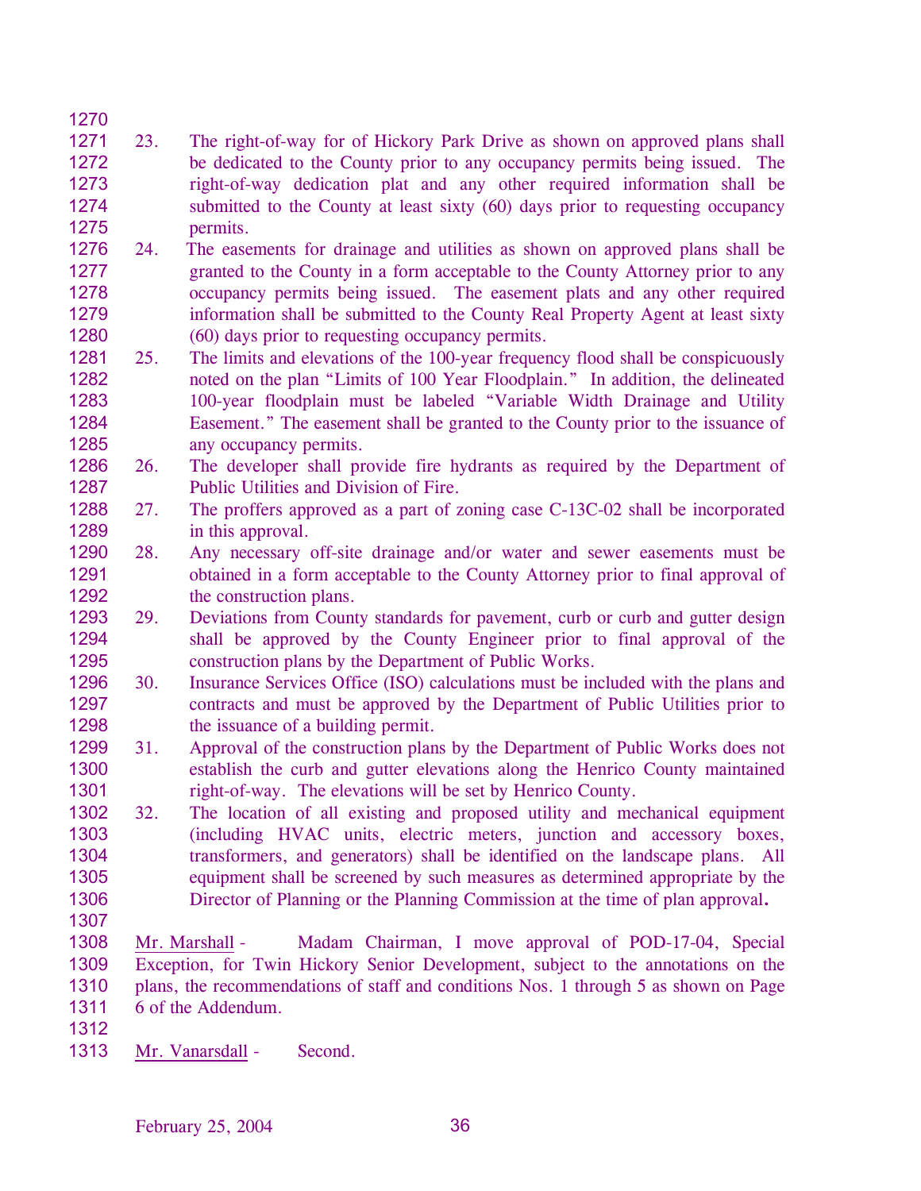23. The right-of-way for of Hickory Park Drive as shown on approved plans shall be dedicated to the County prior to any occupancy permits being issued. The right-of-way dedication plat and any other required information shall be submitted to the County at least sixty (60) days prior to requesting occupancy permits.
24. The easements for drainage and utilities as shown on approved plans shall be granted to the County in a form acceptable to the County Attorney prior to any occupancy permits being issued. The easement plats and any other required information shall be submitted to the County Real Property Agent at least sixty (60) days prior to requesting occupancy permits.
25. The limits and elevations of the 100-year frequency flood shall be conspicuously noted on the plan "Limits of 100 Year Floodplain." In addition, the delineated 100-year floodplain must be labeled "Variable Width Drainage and Utility Easement." The easement shall be granted to the County prior to the issuance of any occupancy permits.
26. The developer shall provide fire hydrants as required by the Department of Public Utilities and Division of Fire.
27. The proffers approved as a part of zoning case C-13C-02 shall be incorporated in this approval.
28. Any necessary off-site drainage and/or water and sewer easements must be obtained in a form acceptable to the County Attorney prior to final approval of the construction plans.
29. Deviations from County standards for pavement, curb or curb and gutter design shall be approved by the County Engineer prior to final approval of the construction plans by the Department of Public Works.
30. Insurance Services Office (ISO) calculations must be included with the plans and contracts and must be approved by the Department of Public Utilities prior to the issuance of a building permit.
31. Approval of the construction plans by the Department of Public Works does not establish the curb and gutter elevations along the Henrico County maintained right-of-way. The elevations will be set by Henrico County.
32. The location of all existing and proposed utility and mechanical equipment (including HVAC units, electric meters, junction and accessory boxes, transformers, and generators) shall be identified on the landscape plans. All equipment shall be screened by such measures as determined appropriate by the Director of Planning or the Planning Commission at the time of plan approval.

Mr. Marshall - Madam Chairman, I move approval of POD-17-04, Special Exception, for Twin Hickory Senior Development, subject to the annotations on the plans, the recommendations of staff and conditions Nos. 1 through 5 as shown on Page 6 of the Addendum.

Mr. Vanarsdall - Second.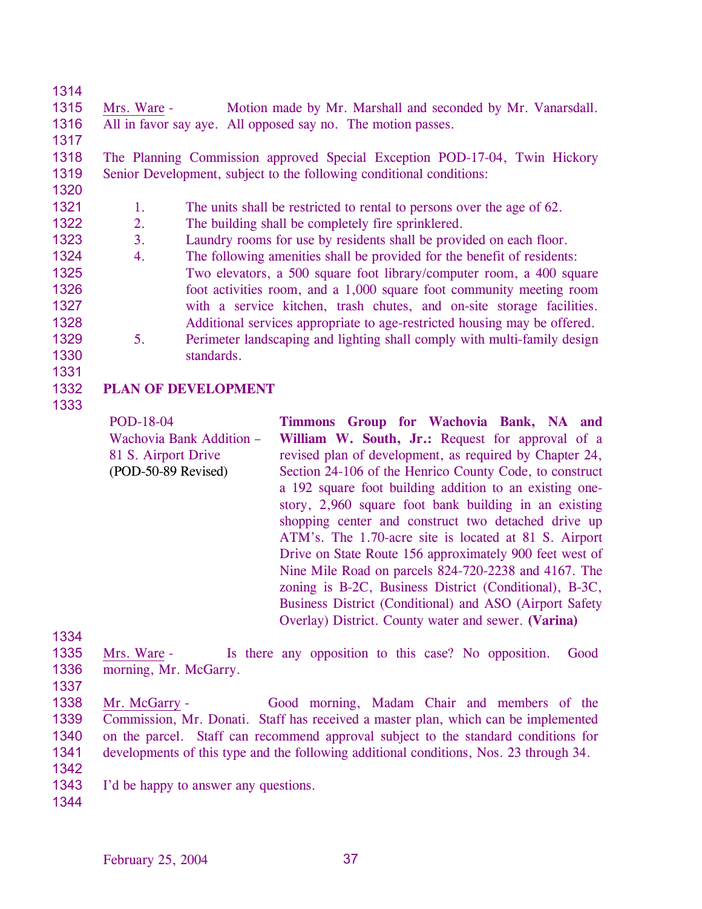Mrs. Ware - Motion made by Mr. Marshall and seconded by Mr. Vanarsdall. All in favor say aye. All opposed say no. The motion passes.

The Planning Commission approved Special Exception POD-17-04, Twin Hickory Senior Development, subject to the following conditional conditions:

1. The units shall be restricted to rental to persons over the age of 62.
2. The building shall be completely fire sprinklered.
3. Laundry rooms for use by residents shall be provided on each floor.
4. The following amenities shall be provided for the benefit of residents: Two elevators, a 500 square foot library/computer room, a 400 square foot activities room, and a 1,000 square foot community meeting room with a service kitchen, trash chutes, and on-site storage facilities. Additional services appropriate to age-restricted housing may be offered.
5. Perimeter landscaping and lighting shall comply with multi-family design standards.

**PLAN OF DEVELOPMENT**

POD-18-04
Wachovia Bank Addition – 81 S. Airport Drive
(POD-50-89 Revised)

**Timmons Group for Wachovia Bank, NA and William W. South, Jr.:** Request for approval of a revised plan of development, as required by Chapter 24, Section 24-106 of the Henrico County Code, to construct a 192 square foot building addition to an existing one-story, 2,960 square foot bank building in an existing shopping center and construct two detached drive up ATM's. The 1.70-acre site is located at 81 S. Airport Drive on State Route 156 approximately 900 feet west of Nine Mile Road on parcels 824-720-2238 and 4167. The zoning is B-2C, Business District (Conditional), B-3C, Business District (Conditional) and ASO (Airport Safety Overlay) District. County water and sewer. **(Varina)**

Mrs. Ware - Is there any opposition to this case? No opposition. Good morning, Mr. McGarry.

Mr. McGarry - Good morning, Madam Chair and members of the Commission, Mr. Donati. Staff has received a master plan, which can be implemented on the parcel. Staff can recommend approval subject to the standard conditions for developments of this type and the following additional conditions, Nos. 23 through 34.

I'd be happy to answer any questions.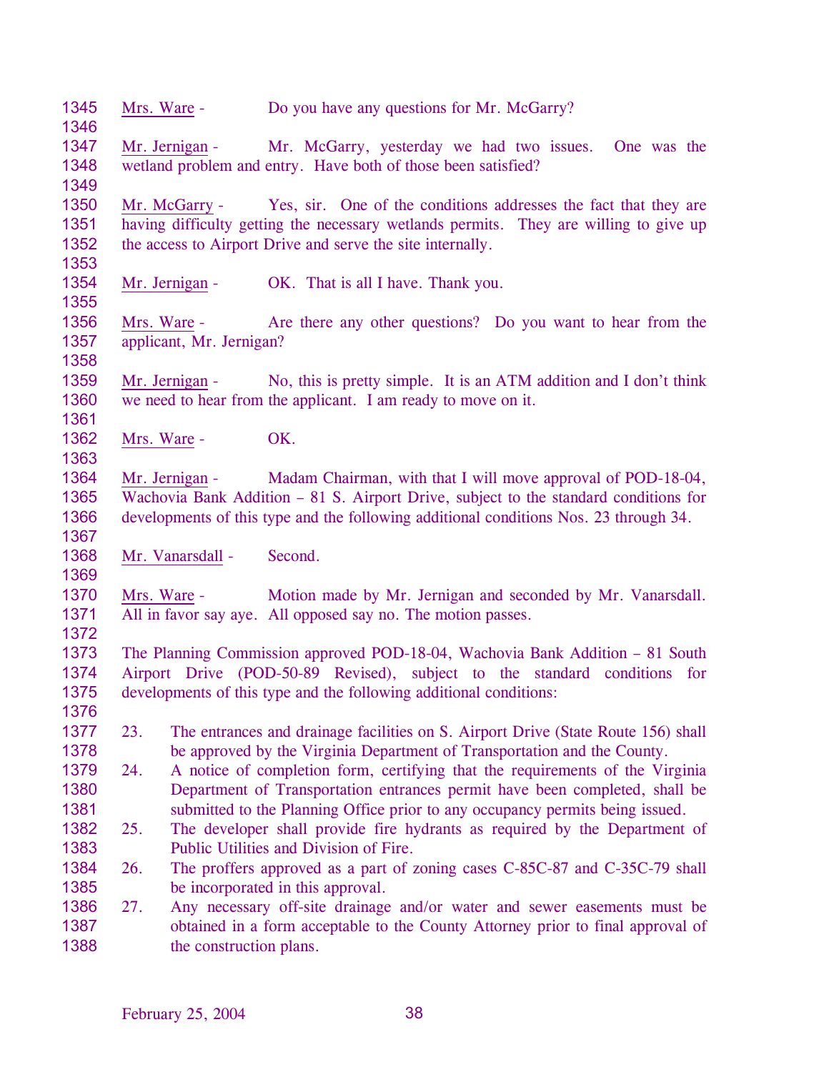Mrs. Ware - Do you have any questions for Mr. McGarry?

Mr. Jernigan - Mr. McGarry, yesterday we had two issues. One was the wetland problem and entry. Have both of those been satisfied?

Mr. McGarry - Yes, sir. One of the conditions addresses the fact that they are having difficulty getting the necessary wetlands permits. They are willing to give up the access to Airport Drive and serve the site internally.

Mr. Jernigan - OK. That is all I have. Thank you.

Mrs. Ware - Are there any other questions? Do you want to hear from the applicant, Mr. Jernigan?

Mr. Jernigan - No, this is pretty simple. It is an ATM addition and I don't think we need to hear from the applicant. I am ready to move on it.

Mrs. Ware - OK.

Mr. Jernigan - Madam Chairman, with that I will move approval of POD-18-04, Wachovia Bank Addition – 81 S. Airport Drive, subject to the standard conditions for developments of this type and the following additional conditions Nos. 23 through 34.

Mr. Vanarsdall - Second.

Mrs. Ware - Motion made by Mr. Jernigan and seconded by Mr. Vanarsdall. All in favor say aye. All opposed say no. The motion passes.

The Planning Commission approved POD-18-04, Wachovia Bank Addition – 81 South Airport Drive (POD-50-89 Revised), subject to the standard conditions for developments of this type and the following additional conditions:

23. The entrances and drainage facilities on S. Airport Drive (State Route 156) shall be approved by the Virginia Department of Transportation and the County.
24. A notice of completion form, certifying that the requirements of the Virginia Department of Transportation entrances permit have been completed, shall be submitted to the Planning Office prior to any occupancy permits being issued.
25. The developer shall provide fire hydrants as required by the Department of Public Utilities and Division of Fire.
26. The proffers approved as a part of zoning cases C-85C-87 and C-35C-79 shall be incorporated in this approval.
27. Any necessary off-site drainage and/or water and sewer easements must be obtained in a form acceptable to the County Attorney prior to final approval of the construction plans.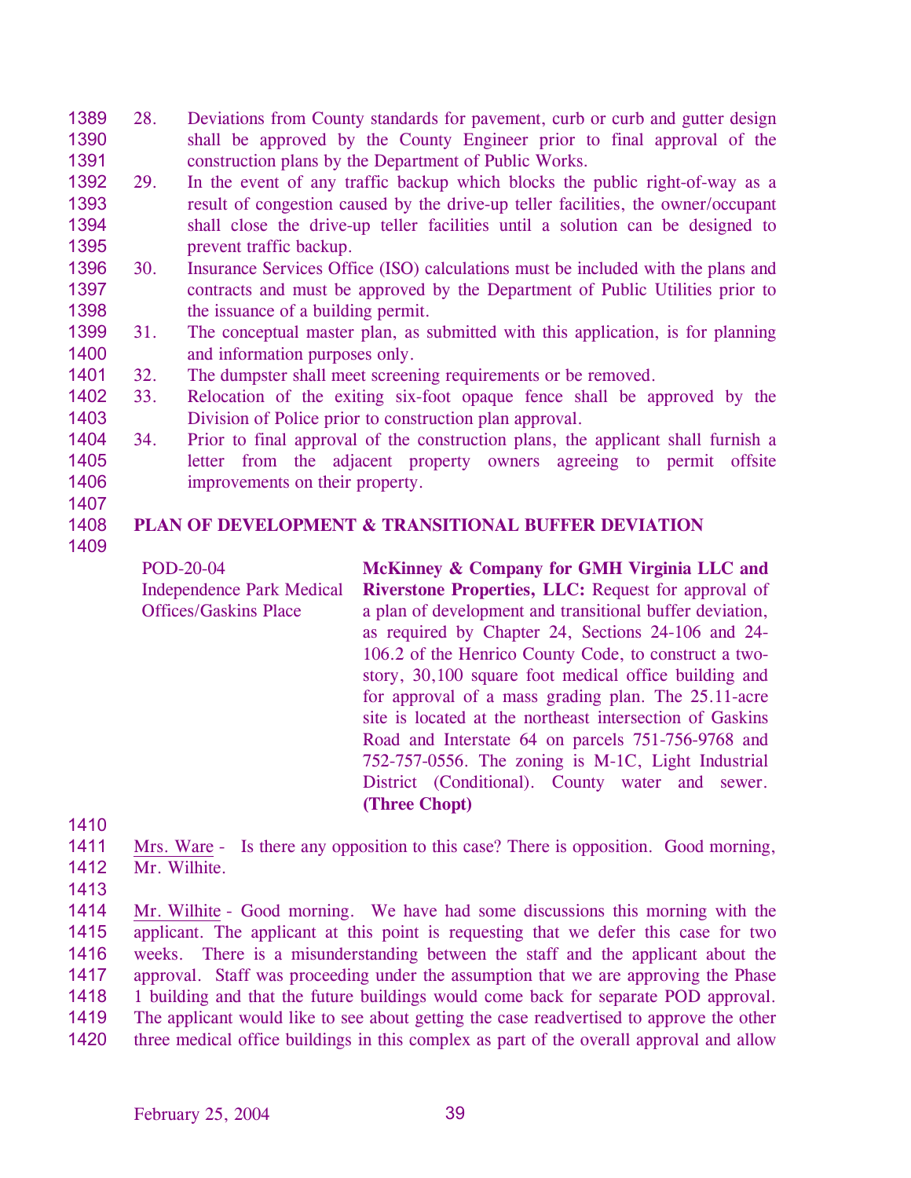28. Deviations from County standards for pavement, curb or curb and gutter design shall be approved by the County Engineer prior to final approval of the construction plans by the Department of Public Works.
29. In the event of any traffic backup which blocks the public right-of-way as a result of congestion caused by the drive-up teller facilities, the owner/occupant shall close the drive-up teller facilities until a solution can be designed to prevent traffic backup.
30. Insurance Services Office (ISO) calculations must be included with the plans and contracts and must be approved by the Department of Public Utilities prior to the issuance of a building permit.
31. The conceptual master plan, as submitted with this application, is for planning and information purposes only.
32. The dumpster shall meet screening requirements or be removed.
33. Relocation of the exiting six-foot opaque fence shall be approved by the Division of Police prior to construction plan approval.
34. Prior to final approval of the construction plans, the applicant shall furnish a letter from the adjacent property owners agreeing to permit offsite improvements on their property.

**PLAN OF DEVELOPMENT & TRANSITIONAL BUFFER DEVIATION**

POD-20-04
Independence Park Medical Offices/Gaskins Place

**McKinney & Company for GMH Virginia LLC and Riverstone Properties, LLC:** Request for approval of a plan of development and transitional buffer deviation, as required by Chapter 24, Sections 24-106 and 24-106.2 of the Henrico County Code, to construct a two-story, 30,100 square foot medical office building and for approval of a mass grading plan. The 25.11-acre site is located at the northeast intersection of Gaskins Road and Interstate 64 on parcels 751-756-9768 and 752-757-0556. The zoning is M-1C, Light Industrial District (Conditional). County water and sewer. **(Three Chopt)**

Mrs. Ware - Is there any opposition to this case? There is opposition. Good morning, Mr. Wilhite.

Mr. Wilhite - Good morning. We have had some discussions this morning with the applicant. The applicant at this point is requesting that we defer this case for two weeks. There is a misunderstanding between the staff and the applicant about the approval. Staff was proceeding under the assumption that we are approving the Phase 1 building and that the future buildings would come back for separate POD approval. The applicant would like to see about getting the case readvertised to approve the other three medical office buildings in this complex as part of the overall approval and allow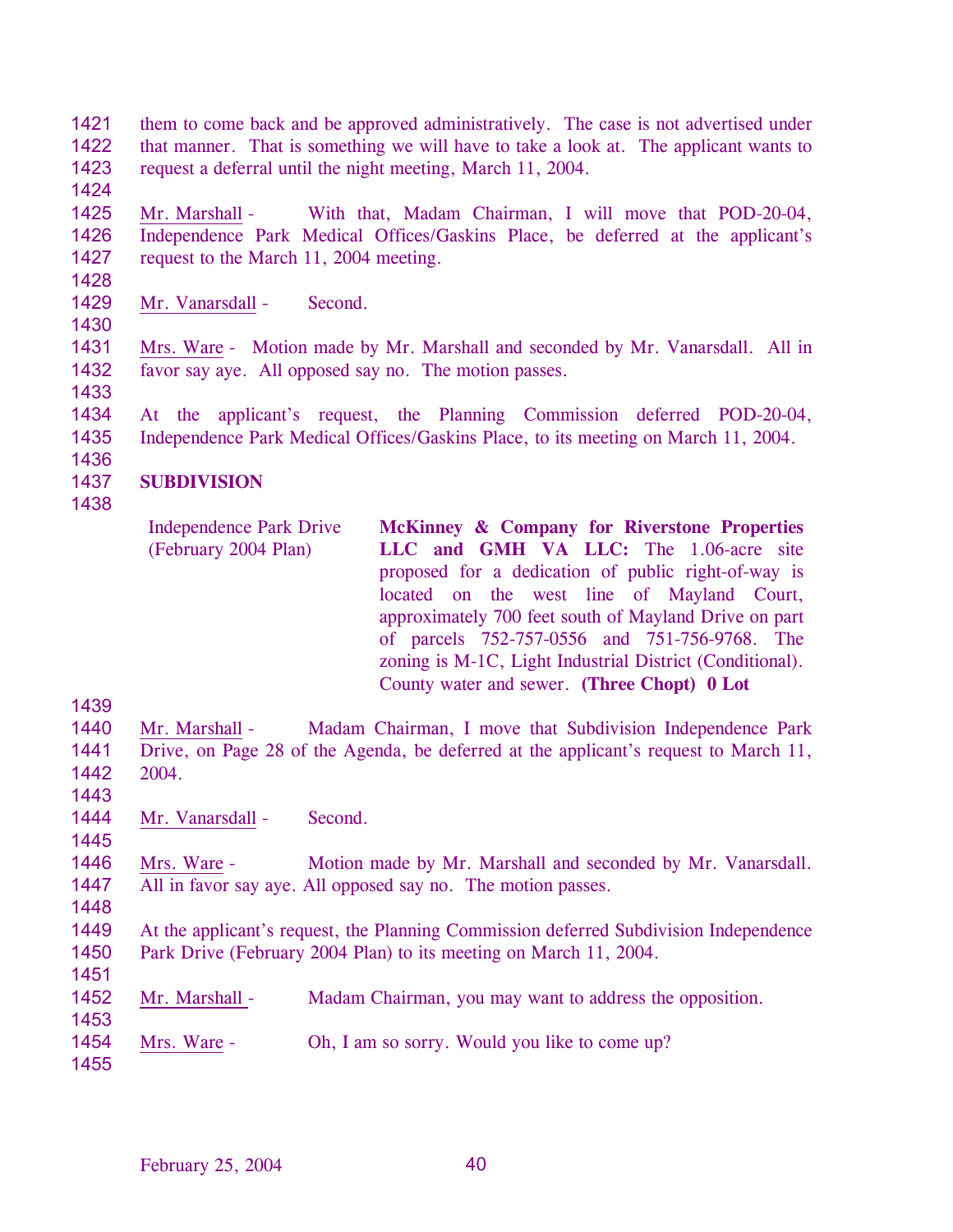1421 them to come back and be approved administratively. The case is not advertised under
1422 that manner. That is something we will have to take a look at. The applicant wants to
1423 request a deferral until the night meeting, March 11, 2004.

1425 Mr. Marshall - With that, Madam Chairman, I will move that POD-20-04,
1426 Independence Park Medical Offices/Gaskins Place, be deferred at the applicant's
1427 request to the March 11, 2004 meeting.

1429 Mr. Vanarsdall - Second.

1431 Mrs. Ware - Motion made by Mr. Marshall and seconded by Mr. Vanarsdall. All in
1432 favor say aye. All opposed say no. The motion passes.

1434 At the applicant's request, the Planning Commission deferred POD-20-04,
1435 Independence Park Medical Offices/Gaskins Place, to its meeting on March 11, 2004.

1437 **SUBDIVISION**

| | |
|---|---|
| Independence Park Drive (February 2004 Plan) | **McKinney & Company for Riverstone Properties LLC and GMH VA LLC:** The 1.06-acre site proposed for a dedication of public right-of-way is located on the west line of Mayland Court, approximately 700 feet south of Mayland Drive on part of parcels 752-757-0556 and 751-756-9768. The zoning is M-1C, Light Industrial District (Conditional). County water and sewer. **(Three Chopt) 0 Lot** |

1440 Mr. Marshall - Madam Chairman, I move that Subdivision Independence Park
1441 Drive, on Page 28 of the Agenda, be deferred at the applicant's request to March 11,
1442 2004.

1444 Mr. Vanarsdall - Second.

1446 Mrs. Ware - Motion made by Mr. Marshall and seconded by Mr. Vanarsdall.
1447 All in favor say aye. All opposed say no. The motion passes.

1449 At the applicant's request, the Planning Commission deferred Subdivision Independence
1450 Park Drive (February 2004 Plan) to its meeting on March 11, 2004.

1452 Mr. Marshall - Madam Chairman, you may want to address the opposition.

1454 Mrs. Ware - Oh, I am so sorry. Would you like to come up?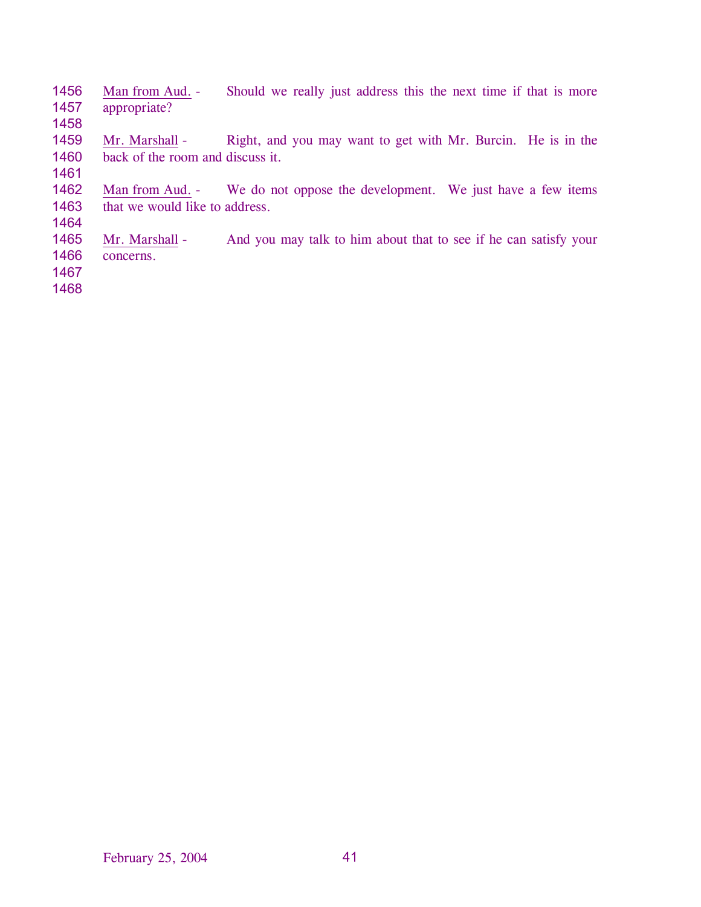Man from Aud. - Should we really just address this the next time if that is more appropriate?

Mr. Marshall - Right, and you may want to get with Mr. Burcin. He is in the back of the room and discuss it.

Man from Aud. - We do not oppose the development. We just have a few items that we would like to address.

Mr. Marshall - And you may talk to him about that to see if he can satisfy your concerns.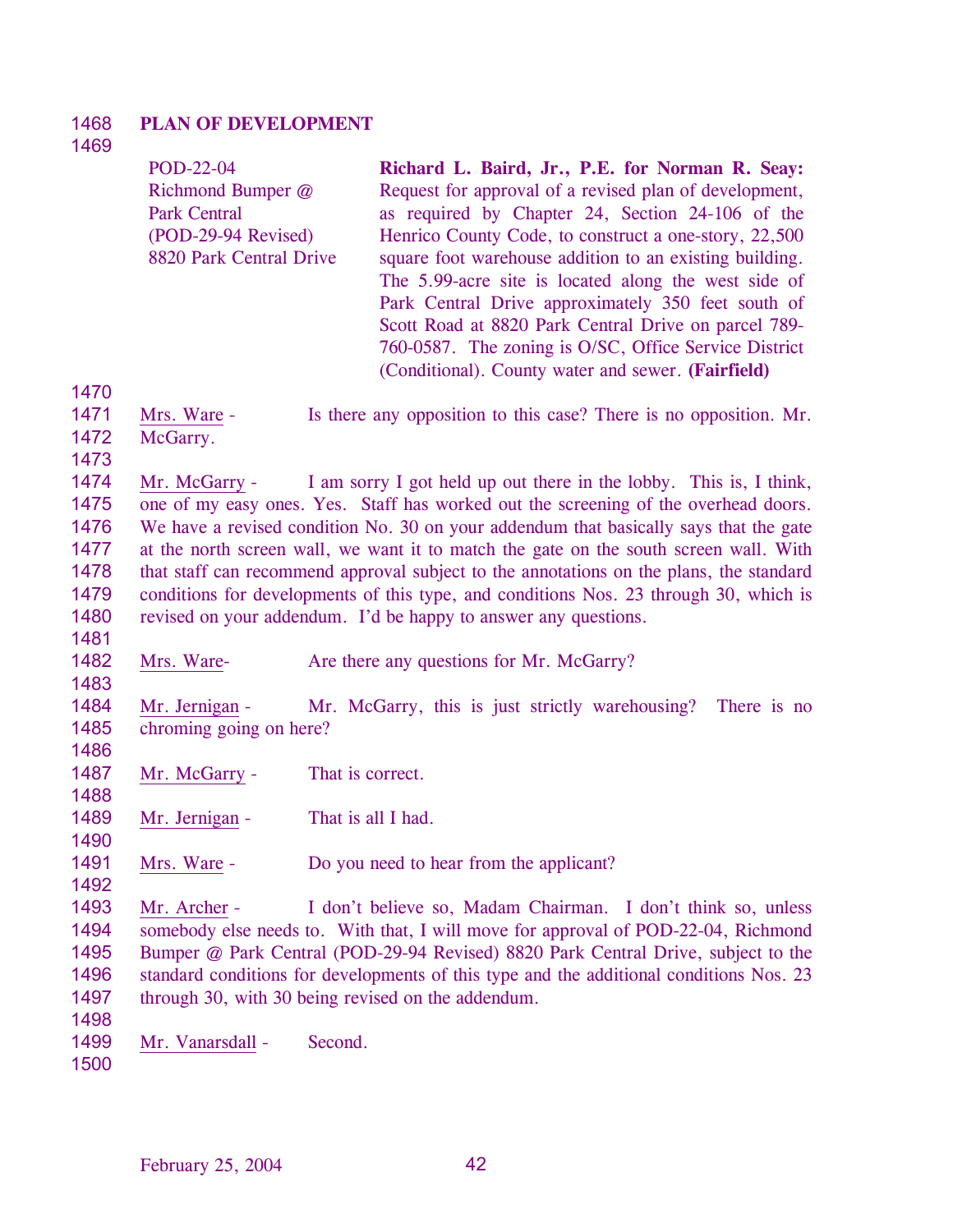**PLAN OF DEVELOPMENT**

POD-22-04
Richmond Bumper @ Park Central
(POD-29-94 Revised)
8820 Park Central Drive

**Richard L. Baird, Jr., P.E. for Norman R. Seay:** Request for approval of a revised plan of development, as required by Chapter 24, Section 24-106 of the Henrico County Code, to construct a one-story, 22,500 square foot warehouse addition to an existing building. The 5.99-acre site is located along the west side of Park Central Drive approximately 350 feet south of Scott Road at 8820 Park Central Drive on parcel 789-760-0587. The zoning is O/SC, Office Service District (Conditional). County water and sewer. **(Fairfield)**

Mrs. Ware - Is there any opposition to this case? There is no opposition. Mr. McGarry.

Mr. McGarry - I am sorry I got held up out there in the lobby. This is, I think, one of my easy ones. Yes. Staff has worked out the screening of the overhead doors. We have a revised condition No. 30 on your addendum that basically says that the gate at the north screen wall, we want it to match the gate on the south screen wall. With that staff can recommend approval subject to the annotations on the plans, the standard conditions for developments of this type, and conditions Nos. 23 through 30, which is revised on your addendum. I'd be happy to answer any questions.

Mrs. Ware- Are there any questions for Mr. McGarry?

Mr. Jernigan - Mr. McGarry, this is just strictly warehousing? There is no chroming going on here?

Mr. McGarry - That is correct.

Mr. Jernigan - That is all I had.

Mrs. Ware - Do you need to hear from the applicant?

Mr. Archer - I don't believe so, Madam Chairman. I don't think so, unless somebody else needs to. With that, I will move for approval of POD-22-04, Richmond Bumper @ Park Central (POD-29-94 Revised) 8820 Park Central Drive, subject to the standard conditions for developments of this type and the additional conditions Nos. 23 through 30, with 30 being revised on the addendum.

Mr. Vanarsdall - Second.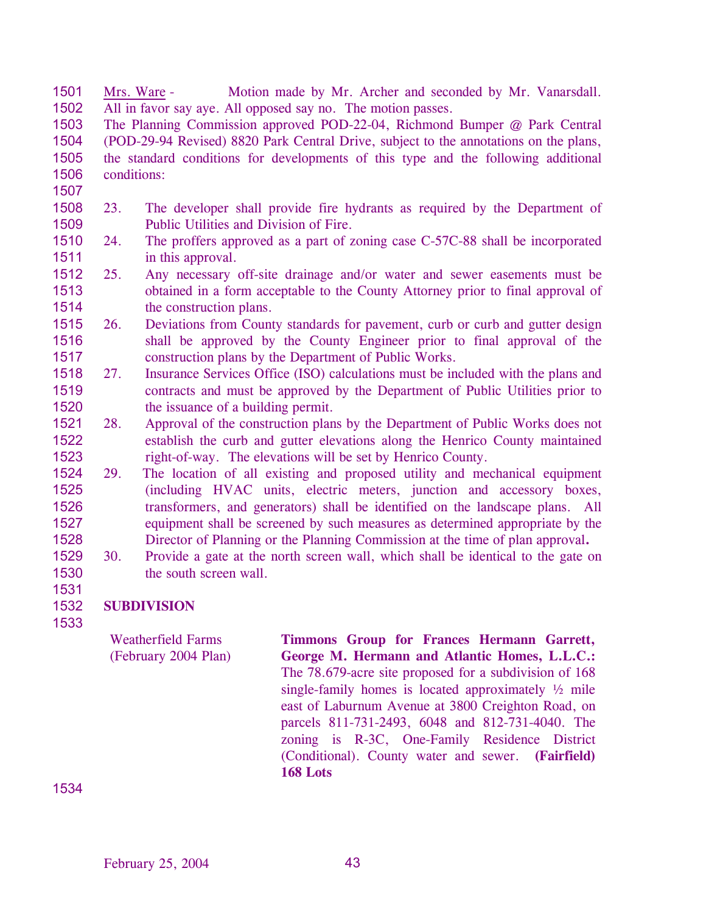Mrs. Ware - Motion made by Mr. Archer and seconded by Mr. Vanarsdall. All in favor say aye. All opposed say no. The motion passes.

The Planning Commission approved POD-22-04, Richmond Bumper @ Park Central (POD-29-94 Revised) 8820 Park Central Drive, subject to the annotations on the plans, the standard conditions for developments of this type and the following additional conditions:

23. The developer shall provide fire hydrants as required by the Department of Public Utilities and Division of Fire.
24. The proffers approved as a part of zoning case C-57C-88 shall be incorporated in this approval.
25. Any necessary off-site drainage and/or water and sewer easements must be obtained in a form acceptable to the County Attorney prior to final approval of the construction plans.
26. Deviations from County standards for pavement, curb or curb and gutter design shall be approved by the County Engineer prior to final approval of the construction plans by the Department of Public Works.
27. Insurance Services Office (ISO) calculations must be included with the plans and contracts and must be approved by the Department of Public Utilities prior to the issuance of a building permit.
28. Approval of the construction plans by the Department of Public Works does not establish the curb and gutter elevations along the Henrico County maintained right-of-way. The elevations will be set by Henrico County.
29. The location of all existing and proposed utility and mechanical equipment (including HVAC units, electric meters, junction and accessory boxes, transformers, and generators) shall be identified on the landscape plans. All equipment shall be screened by such measures as determined appropriate by the Director of Planning or the Planning Commission at the time of plan approval**.**
30. Provide a gate at the north screen wall, which shall be identical to the gate on the south screen wall.

**SUBDIVISION**

| | |
|---|---|
| Weatherfield Farms (February 2004 Plan) | **Timmons Group for Frances Hermann Garrett, George M. Hermann and Atlantic Homes, L.L.C.:** The 78.679-acre site proposed for a subdivision of 168 single-family homes is located approximately ½ mile east of Laburnum Avenue at 3800 Creighton Road, on parcels 811-731-2493, 6048 and 812-731-4040. The zoning is R-3C, One-Family Residence District (Conditional). County water and sewer. **(Fairfield) 168 Lots** |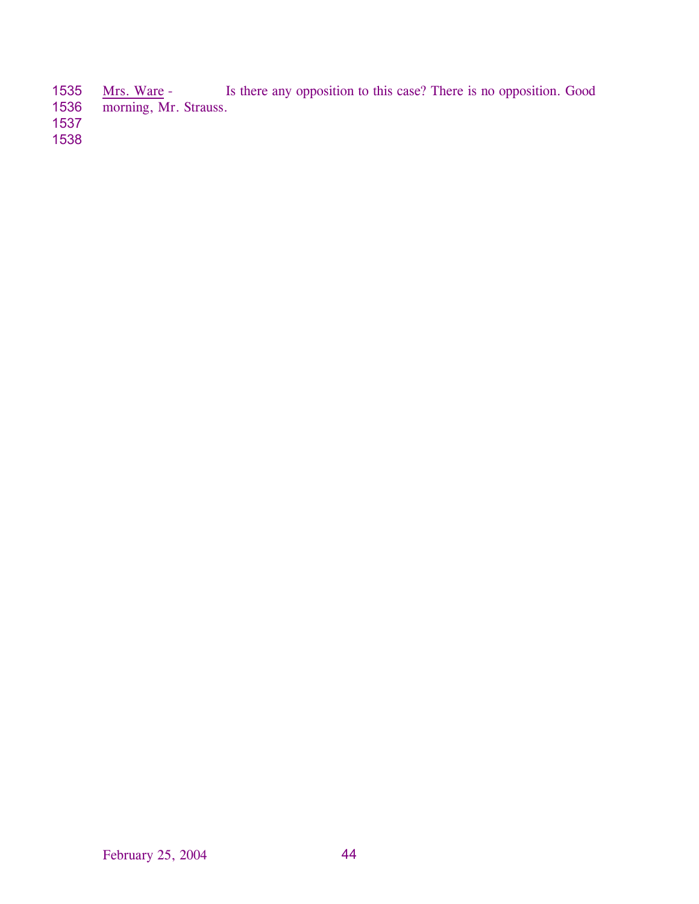1535 Mrs. Ware - Is there any opposition to this case? There is no opposition. Good
1536 morning, Mr. Strauss.
1537
1538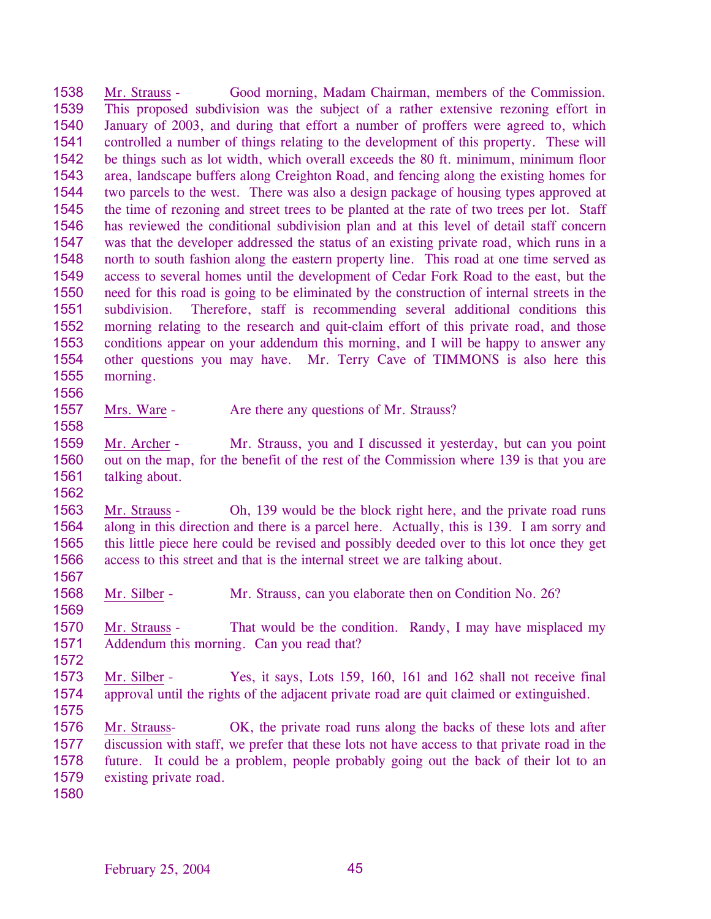Mr. Strauss - Good morning, Madam Chairman, members of the Commission. This proposed subdivision was the subject of a rather extensive rezoning effort in January of 2003, and during that effort a number of proffers were agreed to, which controlled a number of things relating to the development of this property. These will be things such as lot width, which overall exceeds the 80 ft. minimum, minimum floor area, landscape buffers along Creighton Road, and fencing along the existing homes for two parcels to the west. There was also a design package of housing types approved at the time of rezoning and street trees to be planted at the rate of two trees per lot. Staff has reviewed the conditional subdivision plan and at this level of detail staff concern was that the developer addressed the status of an existing private road, which runs in a north to south fashion along the eastern property line. This road at one time served as access to several homes until the development of Cedar Fork Road to the east, but the need for this road is going to be eliminated by the construction of internal streets in the subdivision. Therefore, staff is recommending several additional conditions this morning relating to the research and quit-claim effort of this private road, and those conditions appear on your addendum this morning, and I will be happy to answer any other questions you may have. Mr. Terry Cave of TIMMONS is also here this morning.

Mrs. Ware - Are there any questions of Mr. Strauss?

Mr. Archer - Mr. Strauss, you and I discussed it yesterday, but can you point out on the map, for the benefit of the rest of the Commission where 139 is that you are talking about.

Mr. Strauss - Oh, 139 would be the block right here, and the private road runs along in this direction and there is a parcel here. Actually, this is 139. I am sorry and this little piece here could be revised and possibly deeded over to this lot once they get access to this street and that is the internal street we are talking about.

Mr. Silber - Mr. Strauss, can you elaborate then on Condition No. 26?

Mr. Strauss - That would be the condition. Randy, I may have misplaced my Addendum this morning. Can you read that?

Mr. Silber - Yes, it says, Lots 159, 160, 161 and 162 shall not receive final approval until the rights of the adjacent private road are quit claimed or extinguished.

Mr. Strauss- OK, the private road runs along the backs of these lots and after discussion with staff, we prefer that these lots not have access to that private road in the future. It could be a problem, people probably going out the back of their lot to an existing private road.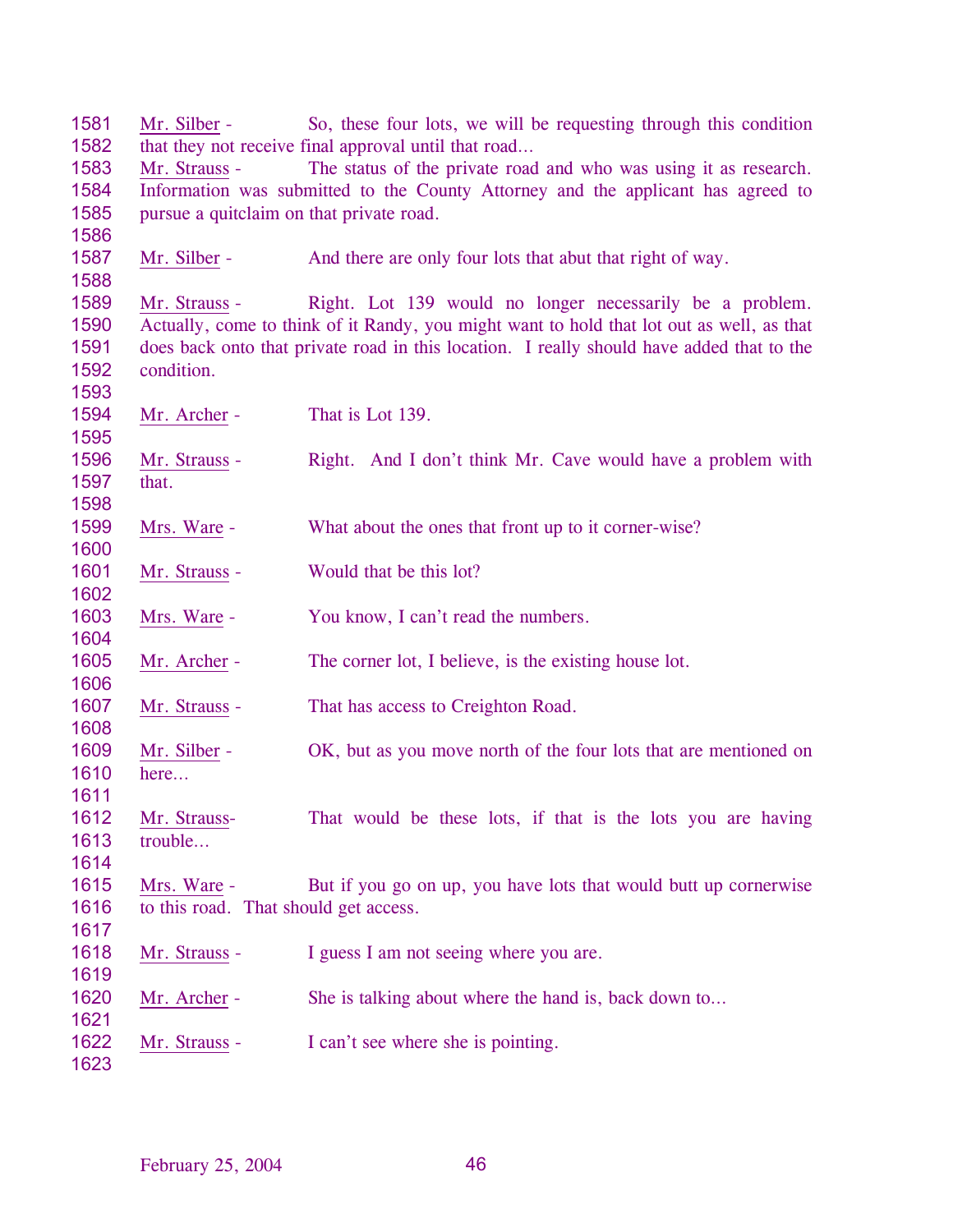1581 Mr. Silber - So, these four lots, we will be requesting through this condition
1582 that they not receive final approval until that road…
1583 Mr. Strauss - The status of the private road and who was using it as research.
1584 Information was submitted to the County Attorney and the applicant has agreed to
1585 pursue a quitclaim on that private road.
1586
1587 Mr. Silber - And there are only four lots that abut that right of way.
1588
1589 Mr. Strauss - Right. Lot 139 would no longer necessarily be a problem.
1590 Actually, come to think of it Randy, you might want to hold that lot out as well, as that
1591 does back onto that private road in this location. I really should have added that to the
1592 condition.
1593
1594 Mr. Archer - That is Lot 139.
1595
1596 Mr. Strauss - Right. And I don't think Mr. Cave would have a problem with
1597 that.
1598
1599 Mrs. Ware - What about the ones that front up to it corner-wise?
1600
1601 Mr. Strauss - Would that be this lot?
1602
1603 Mrs. Ware - You know, I can't read the numbers.
1604
1605 Mr. Archer - The corner lot, I believe, is the existing house lot.
1606
1607 Mr. Strauss - That has access to Creighton Road.
1608
1609 Mr. Silber - OK, but as you move north of the four lots that are mentioned on
1610 here…
1611
1612 Mr. Strauss- That would be these lots, if that is the lots you are having
1613 trouble…
1614
1615 Mrs. Ware - But if you go on up, you have lots that would butt up cornerwise
1616 to this road. That should get access.
1617
1618 Mr. Strauss - I guess I am not seeing where you are.
1619
1620 Mr. Archer - She is talking about where the hand is, back down to…
1621
1622 Mr. Strauss - I can't see where she is pointing.
1623

February 25, 2004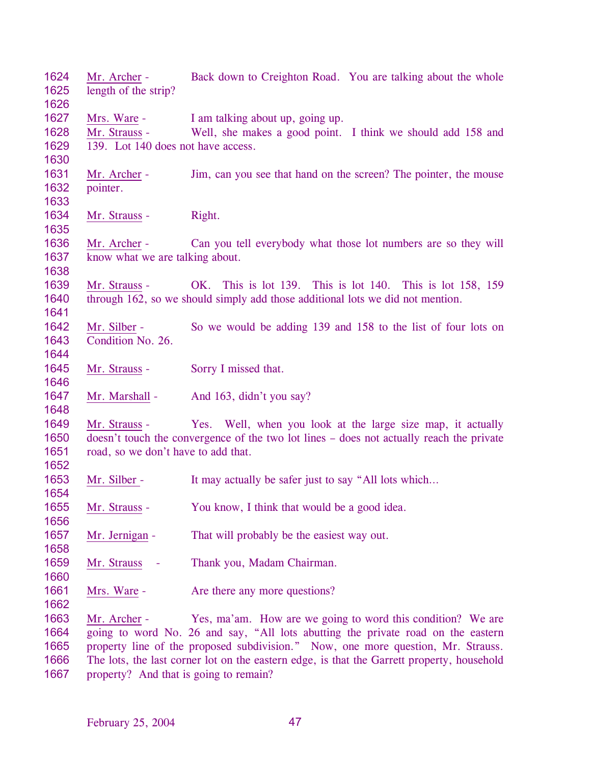1624 Mr. Archer - Back down to Creighton Road. You are talking about the whole
1625 length of the strip?
1626
1627 Mrs. Ware - I am talking about up, going up.
1628 Mr. Strauss - Well, she makes a good point. I think we should add 158 and
1629 139. Lot 140 does not have access.
1630
1631 Mr. Archer - Jim, can you see that hand on the screen? The pointer, the mouse
1632 pointer.
1633
1634 Mr. Strauss - Right.
1635
1636 Mr. Archer - Can you tell everybody what those lot numbers are so they will
1637 know what we are talking about.
1638
1639 Mr. Strauss - OK. This is lot 139. This is lot 140. This is lot 158, 159
1640 through 162, so we should simply add those additional lots we did not mention.
1641
1642 Mr. Silber - So we would be adding 139 and 158 to the list of four lots on
1643 Condition No. 26.
1644
1645 Mr. Strauss - Sorry I missed that.
1646
1647 Mr. Marshall - And 163, didn't you say?
1648
1649 Mr. Strauss - Yes. Well, when you look at the large size map, it actually
1650 doesn't touch the convergence of the two lot lines – does not actually reach the private
1651 road, so we don't have to add that.
1652
1653 Mr. Silber - It may actually be safer just to say "All lots which…
1654
1655 Mr. Strauss - You know, I think that would be a good idea.
1656
1657 Mr. Jernigan - That will probably be the easiest way out.
1658
1659 Mr. Strauss - Thank you, Madam Chairman.
1660
1661 Mrs. Ware - Are there any more questions?
1662
1663 Mr. Archer - Yes, ma'am. How are we going to word this condition? We are
1664 going to word No. 26 and say, "All lots abutting the private road on the eastern
1665 property line of the proposed subdivision." Now, one more question, Mr. Strauss.
1666 The lots, the last corner lot on the eastern edge, is that the Garrett property, household
1667 property? And that is going to remain?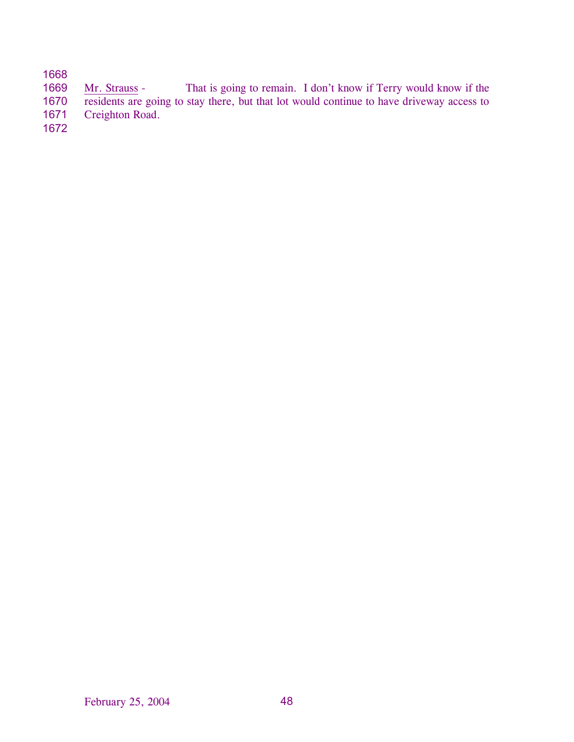<u>Mr. Strauss</u> - That is going to remain. I don't know if Terry would know if the residents are going to stay there, but that lot would continue to have driveway access to Creighton Road.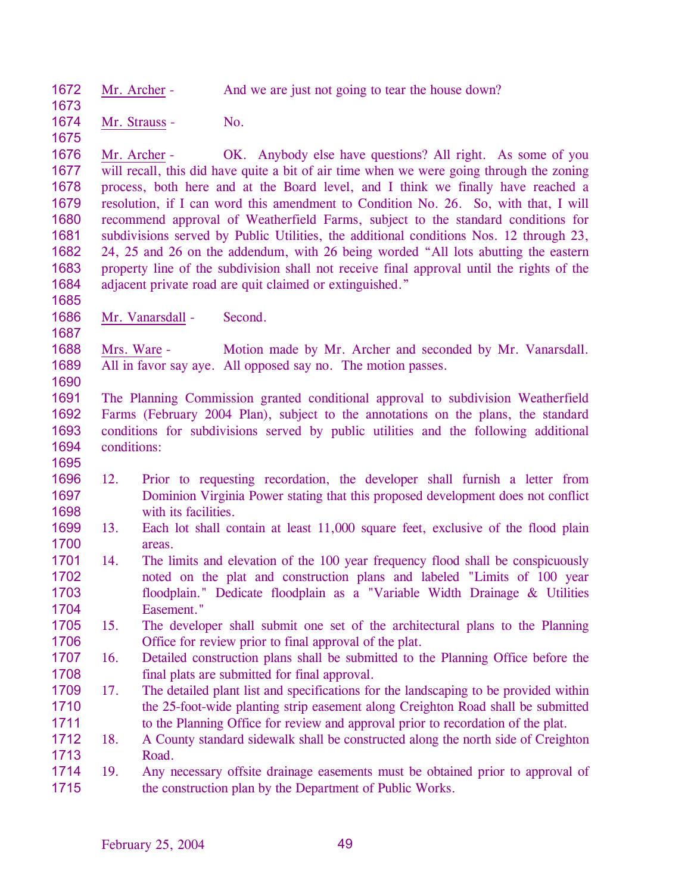Mr. Archer - And we are just not going to tear the house down?

Mr. Strauss - No.

Mr. Archer - OK. Anybody else have questions? All right. As some of you will recall, this did have quite a bit of air time when we were going through the zoning process, both here and at the Board level, and I think we finally have reached a resolution, if I can word this amendment to Condition No. 26. So, with that, I will recommend approval of Weatherfield Farms, subject to the standard conditions for subdivisions served by Public Utilities, the additional conditions Nos. 12 through 23, 24, 25 and 26 on the addendum, with 26 being worded "All lots abutting the eastern property line of the subdivision shall not receive final approval until the rights of the adjacent private road are quit claimed or extinguished."

Mr. Vanarsdall - Second.

Mrs. Ware - Motion made by Mr. Archer and seconded by Mr. Vanarsdall. All in favor say aye. All opposed say no. The motion passes.

The Planning Commission granted conditional approval to subdivision Weatherfield Farms (February 2004 Plan), subject to the annotations on the plans, the standard conditions for subdivisions served by public utilities and the following additional conditions:

12. Prior to requesting recordation, the developer shall furnish a letter from Dominion Virginia Power stating that this proposed development does not conflict with its facilities.
13. Each lot shall contain at least 11,000 square feet, exclusive of the flood plain areas.
14. The limits and elevation of the 100 year frequency flood shall be conspicuously noted on the plat and construction plans and labeled "Limits of 100 year floodplain." Dedicate floodplain as a "Variable Width Drainage & Utilities Easement."
15. The developer shall submit one set of the architectural plans to the Planning Office for review prior to final approval of the plat.
16. Detailed construction plans shall be submitted to the Planning Office before the final plats are submitted for final approval.
17. The detailed plant list and specifications for the landscaping to be provided within the 25-foot-wide planting strip easement along Creighton Road shall be submitted to the Planning Office for review and approval prior to recordation of the plat.
18. A County standard sidewalk shall be constructed along the north side of Creighton Road.
19. Any necessary offsite drainage easements must be obtained prior to approval of the construction plan by the Department of Public Works.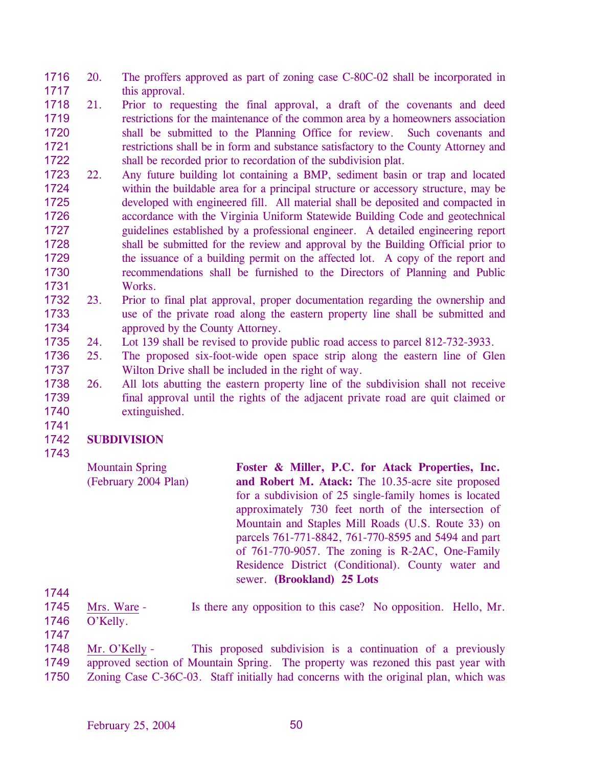20. The proffers approved as part of zoning case C-80C-02 shall be incorporated in this approval.
21. Prior to requesting the final approval, a draft of the covenants and deed restrictions for the maintenance of the common area by a homeowners association shall be submitted to the Planning Office for review. Such covenants and restrictions shall be in form and substance satisfactory to the County Attorney and shall be recorded prior to recordation of the subdivision plat.
22. Any future building lot containing a BMP, sediment basin or trap and located within the buildable area for a principal structure or accessory structure, may be developed with engineered fill. All material shall be deposited and compacted in accordance with the Virginia Uniform Statewide Building Code and geotechnical guidelines established by a professional engineer. A detailed engineering report shall be submitted for the review and approval by the Building Official prior to the issuance of a building permit on the affected lot. A copy of the report and recommendations shall be furnished to the Directors of Planning and Public Works.
23. Prior to final plat approval, proper documentation regarding the ownership and use of the private road along the eastern property line shall be submitted and approved by the County Attorney.
24. Lot 139 shall be revised to provide public road access to parcel 812-732-3933.
25. The proposed six-foot-wide open space strip along the eastern line of Glen Wilton Drive shall be included in the right of way.
26. All lots abutting the eastern property line of the subdivision shall not receive final approval until the rights of the adjacent private road are quit claimed or extinguished.

**SUBDIVISION**

Mountain Spring (February 2004 Plan)

**Foster & Miller, P.C. for Atack Properties, Inc. and Robert M. Atack:** The 10.35-acre site proposed for a subdivision of 25 single-family homes is located approximately 730 feet north of the intersection of Mountain and Staples Mill Roads (U.S. Route 33) on parcels 761-771-8842, 761-770-8595 and 5494 and part of 761-770-9057. The zoning is R-2AC, One-Family Residence District (Conditional). County water and sewer. **(Brookland) 25 Lots**

Mrs. Ware - Is there any opposition to this case? No opposition. Hello, Mr. O'Kelly.

Mr. O'Kelly - This proposed subdivision is a continuation of a previously approved section of Mountain Spring. The property was rezoned this past year with Zoning Case C-36C-03. Staff initially had concerns with the original plan, which was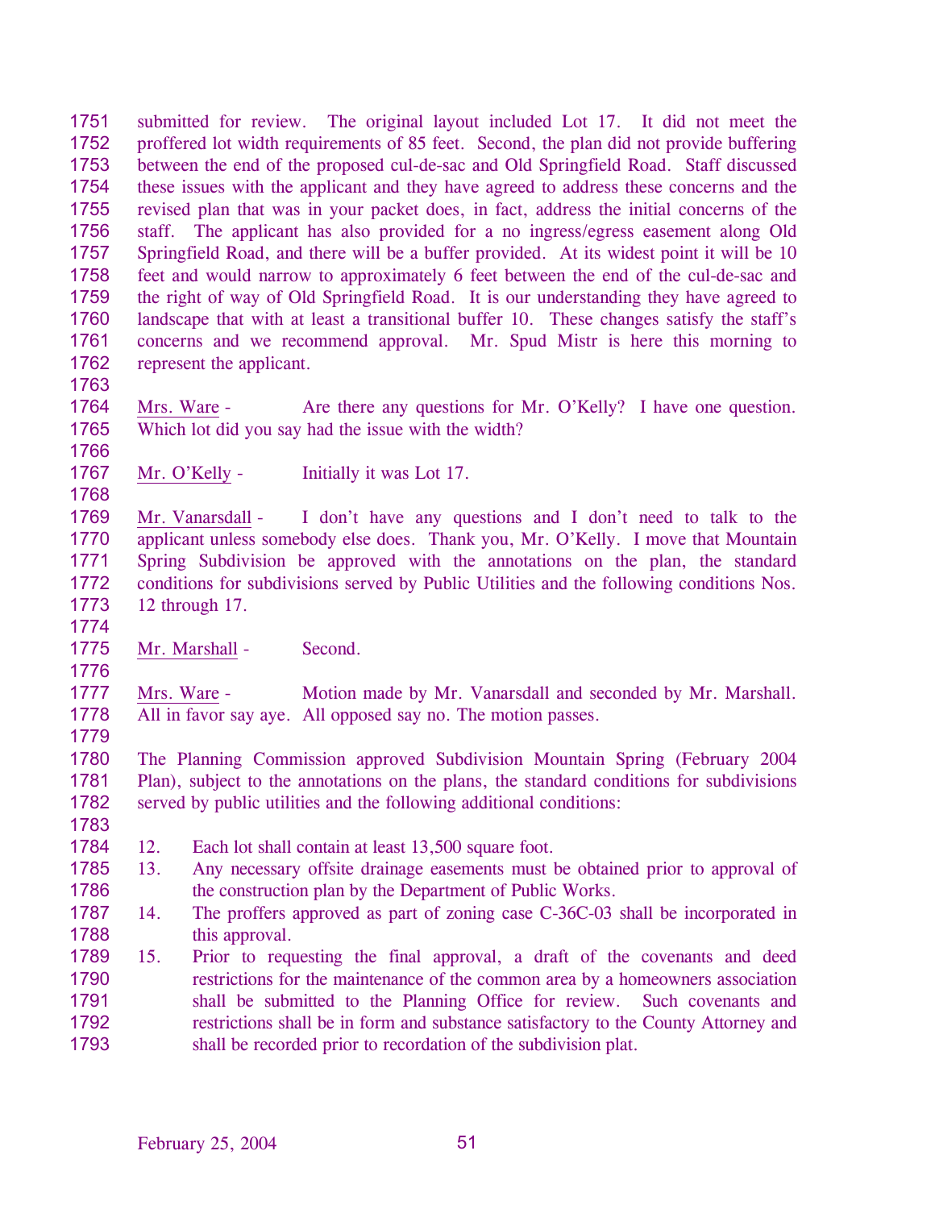submitted for review. The original layout included Lot 17. It did not meet the proffered lot width requirements of 85 feet. Second, the plan did not provide buffering between the end of the proposed cul-de-sac and Old Springfield Road. Staff discussed these issues with the applicant and they have agreed to address these concerns and the revised plan that was in your packet does, in fact, address the initial concerns of the staff. The applicant has also provided for a no ingress/egress easement along Old Springfield Road, and there will be a buffer provided. At its widest point it will be 10 feet and would narrow to approximately 6 feet between the end of the cul-de-sac and the right of way of Old Springfield Road. It is our understanding they have agreed to landscape that with at least a transitional buffer 10. These changes satisfy the staff's concerns and we recommend approval. Mr. Spud Mistr is here this morning to represent the applicant.

Mrs. Ware - Are there any questions for Mr. O'Kelly? I have one question. Which lot did you say had the issue with the width?

Mr. O'Kelly - Initially it was Lot 17.

Mr. Vanarsdall - I don't have any questions and I don't need to talk to the applicant unless somebody else does. Thank you, Mr. O'Kelly. I move that Mountain Spring Subdivision be approved with the annotations on the plan, the standard conditions for subdivisions served by Public Utilities and the following conditions Nos. 12 through 17.

Mr. Marshall - Second.

Mrs. Ware - Motion made by Mr. Vanarsdall and seconded by Mr. Marshall. All in favor say aye. All opposed say no. The motion passes.

The Planning Commission approved Subdivision Mountain Spring (February 2004 Plan), subject to the annotations on the plans, the standard conditions for subdivisions served by public utilities and the following additional conditions:

12. Each lot shall contain at least 13,500 square foot.
13. Any necessary offsite drainage easements must be obtained prior to approval of the construction plan by the Department of Public Works.
14. The proffers approved as part of zoning case C-36C-03 shall be incorporated in this approval.
15. Prior to requesting the final approval, a draft of the covenants and deed restrictions for the maintenance of the common area by a homeowners association shall be submitted to the Planning Office for review. Such covenants and restrictions shall be in form and substance satisfactory to the County Attorney and shall be recorded prior to recordation of the subdivision plat.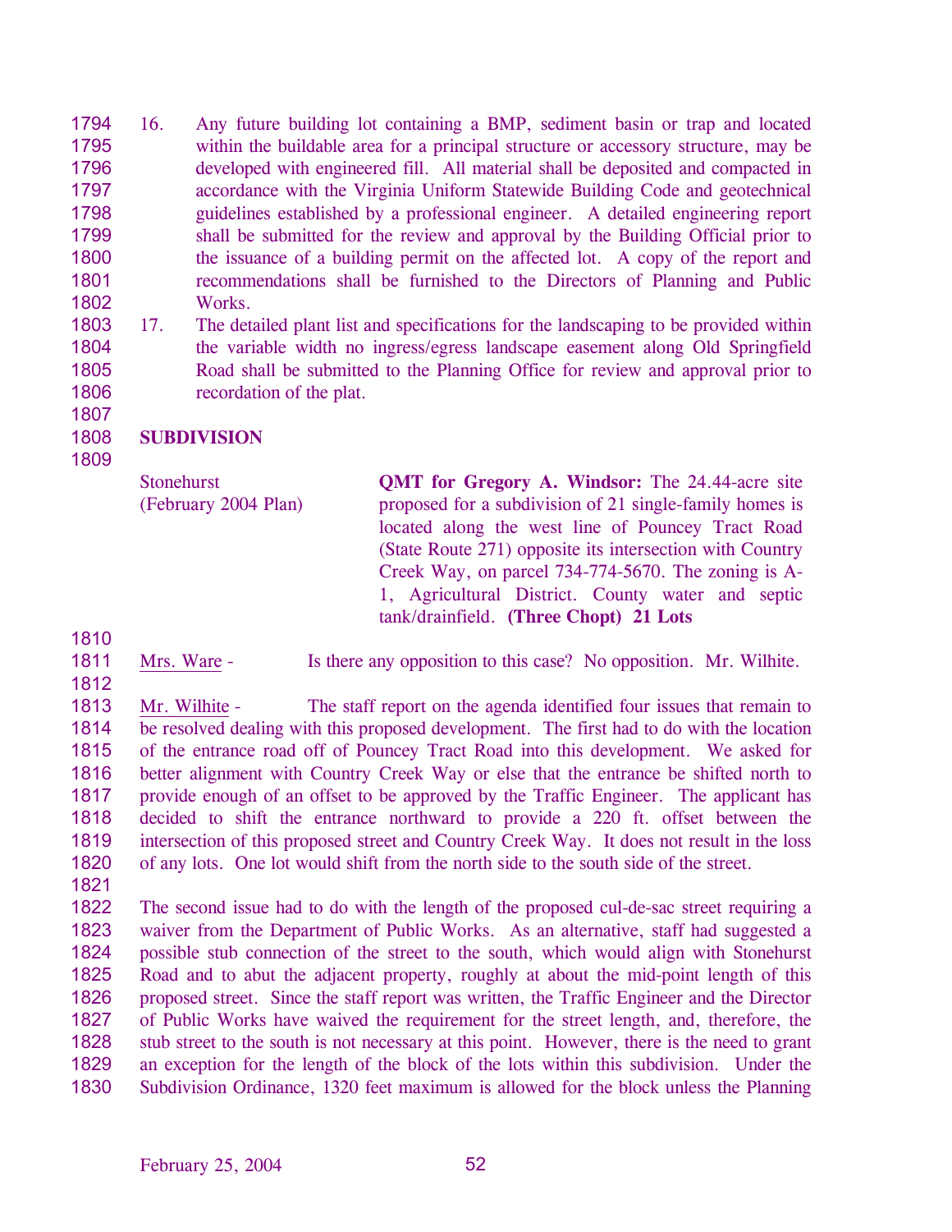16. Any future building lot containing a BMP, sediment basin or trap and located within the buildable area for a principal structure or accessory structure, may be developed with engineered fill. All material shall be deposited and compacted in accordance with the Virginia Uniform Statewide Building Code and geotechnical guidelines established by a professional engineer. A detailed engineering report shall be submitted for the review and approval by the Building Official prior to the issuance of a building permit on the affected lot. A copy of the report and recommendations shall be furnished to the Directors of Planning and Public Works.
17. The detailed plant list and specifications for the landscaping to be provided within the variable width no ingress/egress landscape easement along Old Springfield Road shall be submitted to the Planning Office for review and approval prior to recordation of the plat.

**SUBDIVISION**

Stonehurst (February 2004 Plan) — **QMT for Gregory A. Windsor:** The 24.44-acre site proposed for a subdivision of 21 single-family homes is located along the west line of Pouncey Tract Road (State Route 271) opposite its intersection with Country Creek Way, on parcel 734-774-5670. The zoning is A-1, Agricultural District. County water and septic tank/drainfield. **(Three Chopt) 21 Lots**

Mrs. Ware - Is there any opposition to this case? No opposition. Mr. Wilhite.

Mr. Wilhite - The staff report on the agenda identified four issues that remain to be resolved dealing with this proposed development. The first had to do with the location of the entrance road off of Pouncey Tract Road into this development. We asked for better alignment with Country Creek Way or else that the entrance be shifted north to provide enough of an offset to be approved by the Traffic Engineer. The applicant has decided to shift the entrance northward to provide a 220 ft. offset between the intersection of this proposed street and Country Creek Way. It does not result in the loss of any lots. One lot would shift from the north side to the south side of the street.

The second issue had to do with the length of the proposed cul-de-sac street requiring a waiver from the Department of Public Works. As an alternative, staff had suggested a possible stub connection of the street to the south, which would align with Stonehurst Road and to abut the adjacent property, roughly at about the mid-point length of this proposed street. Since the staff report was written, the Traffic Engineer and the Director of Public Works have waived the requirement for the street length, and, therefore, the stub street to the south is not necessary at this point. However, there is the need to grant an exception for the length of the block of the lots within this subdivision. Under the Subdivision Ordinance, 1320 feet maximum is allowed for the block unless the Planning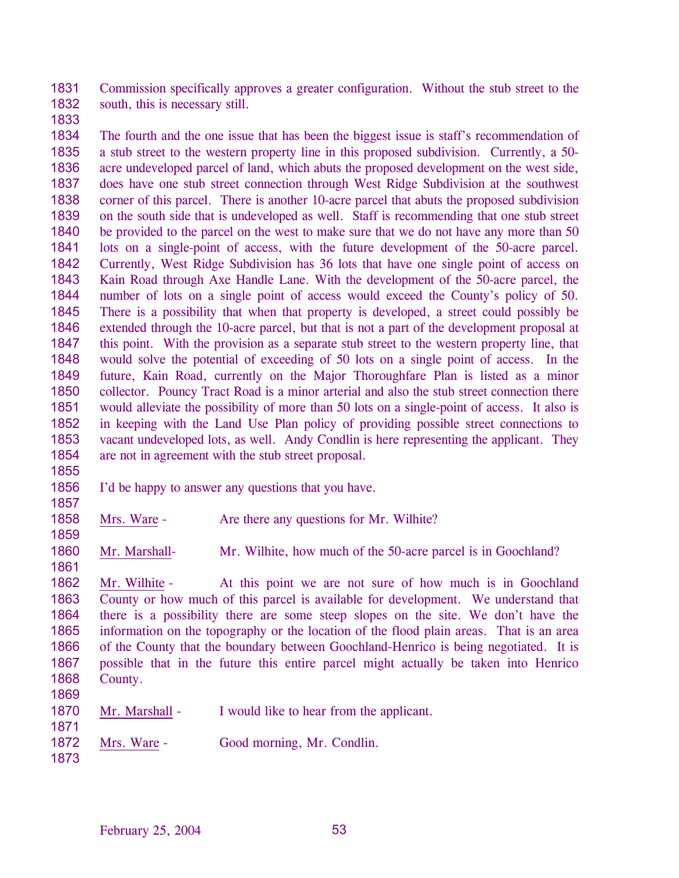Commission specifically approves a greater configuration. Without the stub street to the south, this is necessary still.

The fourth and the one issue that has been the biggest issue is staff's recommendation of a stub street to the western property line in this proposed subdivision. Currently, a 50-acre undeveloped parcel of land, which abuts the proposed development on the west side, does have one stub street connection through West Ridge Subdivision at the southwest corner of this parcel. There is another 10-acre parcel that abuts the proposed subdivision on the south side that is undeveloped as well. Staff is recommending that one stub street be provided to the parcel on the west to make sure that we do not have any more than 50 lots on a single-point of access, with the future development of the 50-acre parcel. Currently, West Ridge Subdivision has 36 lots that have one single point of access on Kain Road through Axe Handle Lane. With the development of the 50-acre parcel, the number of lots on a single point of access would exceed the County's policy of 50. There is a possibility that when that property is developed, a street could possibly be extended through the 10-acre parcel, but that is not a part of the development proposal at this point. With the provision as a separate stub street to the western property line, that would solve the potential of exceeding of 50 lots on a single point of access. In the future, Kain Road, currently on the Major Thoroughfare Plan is listed as a minor collector. Pouncy Tract Road is a minor arterial and also the stub street connection there would alleviate the possibility of more than 50 lots on a single-point of access. It also is in keeping with the Land Use Plan policy of providing possible street connections to vacant undeveloped lots, as well. Andy Condlin is here representing the applicant. They are not in agreement with the stub street proposal.

I'd be happy to answer any questions that you have.

Mrs. Ware - Are there any questions for Mr. Wilhite?

Mr. Marshall- Mr. Wilhite, how much of the 50-acre parcel is in Goochland?

Mr. Wilhite - At this point we are not sure of how much is in Goochland County or how much of this parcel is available for development. We understand that there is a possibility there are some steep slopes on the site. We don't have the information on the topography or the location of the flood plain areas. That is an area of the County that the boundary between Goochland-Henrico is being negotiated. It is possible that in the future this entire parcel might actually be taken into Henrico County.

Mr. Marshall - I would like to hear from the applicant.

Mrs. Ware - Good morning, Mr. Condlin.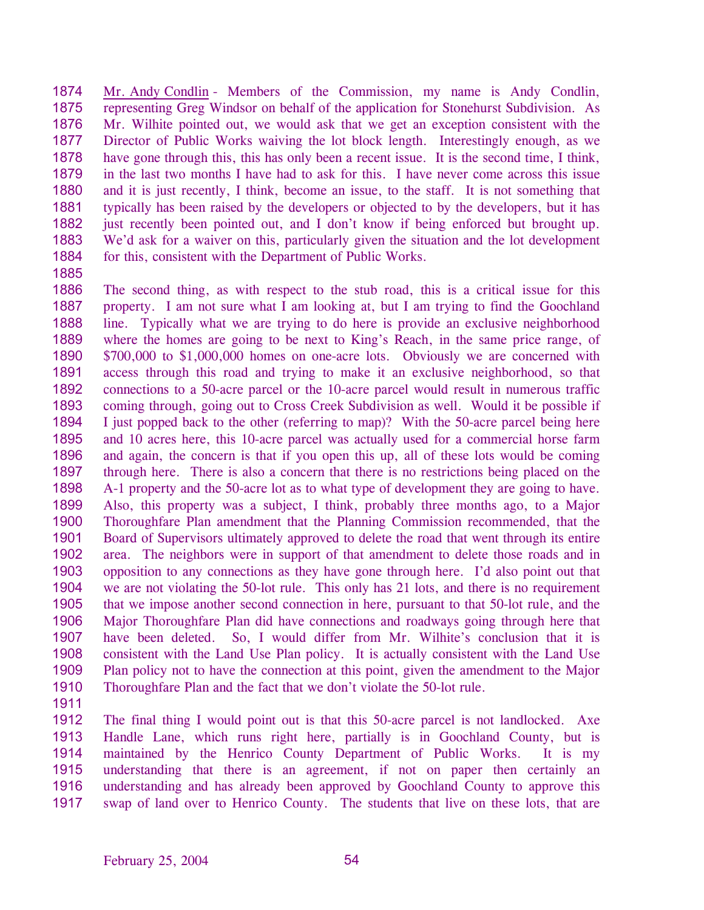1874 Mr. Andy Condlin - Members of the Commission, my name is Andy Condlin,
1875 representing Greg Windsor on behalf of the application for Stonehurst Subdivision. As
1876 Mr. Wilhite pointed out, we would ask that we get an exception consistent with the
1877 Director of Public Works waiving the lot block length. Interestingly enough, as we
1878 have gone through this, this has only been a recent issue. It is the second time, I think,
1879 in the last two months I have had to ask for this. I have never come across this issue
1880 and it is just recently, I think, become an issue, to the staff. It is not something that
1881 typically has been raised by the developers or objected to by the developers, but it has
1882 just recently been pointed out, and I don't know if being enforced but brought up.
1883 We'd ask for a waiver on this, particularly given the situation and the lot development
1884 for this, consistent with the Department of Public Works.
1885
1886 The second thing, as with respect to the stub road, this is a critical issue for this
1887 property. I am not sure what I am looking at, but I am trying to find the Goochland
1888 line. Typically what we are trying to do here is provide an exclusive neighborhood
1889 where the homes are going to be next to King's Reach, in the same price range, of
1890 $700,000 to $1,000,000 homes on one-acre lots. Obviously we are concerned with
1891 access through this road and trying to make it an exclusive neighborhood, so that
1892 connections to a 50-acre parcel or the 10-acre parcel would result in numerous traffic
1893 coming through, going out to Cross Creek Subdivision as well. Would it be possible if
1894 I just popped back to the other (referring to map)? With the 50-acre parcel being here
1895 and 10 acres here, this 10-acre parcel was actually used for a commercial horse farm
1896 and again, the concern is that if you open this up, all of these lots would be coming
1897 through here. There is also a concern that there is no restrictions being placed on the
1898 A-1 property and the 50-acre lot as to what type of development they are going to have.
1899 Also, this property was a subject, I think, probably three months ago, to a Major
1900 Thoroughfare Plan amendment that the Planning Commission recommended, that the
1901 Board of Supervisors ultimately approved to delete the road that went through its entire
1902 area. The neighbors were in support of that amendment to delete those roads and in
1903 opposition to any connections as they have gone through here. I'd also point out that
1904 we are not violating the 50-lot rule. This only has 21 lots, and there is no requirement
1905 that we impose another second connection in here, pursuant to that 50-lot rule, and the
1906 Major Thoroughfare Plan did have connections and roadways going through here that
1907 have been deleted. So, I would differ from Mr. Wilhite's conclusion that it is
1908 consistent with the Land Use Plan policy. It is actually consistent with the Land Use
1909 Plan policy not to have the connection at this point, given the amendment to the Major
1910 Thoroughfare Plan and the fact that we don't violate the 50-lot rule.
1911
1912 The final thing I would point out is that this 50-acre parcel is not landlocked. Axe
1913 Handle Lane, which runs right here, partially is in Goochland County, but is
1914 maintained by the Henrico County Department of Public Works. It is my
1915 understanding that there is an agreement, if not on paper then certainly an
1916 understanding and has already been approved by Goochland County to approve this
1917 swap of land over to Henrico County. The students that live on these lots, that are

February 25, 2004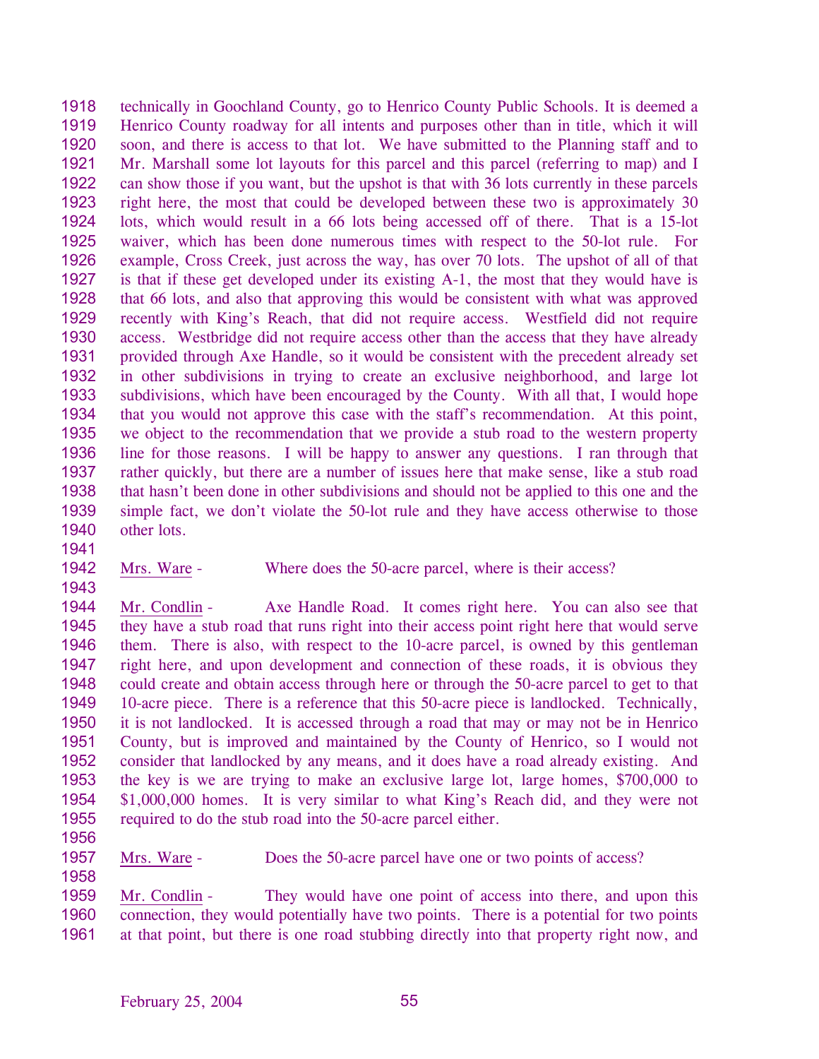technically in Goochland County, go to Henrico County Public Schools. It is deemed a Henrico County roadway for all intents and purposes other than in title, which it will soon, and there is access to that lot. We have submitted to the Planning staff and to Mr. Marshall some lot layouts for this parcel and this parcel (referring to map) and I can show those if you want, but the upshot is that with 36 lots currently in these parcels right here, the most that could be developed between these two is approximately 30 lots, which would result in a 66 lots being accessed off of there. That is a 15-lot waiver, which has been done numerous times with respect to the 50-lot rule. For example, Cross Creek, just across the way, has over 70 lots. The upshot of all of that is that if these get developed under its existing A-1, the most that they would have is that 66 lots, and also that approving this would be consistent with what was approved recently with King's Reach, that did not require access. Westfield did not require access. Westbridge did not require access other than the access that they have already provided through Axe Handle, so it would be consistent with the precedent already set in other subdivisions in trying to create an exclusive neighborhood, and large lot subdivisions, which have been encouraged by the County. With all that, I would hope that you would not approve this case with the staff's recommendation. At this point, we object to the recommendation that we provide a stub road to the western property line for those reasons. I will be happy to answer any questions. I ran through that rather quickly, but there are a number of issues here that make sense, like a stub road that hasn't been done in other subdivisions and should not be applied to this one and the simple fact, we don't violate the 50-lot rule and they have access otherwise to those other lots.

Mrs. Ware - Where does the 50-acre parcel, where is their access?

Mr. Condlin - Axe Handle Road. It comes right here. You can also see that they have a stub road that runs right into their access point right here that would serve them. There is also, with respect to the 10-acre parcel, is owned by this gentleman right here, and upon development and connection of these roads, it is obvious they could create and obtain access through here or through the 50-acre parcel to get to that 10-acre piece. There is a reference that this 50-acre piece is landlocked. Technically, it is not landlocked. It is accessed through a road that may or may not be in Henrico County, but is improved and maintained by the County of Henrico, so I would not consider that landlocked by any means, and it does have a road already existing. And the key is we are trying to make an exclusive large lot, large homes, $700,000 to $1,000,000 homes. It is very similar to what King's Reach did, and they were not required to do the stub road into the 50-acre parcel either.

Mrs. Ware - Does the 50-acre parcel have one or two points of access?

Mr. Condlin - They would have one point of access into there, and upon this connection, they would potentially have two points. There is a potential for two points at that point, but there is one road stubbing directly into that property right now, and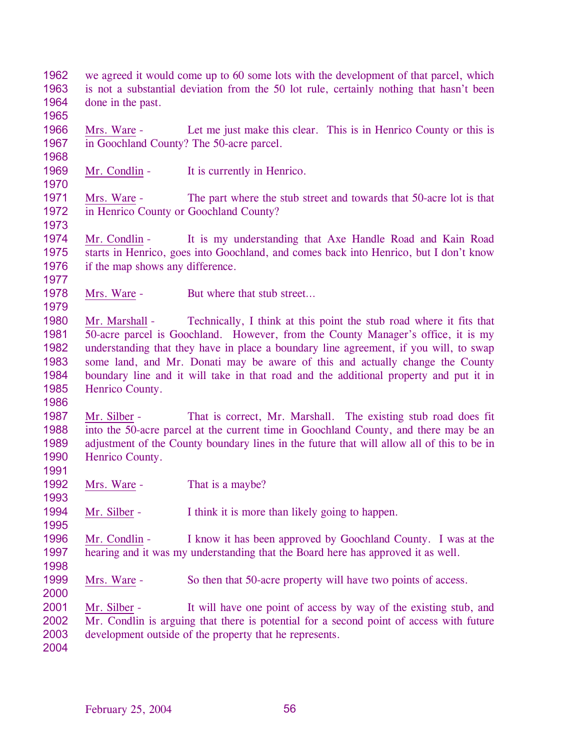we agreed it would come up to 60 some lots with the development of that parcel, which is not a substantial deviation from the 50 lot rule, certainly nothing that hasn't been done in the past.

Mrs. Ware - Let me just make this clear. This is in Henrico County or this is in Goochland County? The 50-acre parcel.

Mr. Condlin - It is currently in Henrico.

Mrs. Ware - The part where the stub street and towards that 50-acre lot is that in Henrico County or Goochland County?

Mr. Condlin - It is my understanding that Axe Handle Road and Kain Road starts in Henrico, goes into Goochland, and comes back into Henrico, but I don't know if the map shows any difference.

Mrs. Ware - But where that stub street…

Mr. Marshall - Technically, I think at this point the stub road where it fits that 50-acre parcel is Goochland. However, from the County Manager's office, it is my understanding that they have in place a boundary line agreement, if you will, to swap some land, and Mr. Donati may be aware of this and actually change the County boundary line and it will take in that road and the additional property and put it in Henrico County.

Mr. Silber - That is correct, Mr. Marshall. The existing stub road does fit into the 50-acre parcel at the current time in Goochland County, and there may be an adjustment of the County boundary lines in the future that will allow all of this to be in Henrico County.

Mrs. Ware - That is a maybe?

Mr. Silber - I think it is more than likely going to happen.

Mr. Condlin - I know it has been approved by Goochland County. I was at the hearing and it was my understanding that the Board here has approved it as well.

Mrs. Ware - So then that 50-acre property will have two points of access.

Mr. Silber - It will have one point of access by way of the existing stub, and Mr. Condlin is arguing that there is potential for a second point of access with future development outside of the property that he represents.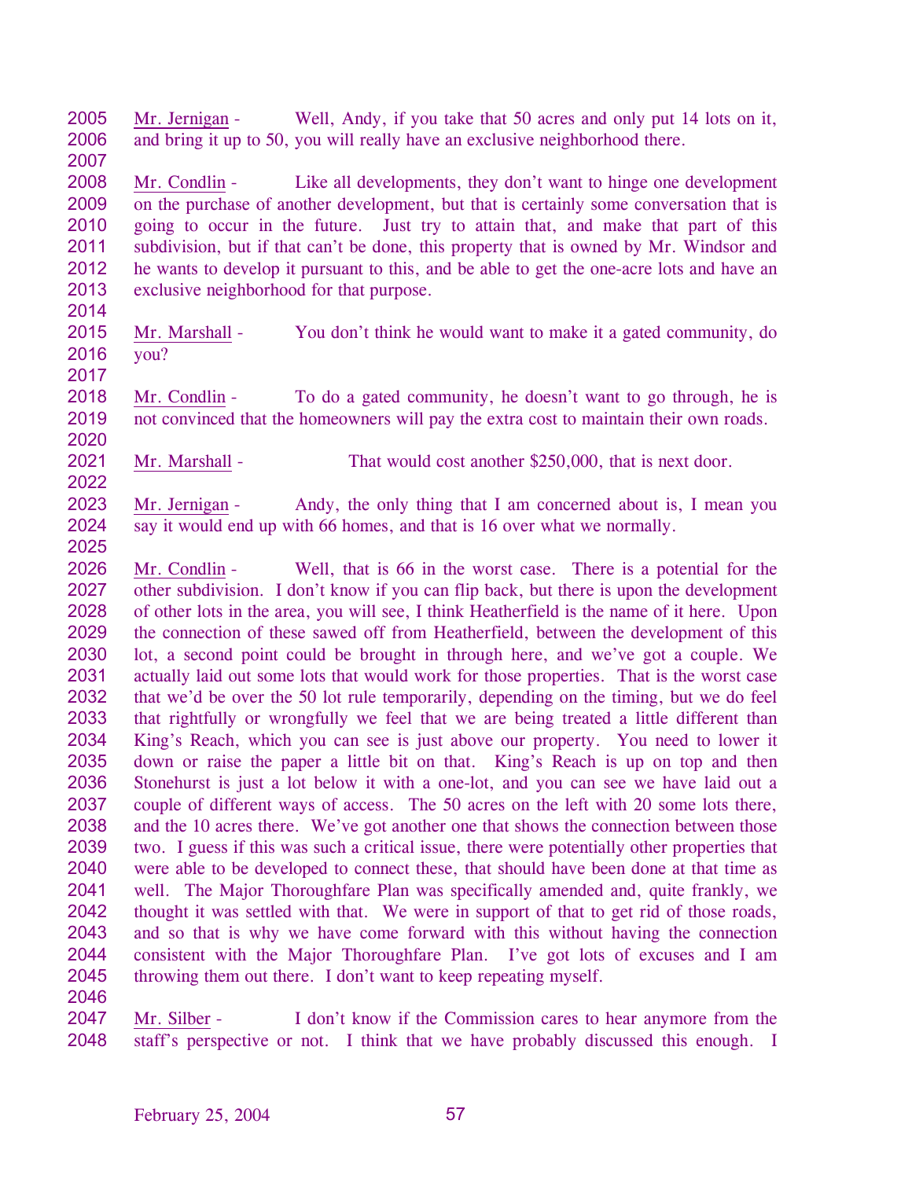Mr. Jernigan - Well, Andy, if you take that 50 acres and only put 14 lots on it, and bring it up to 50, you will really have an exclusive neighborhood there.

Mr. Condlin - Like all developments, they don't want to hinge one development on the purchase of another development, but that is certainly some conversation that is going to occur in the future. Just try to attain that, and make that part of this subdivision, but if that can't be done, this property that is owned by Mr. Windsor and he wants to develop it pursuant to this, and be able to get the one-acre lots and have an exclusive neighborhood for that purpose.

Mr. Marshall - You don't think he would want to make it a gated community, do you?

Mr. Condlin - To do a gated community, he doesn't want to go through, he is not convinced that the homeowners will pay the extra cost to maintain their own roads.

Mr. Marshall - That would cost another $250,000, that is next door.

Mr. Jernigan - Andy, the only thing that I am concerned about is, I mean you say it would end up with 66 homes, and that is 16 over what we normally.

Mr. Condlin - Well, that is 66 in the worst case. There is a potential for the other subdivision. I don't know if you can flip back, but there is upon the development of other lots in the area, you will see, I think Heatherfield is the name of it here. Upon the connection of these sawed off from Heatherfield, between the development of this lot, a second point could be brought in through here, and we've got a couple. We actually laid out some lots that would work for those properties. That is the worst case that we'd be over the 50 lot rule temporarily, depending on the timing, but we do feel that rightfully or wrongfully we feel that we are being treated a little different than King's Reach, which you can see is just above our property. You need to lower it down or raise the paper a little bit on that. King's Reach is up on top and then Stonehurst is just a lot below it with a one-lot, and you can see we have laid out a couple of different ways of access. The 50 acres on the left with 20 some lots there, and the 10 acres there. We've got another one that shows the connection between those two. I guess if this was such a critical issue, there were potentially other properties that were able to be developed to connect these, that should have been done at that time as well. The Major Thoroughfare Plan was specifically amended and, quite frankly, we thought it was settled with that. We were in support of that to get rid of those roads, and so that is why we have come forward with this without having the connection consistent with the Major Thoroughfare Plan. I've got lots of excuses and I am throwing them out there. I don't want to keep repeating myself.

Mr. Silber - I don't know if the Commission cares to hear anymore from the staff's perspective or not. I think that we have probably discussed this enough. I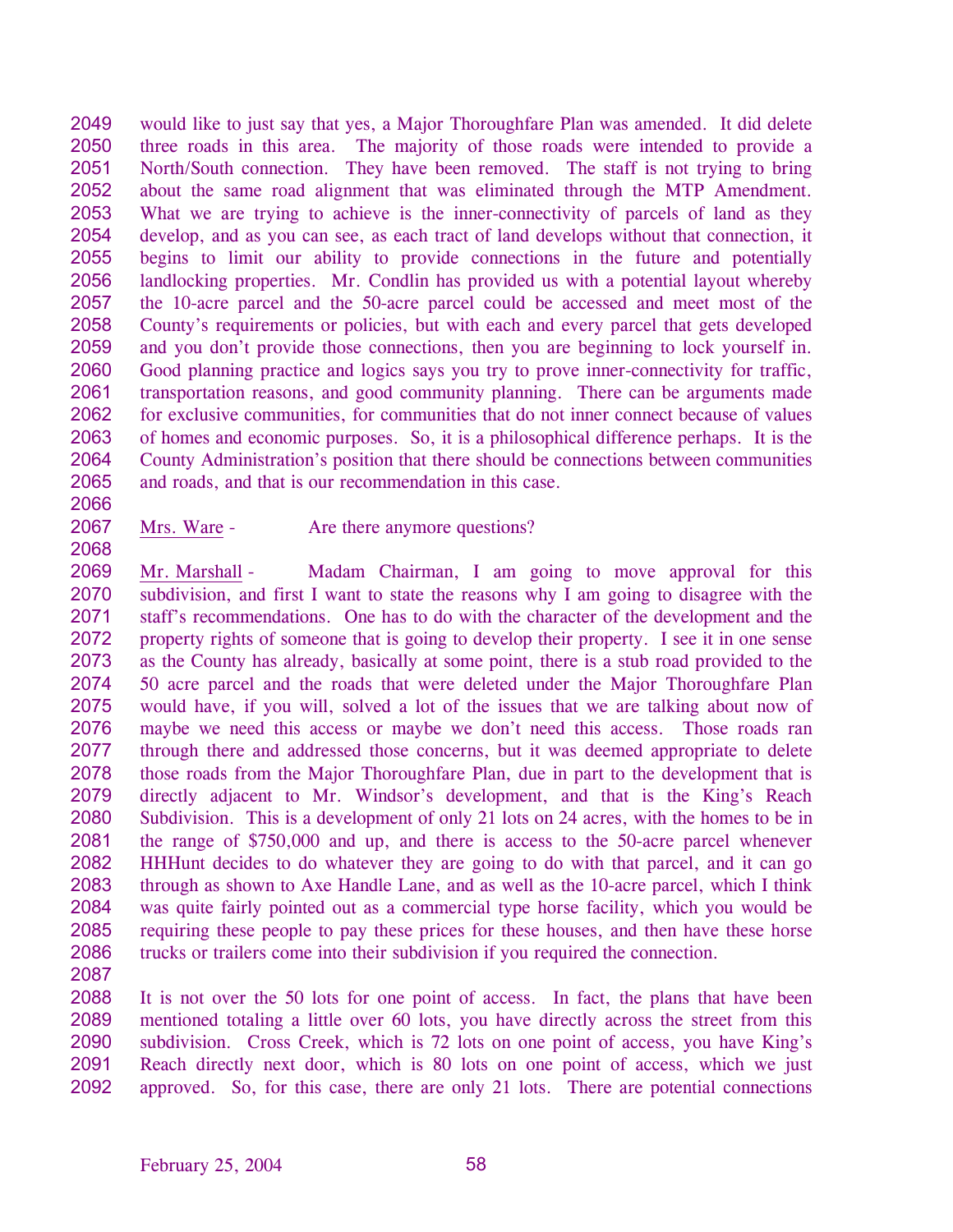would like to just say that yes, a Major Thoroughfare Plan was amended. It did delete three roads in this area. The majority of those roads were intended to provide a North/South connection. They have been removed. The staff is not trying to bring about the same road alignment that was eliminated through the MTP Amendment. What we are trying to achieve is the inner-connectivity of parcels of land as they develop, and as you can see, as each tract of land develops without that connection, it begins to limit our ability to provide connections in the future and potentially landlocking properties. Mr. Condlin has provided us with a potential layout whereby the 10-acre parcel and the 50-acre parcel could be accessed and meet most of the County's requirements or policies, but with each and every parcel that gets developed and you don't provide those connections, then you are beginning to lock yourself in. Good planning practice and logics says you try to prove inner-connectivity for traffic, transportation reasons, and good community planning. There can be arguments made for exclusive communities, for communities that do not inner connect because of values of homes and economic purposes. So, it is a philosophical difference perhaps. It is the County Administration's position that there should be connections between communities and roads, and that is our recommendation in this case.

Mrs. Ware - Are there anymore questions?

Mr. Marshall - Madam Chairman, I am going to move approval for this subdivision, and first I want to state the reasons why I am going to disagree with the staff's recommendations. One has to do with the character of the development and the property rights of someone that is going to develop their property. I see it in one sense as the County has already, basically at some point, there is a stub road provided to the 50 acre parcel and the roads that were deleted under the Major Thoroughfare Plan would have, if you will, solved a lot of the issues that we are talking about now of maybe we need this access or maybe we don't need this access. Those roads ran through there and addressed those concerns, but it was deemed appropriate to delete those roads from the Major Thoroughfare Plan, due in part to the development that is directly adjacent to Mr. Windsor's development, and that is the King's Reach Subdivision. This is a development of only 21 lots on 24 acres, with the homes to be in the range of $750,000 and up, and there is access to the 50-acre parcel whenever HHHunt decides to do whatever they are going to do with that parcel, and it can go through as shown to Axe Handle Lane, and as well as the 10-acre parcel, which I think was quite fairly pointed out as a commercial type horse facility, which you would be requiring these people to pay these prices for these houses, and then have these horse trucks or trailers come into their subdivision if you required the connection.

It is not over the 50 lots for one point of access. In fact, the plans that have been mentioned totaling a little over 60 lots, you have directly across the street from this subdivision. Cross Creek, which is 72 lots on one point of access, you have King's Reach directly next door, which is 80 lots on one point of access, which we just approved. So, for this case, there are only 21 lots. There are potential connections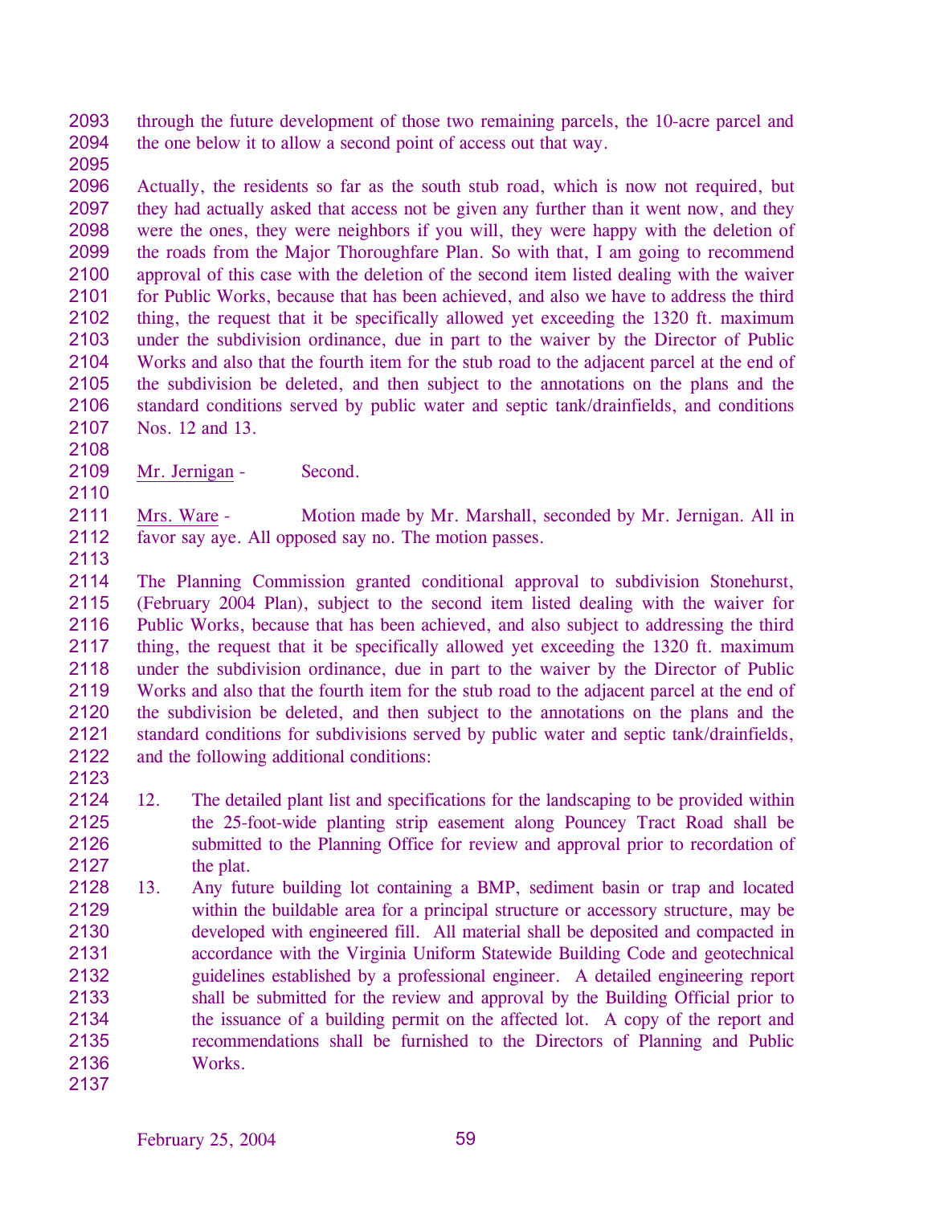through the future development of those two remaining parcels, the 10-acre parcel and the one below it to allow a second point of access out that way.

Actually, the residents so far as the south stub road, which is now not required, but they had actually asked that access not be given any further than it went now, and they were the ones, they were neighbors if you will, they were happy with the deletion of the roads from the Major Thoroughfare Plan. So with that, I am going to recommend approval of this case with the deletion of the second item listed dealing with the waiver for Public Works, because that has been achieved, and also we have to address the third thing, the request that it be specifically allowed yet exceeding the 1320 ft. maximum under the subdivision ordinance, due in part to the waiver by the Director of Public Works and also that the fourth item for the stub road to the adjacent parcel at the end of the subdivision be deleted, and then subject to the annotations on the plans and the standard conditions served by public water and septic tank/drainfields, and conditions Nos. 12 and 13.

Mr. Jernigan - Second.

Mrs. Ware - Motion made by Mr. Marshall, seconded by Mr. Jernigan. All in favor say aye. All opposed say no. The motion passes.

The Planning Commission granted conditional approval to subdivision Stonehurst, (February 2004 Plan), subject to the second item listed dealing with the waiver for Public Works, because that has been achieved, and also subject to addressing the third thing, the request that it be specifically allowed yet exceeding the 1320 ft. maximum under the subdivision ordinance, due in part to the waiver by the Director of Public Works and also that the fourth item for the stub road to the adjacent parcel at the end of the subdivision be deleted, and then subject to the annotations on the plans and the standard conditions for subdivisions served by public water and septic tank/drainfields, and the following additional conditions:

12. The detailed plant list and specifications for the landscaping to be provided within the 25-foot-wide planting strip easement along Pouncey Tract Road shall be submitted to the Planning Office for review and approval prior to recordation of the plat.
13. Any future building lot containing a BMP, sediment basin or trap and located within the buildable area for a principal structure or accessory structure, may be developed with engineered fill. All material shall be deposited and compacted in accordance with the Virginia Uniform Statewide Building Code and geotechnical guidelines established by a professional engineer. A detailed engineering report shall be submitted for the review and approval by the Building Official prior to the issuance of a building permit on the affected lot. A copy of the report and recommendations shall be furnished to the Directors of Planning and Public Works.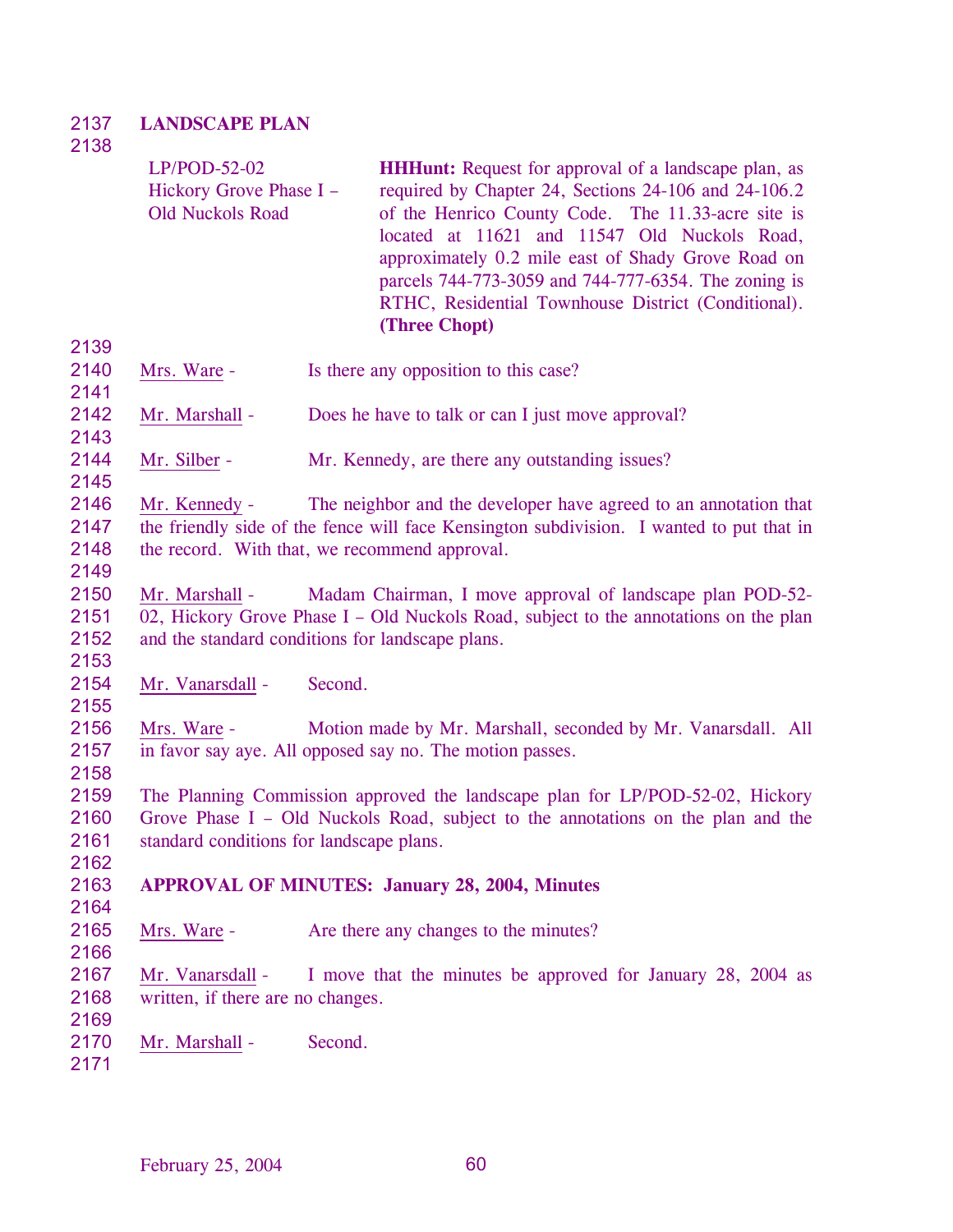**LANDSCAPE PLAN**

| | |
|---|---|
| LP/POD-52-02<br>Hickory Grove Phase I – Old Nuckols Road | **HHHunt:** Request for approval of a landscape plan, as required by Chapter 24, Sections 24-106 and 24-106.2 of the Henrico County Code. The 11.33-acre site is located at 11621 and 11547 Old Nuckols Road, approximately 0.2 mile east of Shady Grove Road on parcels 744-773-3059 and 744-777-6354. The zoning is RTHC, Residential Townhouse District (Conditional). **(Three Chopt)** |

Mrs. Ware - Is there any opposition to this case?

Mr. Marshall - Does he have to talk or can I just move approval?

Mr. Silber - Mr. Kennedy, are there any outstanding issues?

Mr. Kennedy - The neighbor and the developer have agreed to an annotation that the friendly side of the fence will face Kensington subdivision. I wanted to put that in the record. With that, we recommend approval.

Mr. Marshall - Madam Chairman, I move approval of landscape plan POD-52-02, Hickory Grove Phase I – Old Nuckols Road, subject to the annotations on the plan and the standard conditions for landscape plans.

Mr. Vanarsdall - Second.

Mrs. Ware - Motion made by Mr. Marshall, seconded by Mr. Vanarsdall. All in favor say aye. All opposed say no. The motion passes.

The Planning Commission approved the landscape plan for LP/POD-52-02, Hickory Grove Phase I – Old Nuckols Road, subject to the annotations on the plan and the standard conditions for landscape plans.

**APPROVAL OF MINUTES: January 28, 2004, Minutes**

Mrs. Ware - Are there any changes to the minutes?

Mr. Vanarsdall - I move that the minutes be approved for January 28, 2004 as written, if there are no changes.

Mr. Marshall - Second.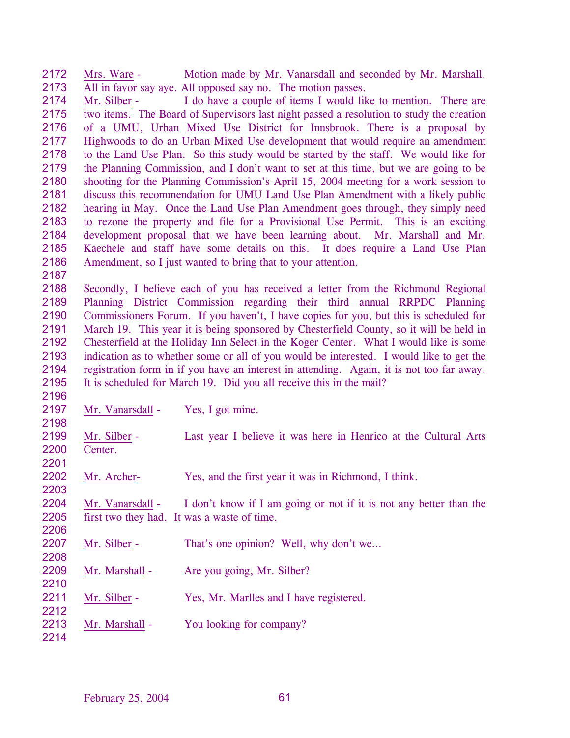2172 Mrs. Ware - Motion made by Mr. Vanarsdall and seconded by Mr. Marshall.
2173 All in favor say aye. All opposed say no. The motion passes.

2174 Mr. Silber - I do have a couple of items I would like to mention. There are
2175 two items. The Board of Supervisors last night passed a resolution to study the creation
2176 of a UMU, Urban Mixed Use District for Innsbrook. There is a proposal by
2177 Highwoods to do an Urban Mixed Use development that would require an amendment
2178 to the Land Use Plan. So this study would be started by the staff. We would like for
2179 the Planning Commission, and I don't want to set at this time, but we are going to be
2180 shooting for the Planning Commission's April 15, 2004 meeting for a work session to
2181 discuss this recommendation for UMU Land Use Plan Amendment with a likely public
2182 hearing in May. Once the Land Use Plan Amendment goes through, they simply need
2183 to rezone the property and file for a Provisional Use Permit. This is an exciting
2184 development proposal that we have been learning about. Mr. Marshall and Mr.
2185 Kaechele and staff have some details on this. It does require a Land Use Plan
2186 Amendment, so I just wanted to bring that to your attention.

2187

2188 Secondly, I believe each of you has received a letter from the Richmond Regional
2189 Planning District Commission regarding their third annual RRPDC Planning
2190 Commissioners Forum. If you haven't, I have copies for you, but this is scheduled for
2191 March 19. This year it is being sponsored by Chesterfield County, so it will be held in
2192 Chesterfield at the Holiday Inn Select in the Koger Center. What I would like is some
2193 indication as to whether some or all of you would be interested. I would like to get the
2194 registration form in if you have an interest in attending. Again, it is not too far away.
2195 It is scheduled for March 19. Did you all receive this in the mail?

2196

2197 Mr. Vanarsdall - Yes, I got mine.

2198

2199 Mr. Silber - Last year I believe it was here in Henrico at the Cultural Arts
2200 Center.

2201

2202 Mr. Archer- Yes, and the first year it was in Richmond, I think.

2203

2204 Mr. Vanarsdall - I don't know if I am going or not if it is not any better than the
2205 first two they had. It was a waste of time.

2206

2207 Mr. Silber - That's one opinion? Well, why don't we...

2208

2209 Mr. Marshall - Are you going, Mr. Silber?

2210

2211 Mr. Silber - Yes, Mr. Marlles and I have registered.

2212

2213 Mr. Marshall - You looking for company?

2214

February 25, 2004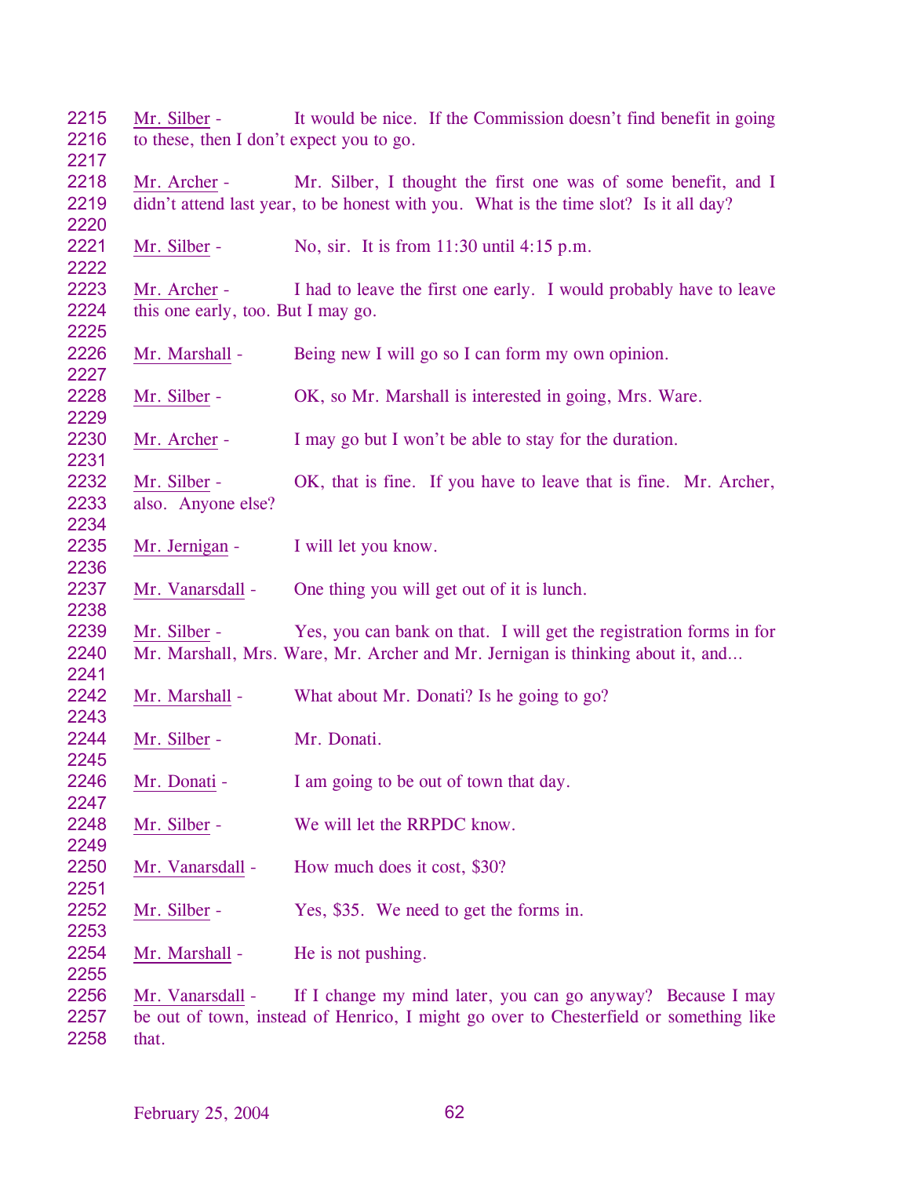2215 Mr. Silber - It would be nice. If the Commission doesn't find benefit in going
2216 to these, then I don't expect you to go.
2217
2218 Mr. Archer - Mr. Silber, I thought the first one was of some benefit, and I
2219 didn't attend last year, to be honest with you. What is the time slot? Is it all day?
2220
2221 Mr. Silber - No, sir. It is from 11:30 until 4:15 p.m.
2222
2223 Mr. Archer - I had to leave the first one early. I would probably have to leave
2224 this one early, too. But I may go.
2225
2226 Mr. Marshall - Being new I will go so I can form my own opinion.
2227
2228 Mr. Silber - OK, so Mr. Marshall is interested in going, Mrs. Ware.
2229
2230 Mr. Archer - I may go but I won't be able to stay for the duration.
2231
2232 Mr. Silber - OK, that is fine. If you have to leave that is fine. Mr. Archer,
2233 also. Anyone else?
2234
2235 Mr. Jernigan - I will let you know.
2236
2237 Mr. Vanarsdall - One thing you will get out of it is lunch.
2238
2239 Mr. Silber - Yes, you can bank on that. I will get the registration forms in for
2240 Mr. Marshall, Mrs. Ware, Mr. Archer and Mr. Jernigan is thinking about it, and…
2241
2242 Mr. Marshall - What about Mr. Donati? Is he going to go?
2243
2244 Mr. Silber - Mr. Donati.
2245
2246 Mr. Donati - I am going to be out of town that day.
2247
2248 Mr. Silber - We will let the RRPDC know.
2249
2250 Mr. Vanarsdall - How much does it cost, $30?
2251
2252 Mr. Silber - Yes, $35. We need to get the forms in.
2253
2254 Mr. Marshall - He is not pushing.
2255
2256 Mr. Vanarsdall - If I change my mind later, you can go anyway? Because I may
2257 be out of town, instead of Henrico, I might go over to Chesterfield or something like
2258 that.

February 25, 2004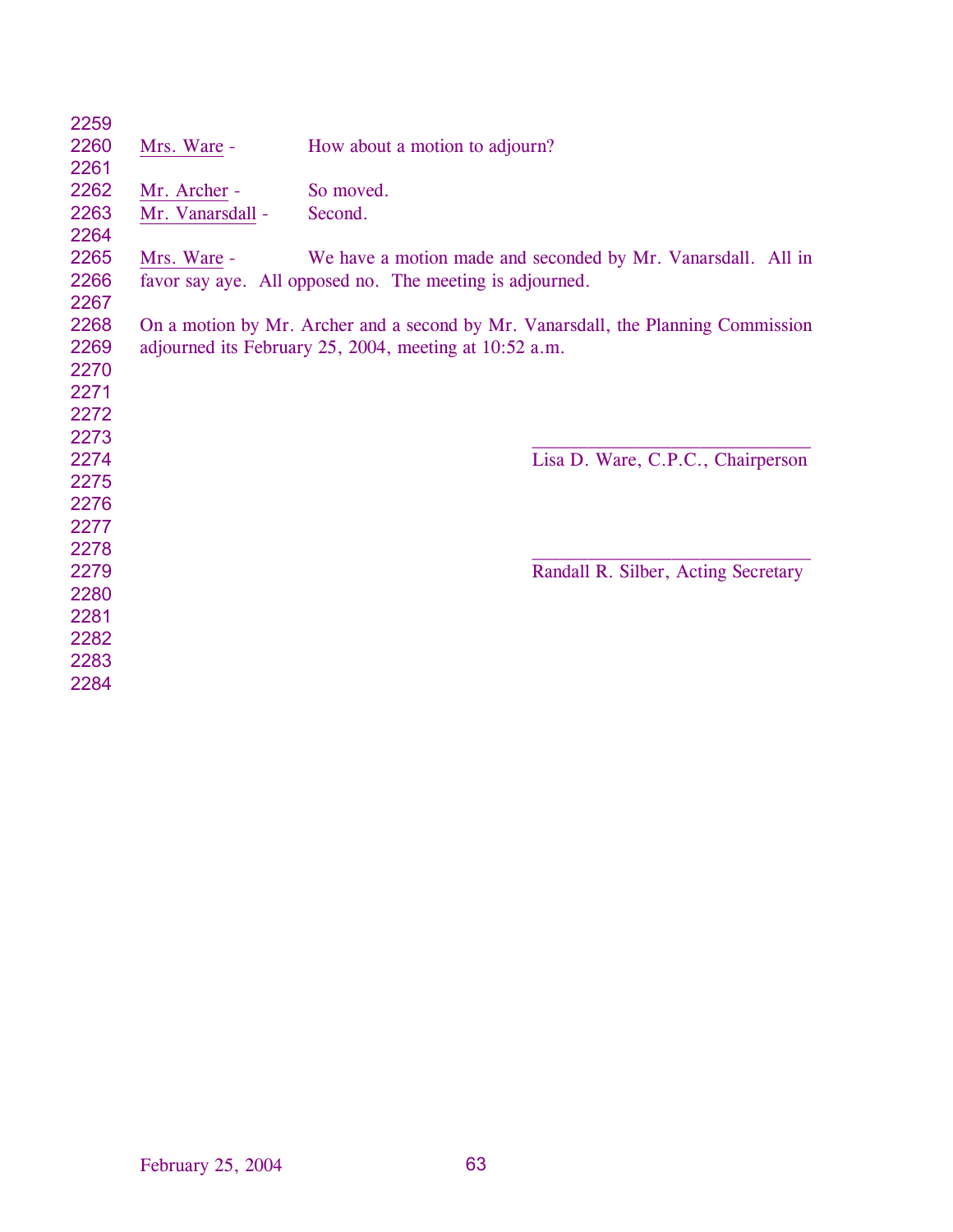Mrs. Ware - How about a motion to adjourn?

Mr. Archer - So moved.
Mr. Vanarsdall - Second.

Mrs. Ware - We have a motion made and seconded by Mr. Vanarsdall. All in favor say aye. All opposed no. The meeting is adjourned.

On a motion by Mr. Archer and a second by Mr. Vanarsdall, the Planning Commission adjourned its February 25, 2004, meeting at 10:52 a.m.

_____________________________
Lisa D. Ware, C.P.C., Chairperson

_____________________________
Randall R. Silber, Acting Secretary